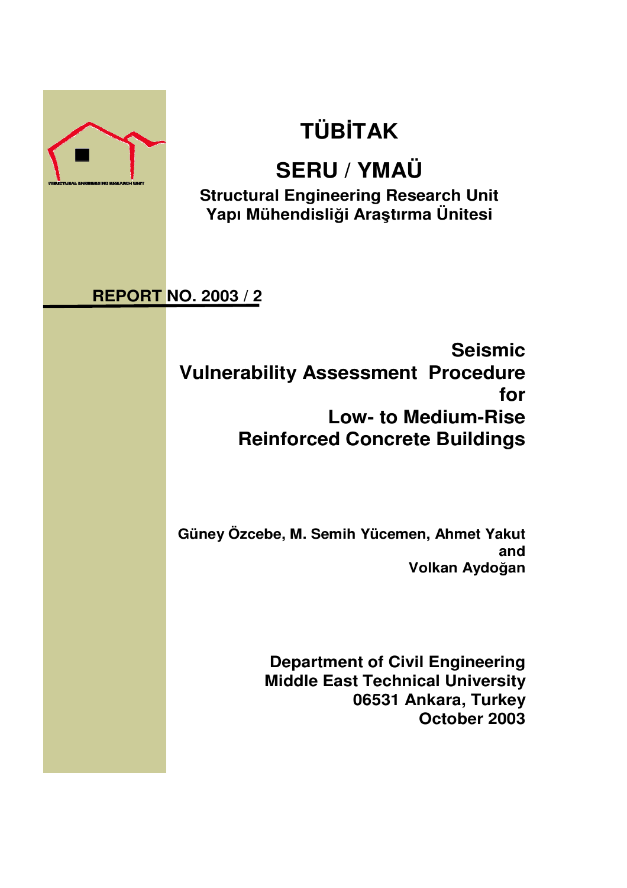# TÜBİTAK

# SERU / YMAÜ

**Structural Engineering Research Unit**
**Yapı Mühendisliği Araştırma Ünitesi**

**REPORT NO. 2003 / 2**

# Seismic Vulnerability Assessment Procedure for Low- to Medium-Rise Reinforced Concrete Buildings

**Güney Özcebe, M. Semih Yücemen, Ahmet Yakut and Volkan Aydoğan**

**Department of Civil Engineering**
**Middle East Technical University**
**06531 Ankara, Turkey**
**October 2003**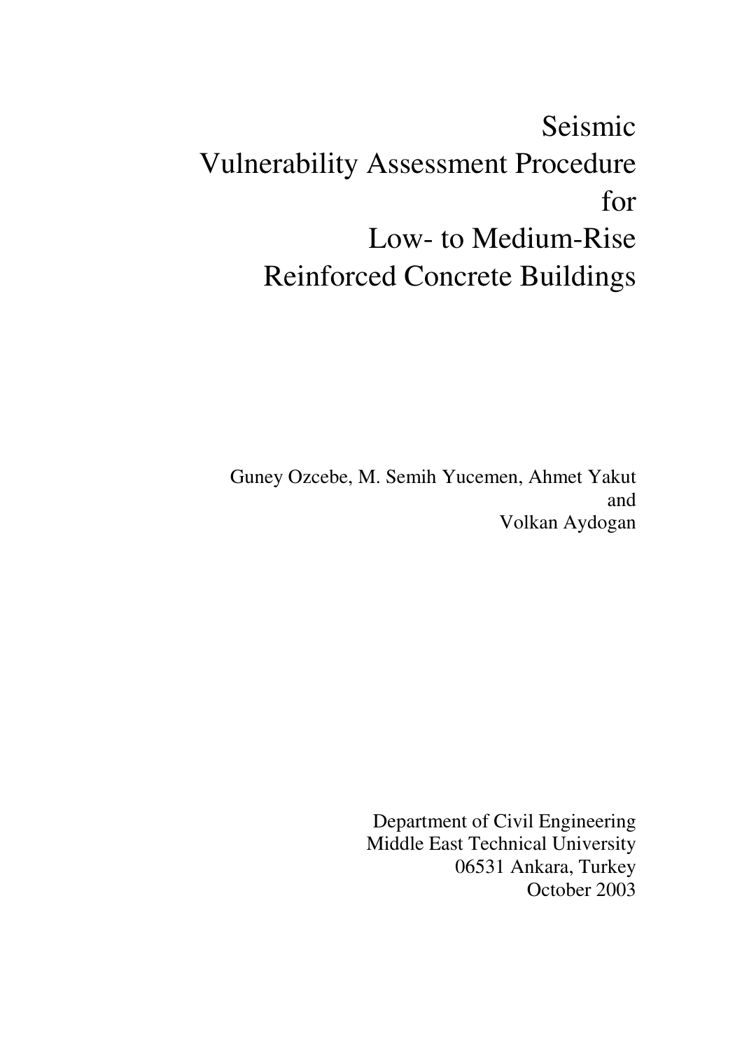# Seismic Vulnerability Assessment Procedure for Low- to Medium-Rise Reinforced Concrete Buildings

Guney Ozcebe, M. Semih Yucemen, Ahmet Yakut and Volkan Aydogan

Department of Civil Engineering
Middle East Technical University
06531 Ankara, Turkey
October 2003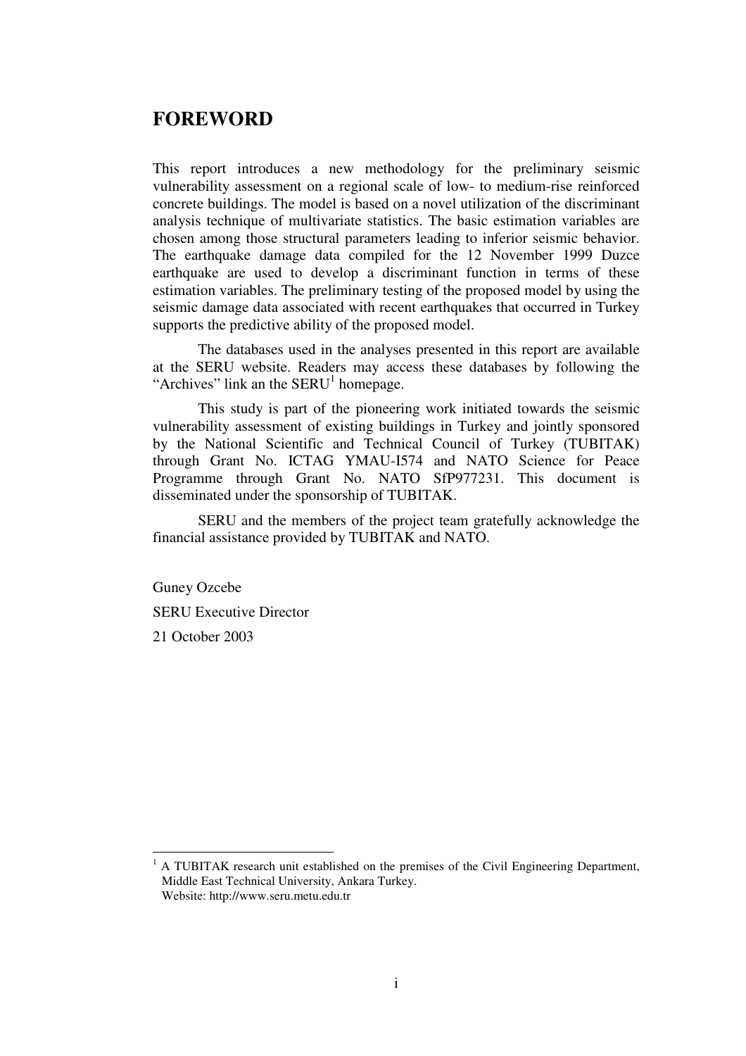# FOREWORD

This report introduces a new methodology for the preliminary seismic vulnerability assessment on a regional scale of low- to medium-rise reinforced concrete buildings. The model is based on a novel utilization of the discriminant analysis technique of multivariate statistics. The basic estimation variables are chosen among those structural parameters leading to inferior seismic behavior. The earthquake damage data compiled for the 12 November 1999 Duzce earthquake are used to develop a discriminant function in terms of these estimation variables. The preliminary testing of the proposed model by using the seismic damage data associated with recent earthquakes that occurred in Turkey supports the predictive ability of the proposed model.

The databases used in the analyses presented in this report are available at the SERU website. Readers may access these databases by following the "Archives" link an the SERU[1] homepage.

This study is part of the pioneering work initiated towards the seismic vulnerability assessment of existing buildings in Turkey and jointly sponsored by the National Scientific and Technical Council of Turkey (TUBITAK) through Grant No. ICTAG YMAU-I574 and NATO Science for Peace Programme through Grant No. NATO SfP977231. This document is disseminated under the sponsorship of TUBITAK.

SERU and the members of the project team gratefully acknowledge the financial assistance provided by TUBITAK and NATO.

Guney Ozcebe

SERU Executive Director

21 October 2003

[1] A TUBITAK research unit established on the premises of the Civil Engineering Department, Middle East Technical University, Ankara Turkey.
Website: http://www.seru.metu.edu.tr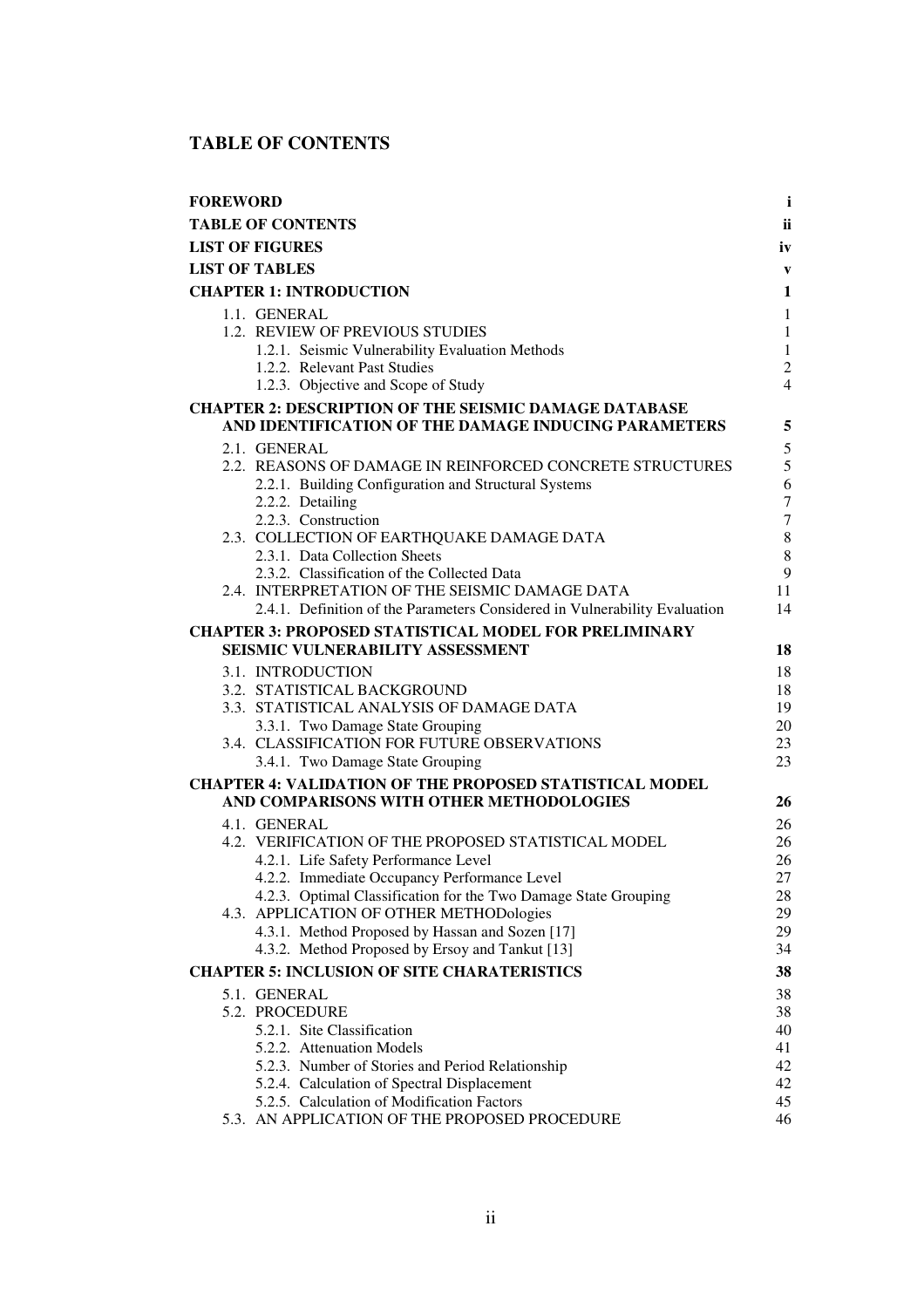# TABLE OF CONTENTS

| | |
|---|---|
| **FOREWORD** | **i** |
| **TABLE OF CONTENTS** | **ii** |
| **LIST OF FIGURES** | **iv** |
| **LIST OF TABLES** | **v** |
| **CHAPTER 1: INTRODUCTION** | **1** |
| 1.1. GENERAL | 1 |
| 1.2. REVIEW OF PREVIOUS STUDIES | 1 |
| 1.2.1. Seismic Vulnerability Evaluation Methods | 1 |
| 1.2.2. Relevant Past Studies | 2 |
| 1.2.3. Objective and Scope of Study | 4 |
| **CHAPTER 2: DESCRIPTION OF THE SEISMIC DAMAGE DATABASE AND IDENTIFICATION OF THE DAMAGE INDUCING PARAMETERS** | **5** |
| 2.1. GENERAL | 5 |
| 2.2. REASONS OF DAMAGE IN REINFORCED CONCRETE STRUCTURES | 5 |
| 2.2.1. Building Configuration and Structural Systems | 6 |
| 2.2.2. Detailing | 7 |
| 2.2.3. Construction | 7 |
| 2.3. COLLECTION OF EARTHQUAKE DAMAGE DATA | 8 |
| 2.3.1. Data Collection Sheets | 8 |
| 2.3.2. Classification of the Collected Data | 9 |
| 2.4. INTERPRETATION OF THE SEISMIC DAMAGE DATA | 11 |
| 2.4.1. Definition of the Parameters Considered in Vulnerability Evaluation | 14 |
| **CHAPTER 3: PROPOSED STATISTICAL MODEL FOR PRELIMINARY SEISMIC VULNERABILITY ASSESSMENT** | **18** |
| 3.1. INTRODUCTION | 18 |
| 3.2. STATISTICAL BACKGROUND | 18 |
| 3.3. STATISTICAL ANALYSIS OF DAMAGE DATA | 19 |
| 3.3.1. Two Damage State Grouping | 20 |
| 3.4. CLASSIFICATION FOR FUTURE OBSERVATIONS | 23 |
| 3.4.1. Two Damage State Grouping | 23 |
| **CHAPTER 4: VALIDATION OF THE PROPOSED STATISTICAL MODEL AND COMPARISONS WITH OTHER METHODOLOGIES** | **26** |
| 4.1. GENERAL | 26 |
| 4.2. VERIFICATION OF THE PROPOSED STATISTICAL MODEL | 26 |
| 4.2.1. Life Safety Performance Level | 26 |
| 4.2.2. Immediate Occupancy Performance Level | 27 |
| 4.2.3. Optimal Classification for the Two Damage State Grouping | 28 |
| 4.3. APPLICATION OF OTHER METHODologies | 29 |
| 4.3.1. Method Proposed by Hassan and Sozen [17] | 29 |
| 4.3.2. Method Proposed by Ersoy and Tankut [13] | 34 |
| **CHAPTER 5: INCLUSION OF SITE CHARATERISTICS** | **38** |
| 5.1. GENERAL | 38 |
| 5.2. PROCEDURE | 38 |
| 5.2.1. Site Classification | 40 |
| 5.2.2. Attenuation Models | 41 |
| 5.2.3. Number of Stories and Period Relationship | 42 |
| 5.2.4. Calculation of Spectral Displacement | 42 |
| 5.2.5. Calculation of Modification Factors | 45 |
| 5.3. AN APPLICATION OF THE PROPOSED PROCEDURE | 46 |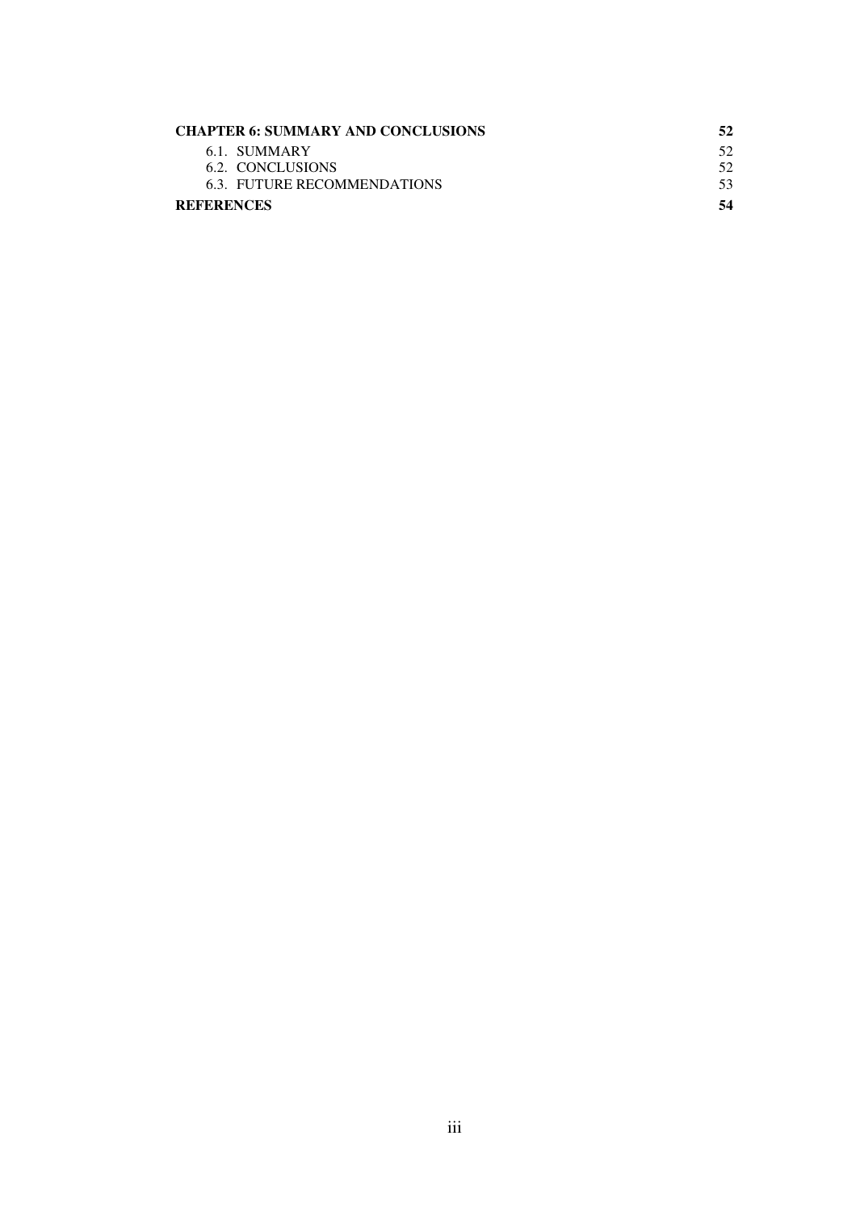**CHAPTER 6: SUMMARY AND CONCLUSIONS** **52**

6.1. SUMMARY 52

6.2. CONCLUSIONS 52

6.3. FUTURE RECOMMENDATIONS 53

**REFERENCES** **54**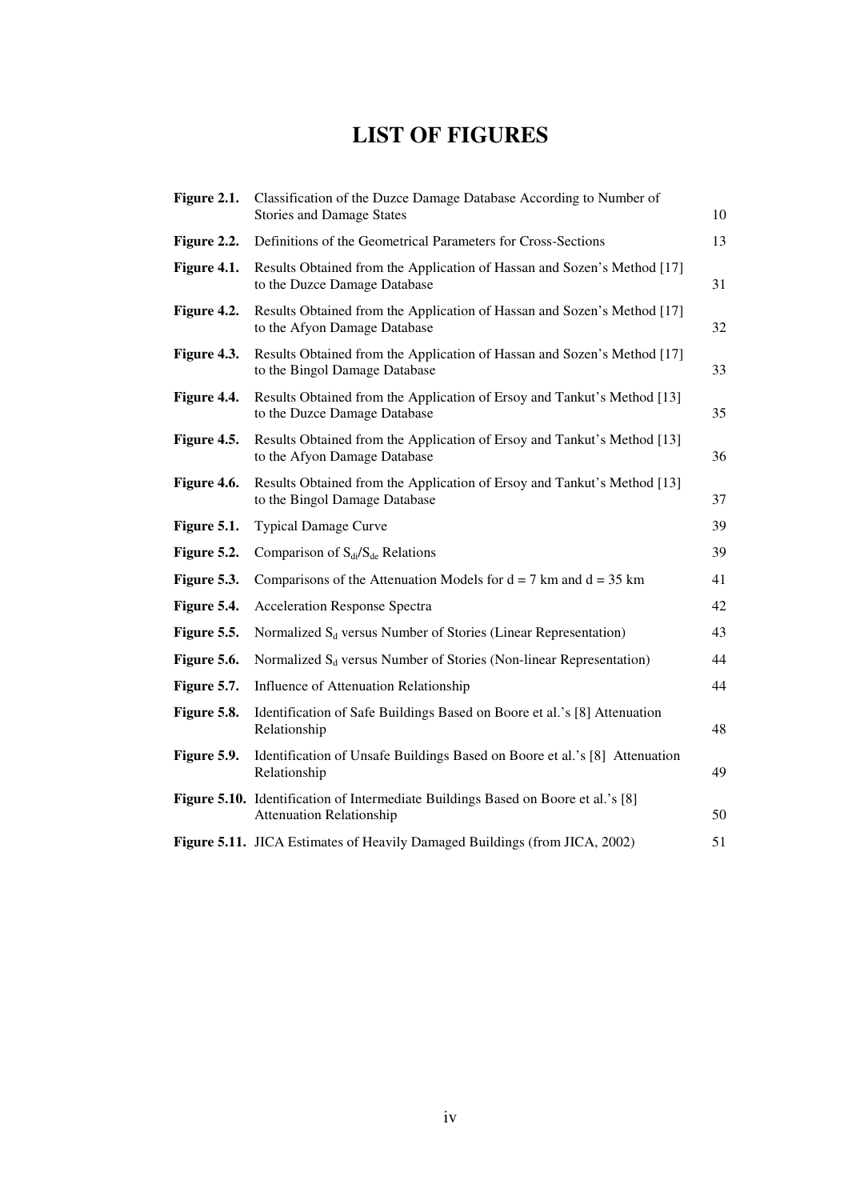# LIST OF FIGURES

| | | |
|---|---|---|
| **Figure 2.1.** | Classification of the Duzce Damage Database According to Number of Stories and Damage States | 10 |
| **Figure 2.2.** | Definitions of the Geometrical Parameters for Cross-Sections | 13 |
| **Figure 4.1.** | Results Obtained from the Application of Hassan and Sozen's Method [17] to the Duzce Damage Database | 31 |
| **Figure 4.2.** | Results Obtained from the Application of Hassan and Sozen's Method [17] to the Afyon Damage Database | 32 |
| **Figure 4.3.** | Results Obtained from the Application of Hassan and Sozen's Method [17] to the Bingol Damage Database | 33 |
| **Figure 4.4.** | Results Obtained from the Application of Ersoy and Tankut's Method [13] to the Duzce Damage Database | 35 |
| **Figure 4.5.** | Results Obtained from the Application of Ersoy and Tankut's Method [13] to the Afyon Damage Database | 36 |
| **Figure 4.6.** | Results Obtained from the Application of Ersoy and Tankut's Method [13] to the Bingol Damage Database | 37 |
| **Figure 5.1.** | Typical Damage Curve | 39 |
| **Figure 5.2.** | Comparison of $S_{di}/S_{de}$ Relations | 39 |
| **Figure 5.3.** | Comparisons of the Attenuation Models for d = 7 km and d = 35 km | 41 |
| **Figure 5.4.** | Acceleration Response Spectra | 42 |
| **Figure 5.5.** | Normalized $S_d$ versus Number of Stories (Linear Representation) | 43 |
| **Figure 5.6.** | Normalized $S_d$ versus Number of Stories (Non-linear Representation) | 44 |
| **Figure 5.7.** | Influence of Attenuation Relationship | 44 |
| **Figure 5.8.** | Identification of Safe Buildings Based on Boore et al.'s [8] Attenuation Relationship | 48 |
| **Figure 5.9.** | Identification of Unsafe Buildings Based on Boore et al.'s [8] Attenuation Relationship | 49 |
| **Figure 5.10.** | Identification of Intermediate Buildings Based on Boore et al.'s [8] Attenuation Relationship | 50 |
| **Figure 5.11.** | JICA Estimates of Heavily Damaged Buildings (from JICA, 2002) | 51 |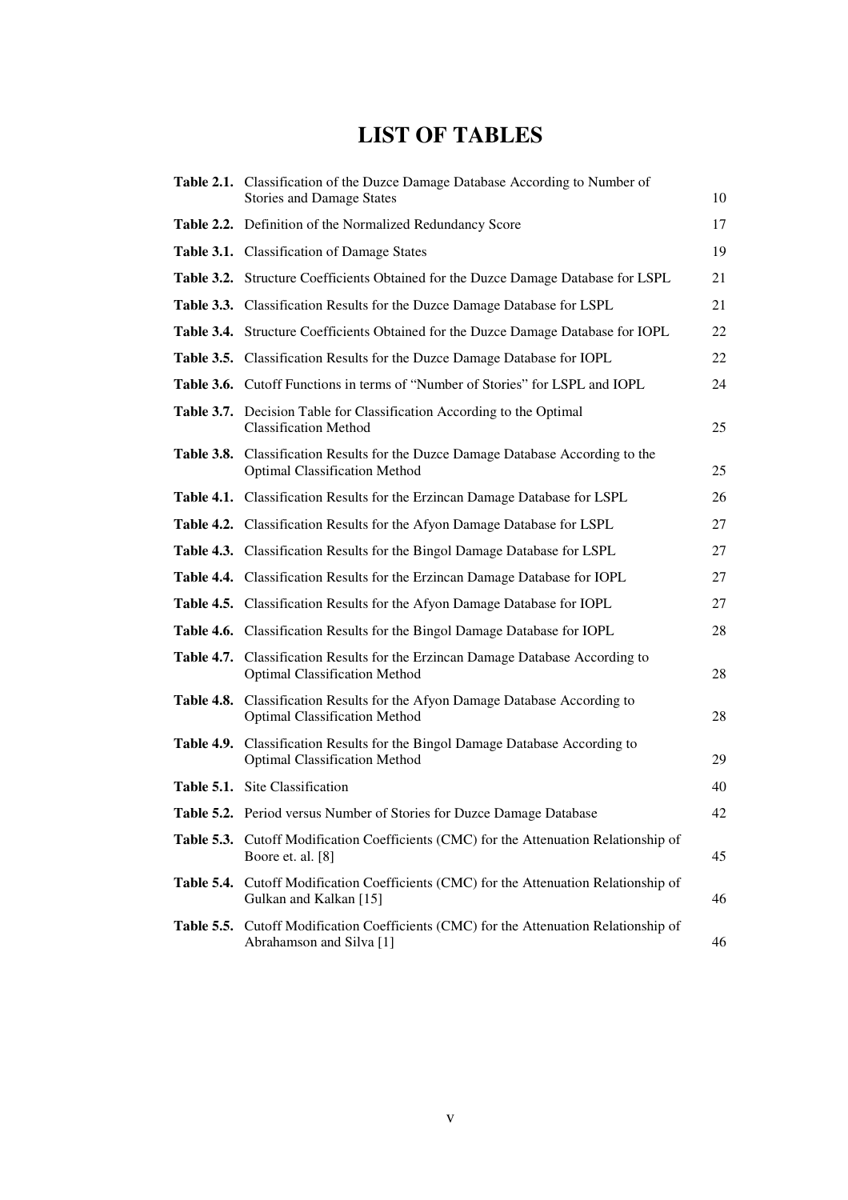# LIST OF TABLES

| | | |
|---|---|---|
| **Table 2.1.** | Classification of the Duzce Damage Database According to Number of Stories and Damage States | 10 |
| **Table 2.2.** | Definition of the Normalized Redundancy Score | 17 |
| **Table 3.1.** | Classification of Damage States | 19 |
| **Table 3.2.** | Structure Coefficients Obtained for the Duzce Damage Database for LSPL | 21 |
| **Table 3.3.** | Classification Results for the Duzce Damage Database for LSPL | 21 |
| **Table 3.4.** | Structure Coefficients Obtained for the Duzce Damage Database for IOPL | 22 |
| **Table 3.5.** | Classification Results for the Duzce Damage Database for IOPL | 22 |
| **Table 3.6.** | Cutoff Functions in terms of “Number of Stories” for LSPL and IOPL | 24 |
| **Table 3.7.** | Decision Table for Classification According to the Optimal Classification Method | 25 |
| **Table 3.8.** | Classification Results for the Duzce Damage Database According to the Optimal Classification Method | 25 |
| **Table 4.1.** | Classification Results for the Erzincan Damage Database for LSPL | 26 |
| **Table 4.2.** | Classification Results for the Afyon Damage Database for LSPL | 27 |
| **Table 4.3.** | Classification Results for the Bingol Damage Database for LSPL | 27 |
| **Table 4.4.** | Classification Results for the Erzincan Damage Database for IOPL | 27 |
| **Table 4.5.** | Classification Results for the Afyon Damage Database for IOPL | 27 |
| **Table 4.6.** | Classification Results for the Bingol Damage Database for IOPL | 28 |
| **Table 4.7.** | Classification Results for the Erzincan Damage Database According to Optimal Classification Method | 28 |
| **Table 4.8.** | Classification Results for the Afyon Damage Database According to Optimal Classification Method | 28 |
| **Table 4.9.** | Classification Results for the Bingol Damage Database According to Optimal Classification Method | 29 |
| **Table 5.1.** | Site Classification | 40 |
| **Table 5.2.** | Period versus Number of Stories for Duzce Damage Database | 42 |
| **Table 5.3.** | Cutoff Modification Coefficients (CMC) for the Attenuation Relationship of Boore et. al. [8] | 45 |
| **Table 5.4.** | Cutoff Modification Coefficients (CMC) for the Attenuation Relationship of Gulkan and Kalkan [15] | 46 |
| **Table 5.5.** | Cutoff Modification Coefficients (CMC) for the Attenuation Relationship of Abrahamson and Silva [1] | 46 |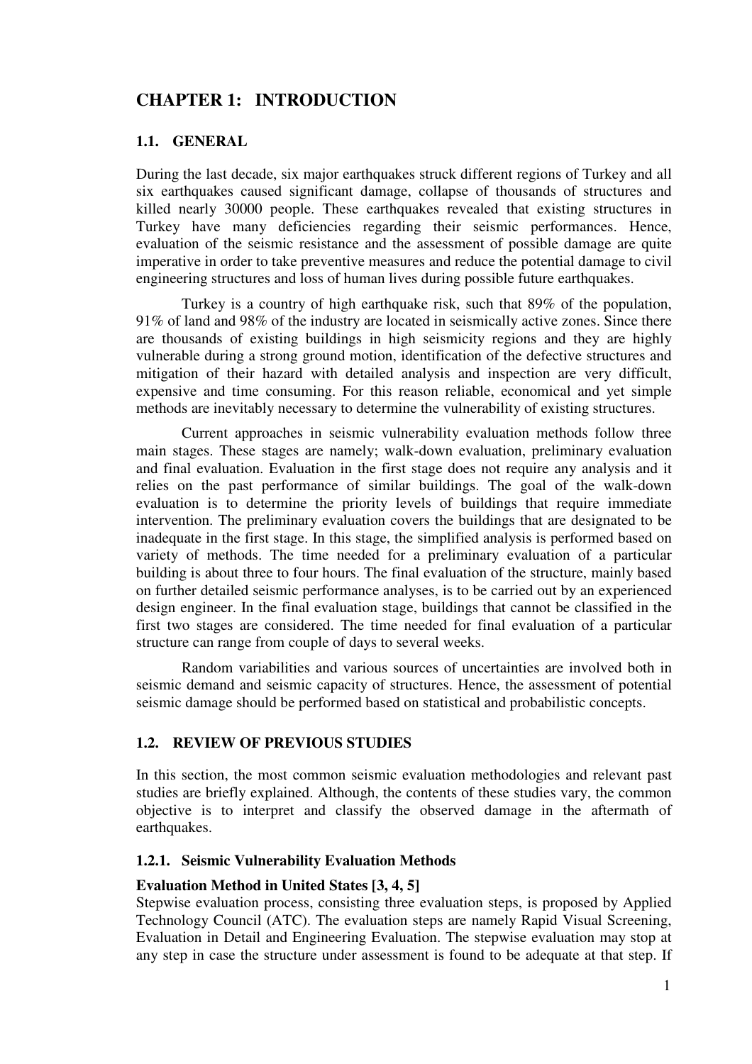# CHAPTER 1: INTRODUCTION

## 1.1. GENERAL

During the last decade, six major earthquakes struck different regions of Turkey and all six earthquakes caused significant damage, collapse of thousands of structures and killed nearly 30000 people. These earthquakes revealed that existing structures in Turkey have many deficiencies regarding their seismic performances. Hence, evaluation of the seismic resistance and the assessment of possible damage are quite imperative in order to take preventive measures and reduce the potential damage to civil engineering structures and loss of human lives during possible future earthquakes.

Turkey is a country of high earthquake risk, such that 89% of the population, 91% of land and 98% of the industry are located in seismically active zones. Since there are thousands of existing buildings in high seismicity regions and they are highly vulnerable during a strong ground motion, identification of the defective structures and mitigation of their hazard with detailed analysis and inspection are very difficult, expensive and time consuming. For this reason reliable, economical and yet simple methods are inevitably necessary to determine the vulnerability of existing structures.

Current approaches in seismic vulnerability evaluation methods follow three main stages. These stages are namely; walk-down evaluation, preliminary evaluation and final evaluation. Evaluation in the first stage does not require any analysis and it relies on the past performance of similar buildings. The goal of the walk-down evaluation is to determine the priority levels of buildings that require immediate intervention. The preliminary evaluation covers the buildings that are designated to be inadequate in the first stage. In this stage, the simplified analysis is performed based on variety of methods. The time needed for a preliminary evaluation of a particular building is about three to four hours. The final evaluation of the structure, mainly based on further detailed seismic performance analyses, is to be carried out by an experienced design engineer. In the final evaluation stage, buildings that cannot be classified in the first two stages are considered. The time needed for final evaluation of a particular structure can range from couple of days to several weeks.

Random variabilities and various sources of uncertainties are involved both in seismic demand and seismic capacity of structures. Hence, the assessment of potential seismic damage should be performed based on statistical and probabilistic concepts.

## 1.2. REVIEW OF PREVIOUS STUDIES

In this section, the most common seismic evaluation methodologies and relevant past studies are briefly explained. Although, the contents of these studies vary, the common objective is to interpret and classify the observed damage in the aftermath of earthquakes.

### 1.2.1. Seismic Vulnerability Evaluation Methods

**Evaluation Method in United States [3, 4, 5]**

Stepwise evaluation process, consisting three evaluation steps, is proposed by Applied Technology Council (ATC). The evaluation steps are namely Rapid Visual Screening, Evaluation in Detail and Engineering Evaluation. The stepwise evaluation may stop at any step in case the structure under assessment is found to be adequate at that step. If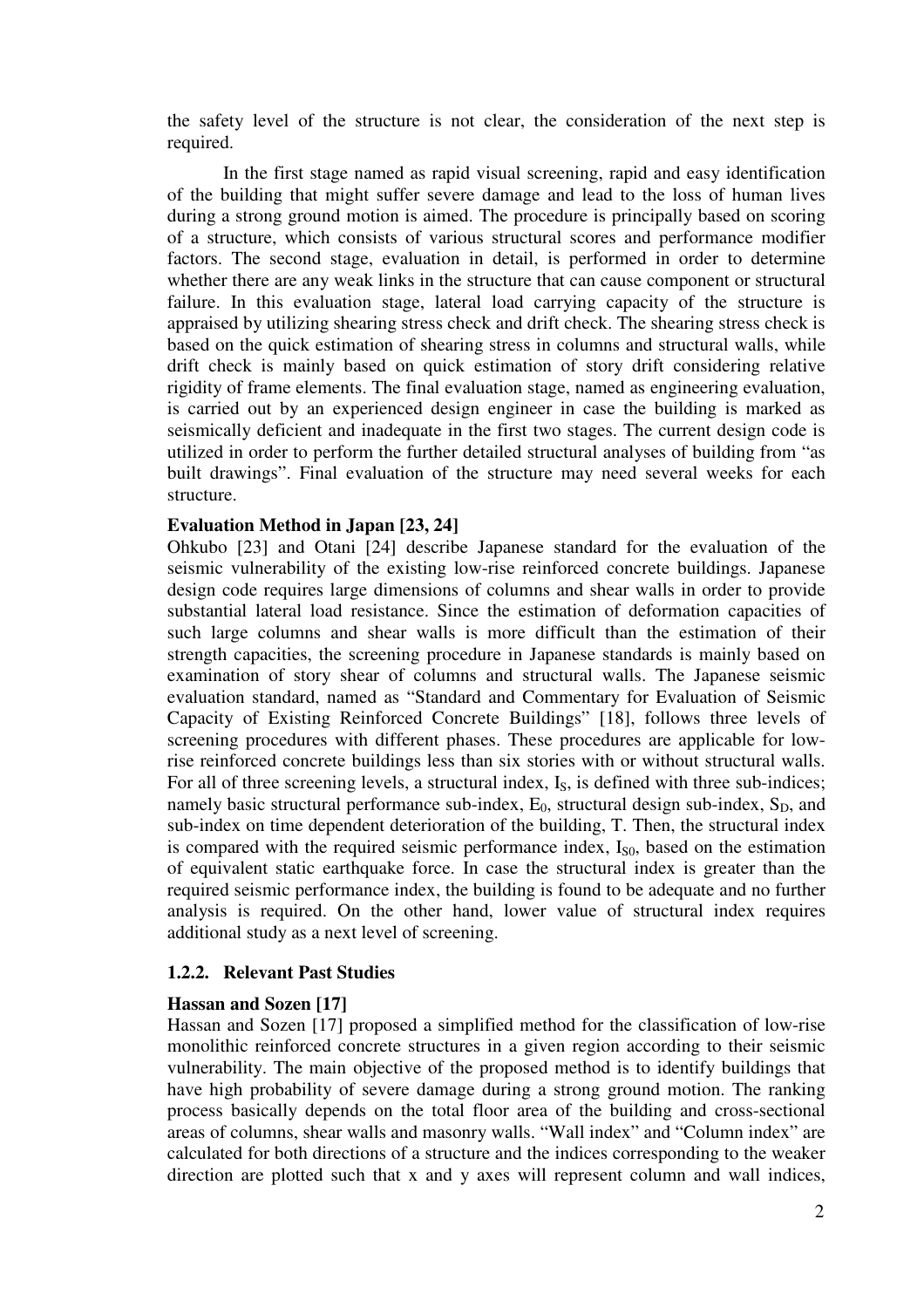the safety level of the structure is not clear, the consideration of the next step is required.

In the first stage named as rapid visual screening, rapid and easy identification of the building that might suffer severe damage and lead to the loss of human lives during a strong ground motion is aimed. The procedure is principally based on scoring of a structure, which consists of various structural scores and performance modifier factors. The second stage, evaluation in detail, is performed in order to determine whether there are any weak links in the structure that can cause component or structural failure. In this evaluation stage, lateral load carrying capacity of the structure is appraised by utilizing shearing stress check and drift check. The shearing stress check is based on the quick estimation of shearing stress in columns and structural walls, while drift check is mainly based on quick estimation of story drift considering relative rigidity of frame elements. The final evaluation stage, named as engineering evaluation, is carried out by an experienced design engineer in case the building is marked as seismically deficient and inadequate in the first two stages. The current design code is utilized in order to perform the further detailed structural analyses of building from "as built drawings". Final evaluation of the structure may need several weeks for each structure.

**Evaluation Method in Japan [23, 24]**

Ohkubo [23] and Otani [24] describe Japanese standard for the evaluation of the seismic vulnerability of the existing low-rise reinforced concrete buildings. Japanese design code requires large dimensions of columns and shear walls in order to provide substantial lateral load resistance. Since the estimation of deformation capacities of such large columns and shear walls is more difficult than the estimation of their strength capacities, the screening procedure in Japanese standards is mainly based on examination of story shear of columns and structural walls. The Japanese seismic evaluation standard, named as "Standard and Commentary for Evaluation of Seismic Capacity of Existing Reinforced Concrete Buildings" [18], follows three levels of screening procedures with different phases. These procedures are applicable for low-rise reinforced concrete buildings less than six stories with or without structural walls. For all of three screening levels, a structural index, $I_S$, is defined with three sub-indices; namely basic structural performance sub-index, $E_0$, structural design sub-index, $S_D$, and sub-index on time dependent deterioration of the building, T. Then, the structural index is compared with the required seismic performance index, $I_{S0}$, based on the estimation of equivalent static earthquake force. In case the structural index is greater than the required seismic performance index, the building is found to be adequate and no further analysis is required. On the other hand, lower value of structural index requires additional study as a next level of screening.

### 1.2.2. Relevant Past Studies

**Hassan and Sozen [17]**

Hassan and Sozen [17] proposed a simplified method for the classification of low-rise monolithic reinforced concrete structures in a given region according to their seismic vulnerability. The main objective of the proposed method is to identify buildings that have high probability of severe damage during a strong ground motion. The ranking process basically depends on the total floor area of the building and cross-sectional areas of columns, shear walls and masonry walls. "Wall index" and "Column index" are calculated for both directions of a structure and the indices corresponding to the weaker direction are plotted such that x and y axes will represent column and wall indices,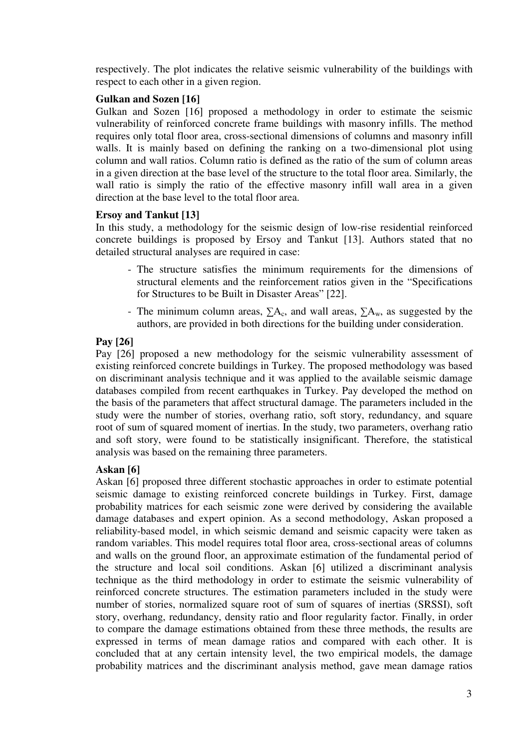respectively. The plot indicates the relative seismic vulnerability of the buildings with respect to each other in a given region.

**Gulkan and Sozen [16]**

Gulkan and Sozen [16] proposed a methodology in order to estimate the seismic vulnerability of reinforced concrete frame buildings with masonry infills. The method requires only total floor area, cross-sectional dimensions of columns and masonry infill walls. It is mainly based on defining the ranking on a two-dimensional plot using column and wall ratios. Column ratio is defined as the ratio of the sum of column areas in a given direction at the base level of the structure to the total floor area. Similarly, the wall ratio is simply the ratio of the effective masonry infill wall area in a given direction at the base level to the total floor area.

**Ersoy and Tankut [13]**

In this study, a methodology for the seismic design of low-rise residential reinforced concrete buildings is proposed by Ersoy and Tankut [13]. Authors stated that no detailed structural analyses are required in case:

- The structure satisfies the minimum requirements for the dimensions of structural elements and the reinforcement ratios given in the "Specifications for Structures to be Built in Disaster Areas" [22].
- The minimum column areas, $\sum A_c$, and wall areas, $\sum A_w$, as suggested by the authors, are provided in both directions for the building under consideration.

**Pay [26]**

Pay [26] proposed a new methodology for the seismic vulnerability assessment of existing reinforced concrete buildings in Turkey. The proposed methodology was based on discriminant analysis technique and it was applied to the available seismic damage databases compiled from recent earthquakes in Turkey. Pay developed the method on the basis of the parameters that affect structural damage. The parameters included in the study were the number of stories, overhang ratio, soft story, redundancy, and square root of sum of squared moment of inertias. In the study, two parameters, overhang ratio and soft story, were found to be statistically insignificant. Therefore, the statistical analysis was based on the remaining three parameters.

**Askan [6]**

Askan [6] proposed three different stochastic approaches in order to estimate potential seismic damage to existing reinforced concrete buildings in Turkey. First, damage probability matrices for each seismic zone were derived by considering the available damage databases and expert opinion. As a second methodology, Askan proposed a reliability-based model, in which seismic demand and seismic capacity were taken as random variables. This model requires total floor area, cross-sectional areas of columns and walls on the ground floor, an approximate estimation of the fundamental period of the structure and local soil conditions. Askan [6] utilized a discriminant analysis technique as the third methodology in order to estimate the seismic vulnerability of reinforced concrete structures. The estimation parameters included in the study were number of stories, normalized square root of sum of squares of inertias (SRSSI), soft story, overhang, redundancy, density ratio and floor regularity factor. Finally, in order to compare the damage estimations obtained from these three methods, the results are expressed in terms of mean damage ratios and compared with each other. It is concluded that at any certain intensity level, the two empirical models, the damage probability matrices and the discriminant analysis method, gave mean damage ratios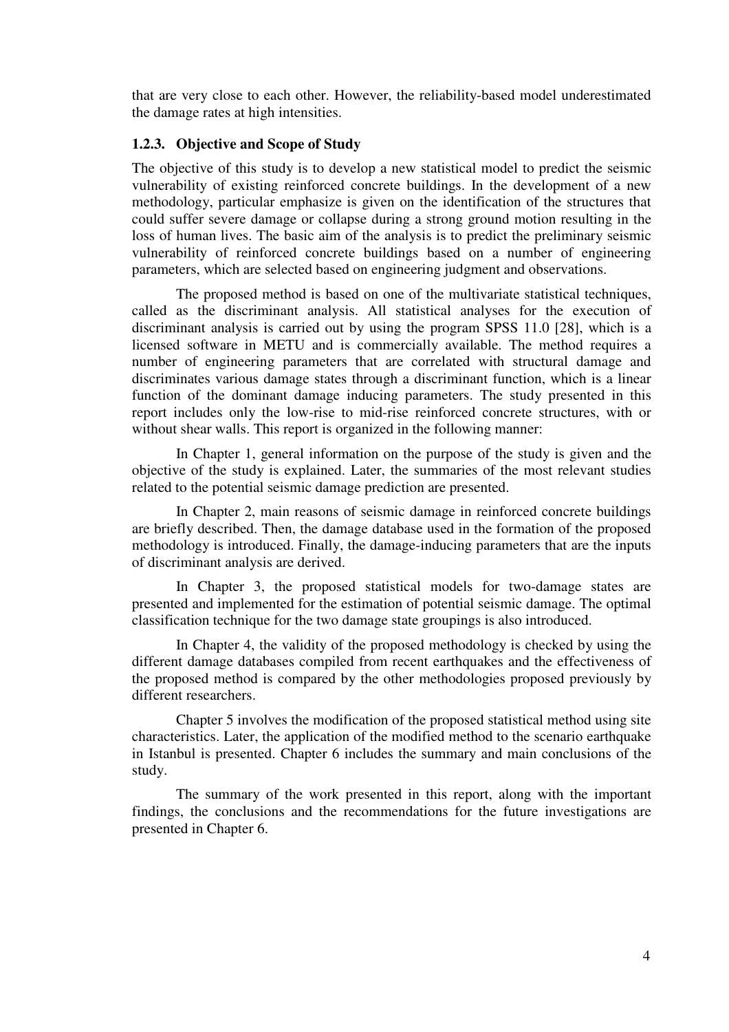that are very close to each other. However, the reliability-based model underestimated the damage rates at high intensities.

### 1.2.3. Objective and Scope of Study

The objective of this study is to develop a new statistical model to predict the seismic vulnerability of existing reinforced concrete buildings. In the development of a new methodology, particular emphasize is given on the identification of the structures that could suffer severe damage or collapse during a strong ground motion resulting in the loss of human lives. The basic aim of the analysis is to predict the preliminary seismic vulnerability of reinforced concrete buildings based on a number of engineering parameters, which are selected based on engineering judgment and observations.

The proposed method is based on one of the multivariate statistical techniques, called as the discriminant analysis. All statistical analyses for the execution of discriminant analysis is carried out by using the program SPSS 11.0 [28], which is a licensed software in METU and is commercially available. The method requires a number of engineering parameters that are correlated with structural damage and discriminates various damage states through a discriminant function, which is a linear function of the dominant damage inducing parameters. The study presented in this report includes only the low-rise to mid-rise reinforced concrete structures, with or without shear walls. This report is organized in the following manner:

In Chapter 1, general information on the purpose of the study is given and the objective of the study is explained. Later, the summaries of the most relevant studies related to the potential seismic damage prediction are presented.

In Chapter 2, main reasons of seismic damage in reinforced concrete buildings are briefly described. Then, the damage database used in the formation of the proposed methodology is introduced. Finally, the damage-inducing parameters that are the inputs of discriminant analysis are derived.

In Chapter 3, the proposed statistical models for two-damage states are presented and implemented for the estimation of potential seismic damage. The optimal classification technique for the two damage state groupings is also introduced.

In Chapter 4, the validity of the proposed methodology is checked by using the different damage databases compiled from recent earthquakes and the effectiveness of the proposed method is compared by the other methodologies proposed previously by different researchers.

Chapter 5 involves the modification of the proposed statistical method using site characteristics. Later, the application of the modified method to the scenario earthquake in Istanbul is presented. Chapter 6 includes the summary and main conclusions of the study.

The summary of the work presented in this report, along with the important findings, the conclusions and the recommendations for the future investigations are presented in Chapter 6.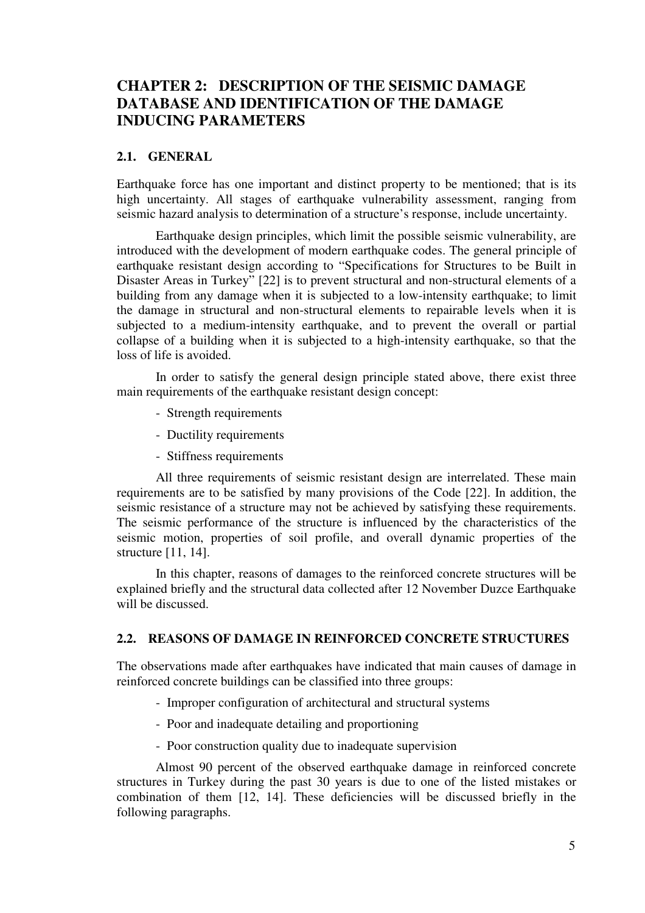# CHAPTER 2: DESCRIPTION OF THE SEISMIC DAMAGE DATABASE AND IDENTIFICATION OF THE DAMAGE INDUCING PARAMETERS

## 2.1. GENERAL

Earthquake force has one important and distinct property to be mentioned; that is its high uncertainty. All stages of earthquake vulnerability assessment, ranging from seismic hazard analysis to determination of a structure's response, include uncertainty.

Earthquake design principles, which limit the possible seismic vulnerability, are introduced with the development of modern earthquake codes. The general principle of earthquake resistant design according to "Specifications for Structures to be Built in Disaster Areas in Turkey" [22] is to prevent structural and non-structural elements of a building from any damage when it is subjected to a low-intensity earthquake; to limit the damage in structural and non-structural elements to repairable levels when it is subjected to a medium-intensity earthquake, and to prevent the overall or partial collapse of a building when it is subjected to a high-intensity earthquake, so that the loss of life is avoided.

In order to satisfy the general design principle stated above, there exist three main requirements of the earthquake resistant design concept:

- Strength requirements
- Ductility requirements
- Stiffness requirements

All three requirements of seismic resistant design are interrelated. These main requirements are to be satisfied by many provisions of the Code [22]. In addition, the seismic resistance of a structure may not be achieved by satisfying these requirements. The seismic performance of the structure is influenced by the characteristics of the seismic motion, properties of soil profile, and overall dynamic properties of the structure [11, 14].

In this chapter, reasons of damages to the reinforced concrete structures will be explained briefly and the structural data collected after 12 November Duzce Earthquake will be discussed.

## 2.2. REASONS OF DAMAGE IN REINFORCED CONCRETE STRUCTURES

The observations made after earthquakes have indicated that main causes of damage in reinforced concrete buildings can be classified into three groups:

- Improper configuration of architectural and structural systems
- Poor and inadequate detailing and proportioning
- Poor construction quality due to inadequate supervision

Almost 90 percent of the observed earthquake damage in reinforced concrete structures in Turkey during the past 30 years is due to one of the listed mistakes or combination of them [12, 14]. These deficiencies will be discussed briefly in the following paragraphs.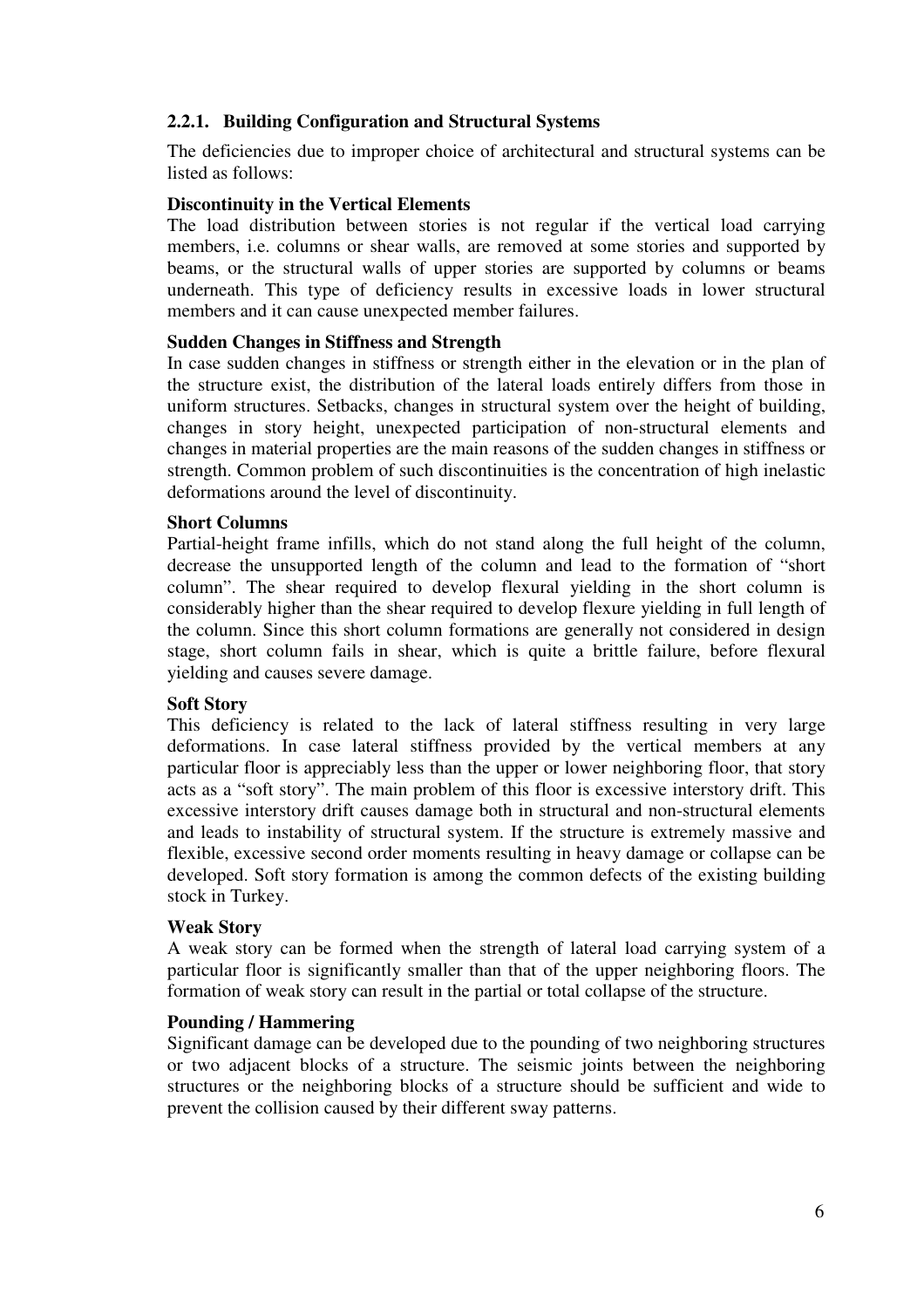### 2.2.1. Building Configuration and Structural Systems

The deficiencies due to improper choice of architectural and structural systems can be listed as follows:

**Discontinuity in the Vertical Elements**

The load distribution between stories is not regular if the vertical load carrying members, i.e. columns or shear walls, are removed at some stories and supported by beams, or the structural walls of upper stories are supported by columns or beams underneath. This type of deficiency results in excessive loads in lower structural members and it can cause unexpected member failures.

**Sudden Changes in Stiffness and Strength**

In case sudden changes in stiffness or strength either in the elevation or in the plan of the structure exist, the distribution of the lateral loads entirely differs from those in uniform structures. Setbacks, changes in structural system over the height of building, changes in story height, unexpected participation of non-structural elements and changes in material properties are the main reasons of the sudden changes in stiffness or strength. Common problem of such discontinuities is the concentration of high inelastic deformations around the level of discontinuity.

**Short Columns**

Partial-height frame infills, which do not stand along the full height of the column, decrease the unsupported length of the column and lead to the formation of "short column". The shear required to develop flexural yielding in the short column is considerably higher than the shear required to develop flexure yielding in full length of the column. Since this short column formations are generally not considered in design stage, short column fails in shear, which is quite a brittle failure, before flexural yielding and causes severe damage.

**Soft Story**

This deficiency is related to the lack of lateral stiffness resulting in very large deformations. In case lateral stiffness provided by the vertical members at any particular floor is appreciably less than the upper or lower neighboring floor, that story acts as a "soft story". The main problem of this floor is excessive interstory drift. This excessive interstory drift causes damage both in structural and non-structural elements and leads to instability of structural system. If the structure is extremely massive and flexible, excessive second order moments resulting in heavy damage or collapse can be developed. Soft story formation is among the common defects of the existing building stock in Turkey.

**Weak Story**

A weak story can be formed when the strength of lateral load carrying system of a particular floor is significantly smaller than that of the upper neighboring floors. The formation of weak story can result in the partial or total collapse of the structure.

**Pounding / Hammering**

Significant damage can be developed due to the pounding of two neighboring structures or two adjacent blocks of a structure. The seismic joints between the neighboring structures or the neighboring blocks of a structure should be sufficient and wide to prevent the collision caused by their different sway patterns.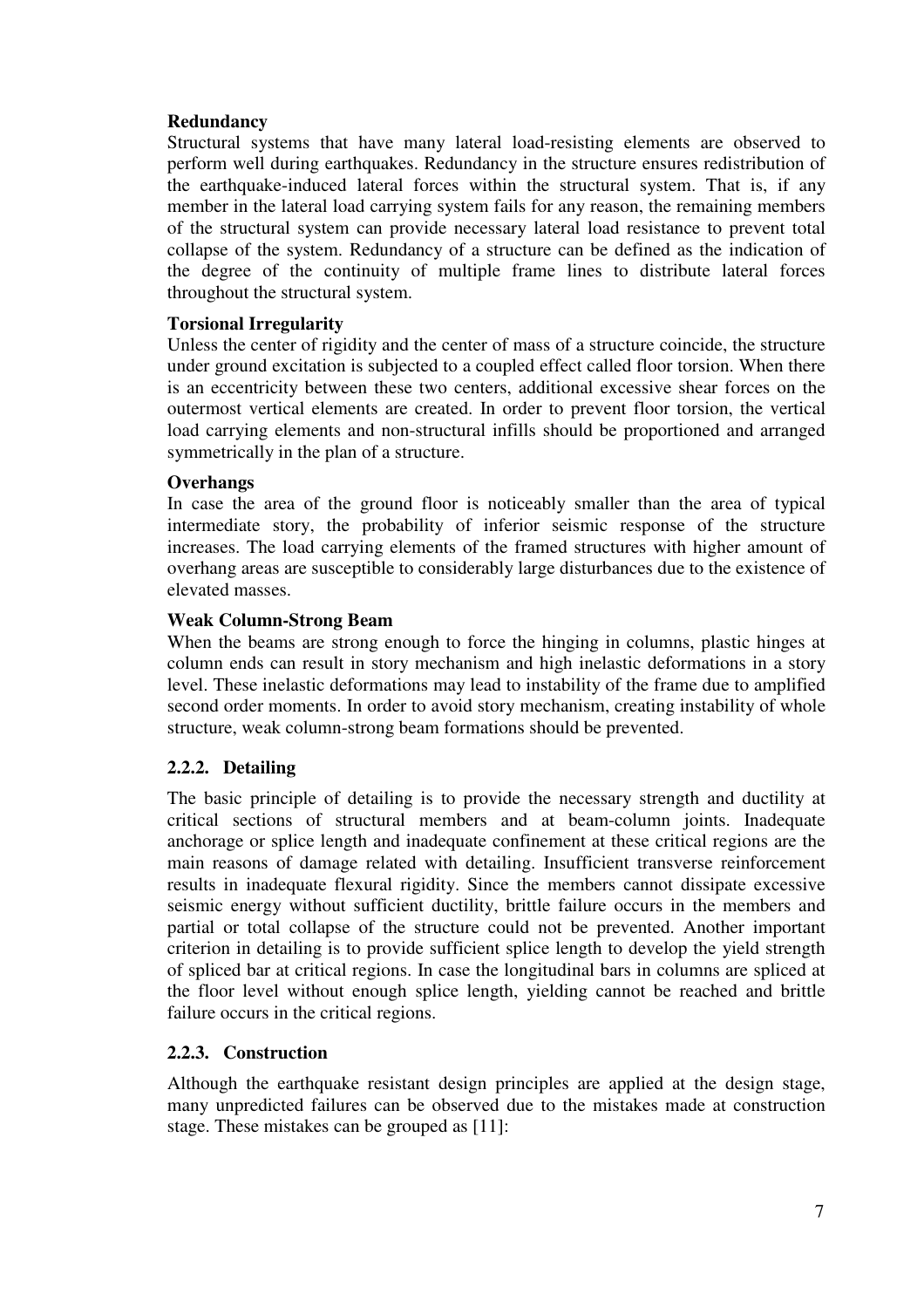**Redundancy**

Structural systems that have many lateral load-resisting elements are observed to perform well during earthquakes. Redundancy in the structure ensures redistribution of the earthquake-induced lateral forces within the structural system. That is, if any member in the lateral load carrying system fails for any reason, the remaining members of the structural system can provide necessary lateral load resistance to prevent total collapse of the system. Redundancy of a structure can be defined as the indication of the degree of the continuity of multiple frame lines to distribute lateral forces throughout the structural system.

**Torsional Irregularity**

Unless the center of rigidity and the center of mass of a structure coincide, the structure under ground excitation is subjected to a coupled effect called floor torsion. When there is an eccentricity between these two centers, additional excessive shear forces on the outermost vertical elements are created. In order to prevent floor torsion, the vertical load carrying elements and non-structural infills should be proportioned and arranged symmetrically in the plan of a structure.

**Overhangs**

In case the area of the ground floor is noticeably smaller than the area of typical intermediate story, the probability of inferior seismic response of the structure increases. The load carrying elements of the framed structures with higher amount of overhang areas are susceptible to considerably large disturbances due to the existence of elevated masses.

**Weak Column-Strong Beam**

When the beams are strong enough to force the hinging in columns, plastic hinges at column ends can result in story mechanism and high inelastic deformations in a story level. These inelastic deformations may lead to instability of the frame due to amplified second order moments. In order to avoid story mechanism, creating instability of whole structure, weak column-strong beam formations should be prevented.

### 2.2.2. Detailing

The basic principle of detailing is to provide the necessary strength and ductility at critical sections of structural members and at beam-column joints. Inadequate anchorage or splice length and inadequate confinement at these critical regions are the main reasons of damage related with detailing. Insufficient transverse reinforcement results in inadequate flexural rigidity. Since the members cannot dissipate excessive seismic energy without sufficient ductility, brittle failure occurs in the members and partial or total collapse of the structure could not be prevented. Another important criterion in detailing is to provide sufficient splice length to develop the yield strength of spliced bar at critical regions. In case the longitudinal bars in columns are spliced at the floor level without enough splice length, yielding cannot be reached and brittle failure occurs in the critical regions.

### 2.2.3. Construction

Although the earthquake resistant design principles are applied at the design stage, many unpredicted failures can be observed due to the mistakes made at construction stage. These mistakes can be grouped as [11]: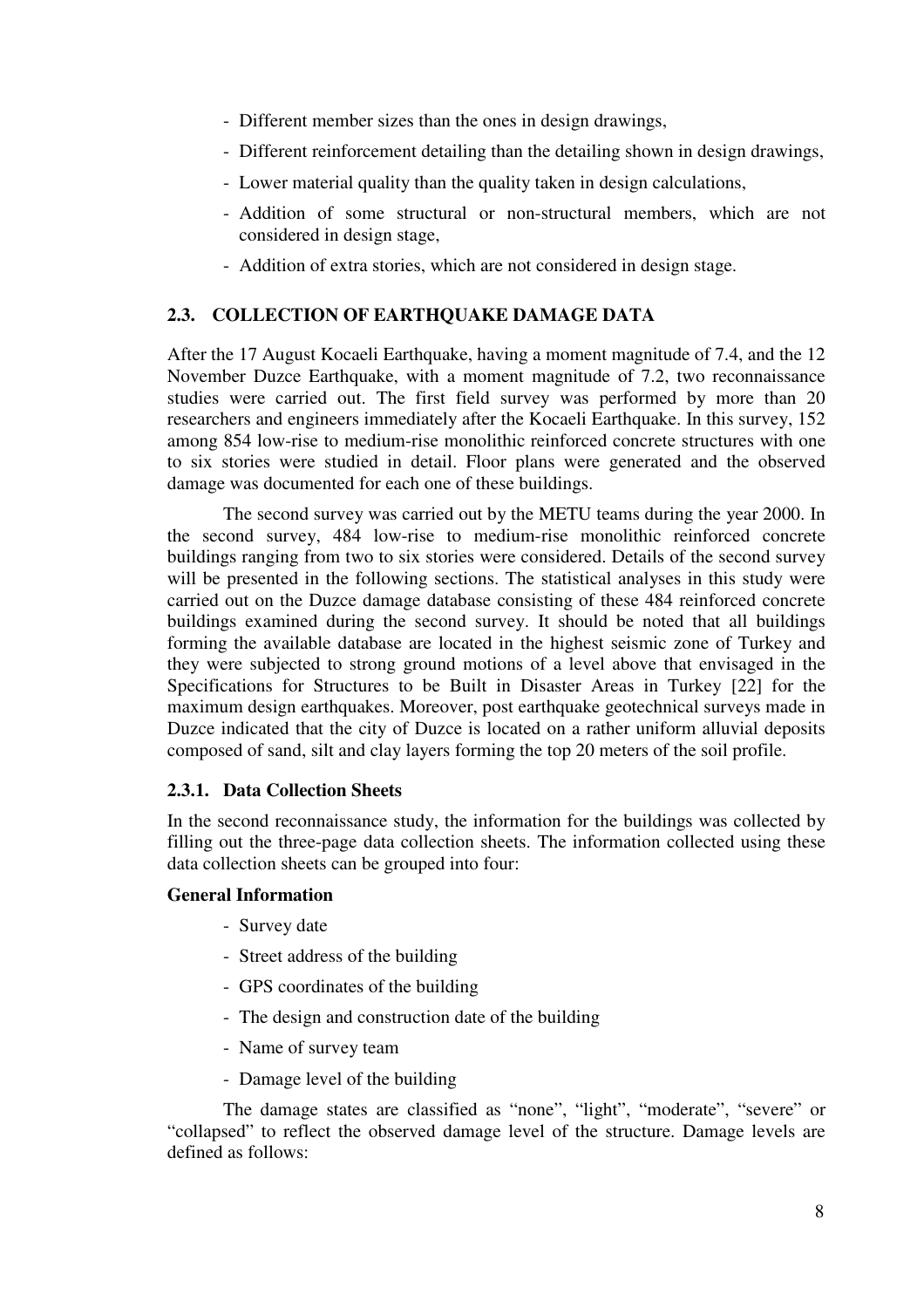- Different member sizes than the ones in design drawings,
- Different reinforcement detailing than the detailing shown in design drawings,
- Lower material quality than the quality taken in design calculations,
- Addition of some structural or non-structural members, which are not considered in design stage,
- Addition of extra stories, which are not considered in design stage.

### 2.3. COLLECTION OF EARTHQUAKE DAMAGE DATA

After the 17 August Kocaeli Earthquake, having a moment magnitude of 7.4, and the 12 November Duzce Earthquake, with a moment magnitude of 7.2, two reconnaissance studies were carried out. The first field survey was performed by more than 20 researchers and engineers immediately after the Kocaeli Earthquake. In this survey, 152 among 854 low-rise to medium-rise monolithic reinforced concrete structures with one to six stories were studied in detail. Floor plans were generated and the observed damage was documented for each one of these buildings.

The second survey was carried out by the METU teams during the year 2000. In the second survey, 484 low-rise to medium-rise monolithic reinforced concrete buildings ranging from two to six stories were considered. Details of the second survey will be presented in the following sections. The statistical analyses in this study were carried out on the Duzce damage database consisting of these 484 reinforced concrete buildings examined during the second survey. It should be noted that all buildings forming the available database are located in the highest seismic zone of Turkey and they were subjected to strong ground motions of a level above that envisaged in the Specifications for Structures to be Built in Disaster Areas in Turkey [22] for the maximum design earthquakes. Moreover, post earthquake geotechnical surveys made in Duzce indicated that the city of Duzce is located on a rather uniform alluvial deposits composed of sand, silt and clay layers forming the top 20 meters of the soil profile.

#### 2.3.1. Data Collection Sheets

In the second reconnaissance study, the information for the buildings was collected by filling out the three-page data collection sheets. The information collected using these data collection sheets can be grouped into four:

**General Information**

- Survey date
- Street address of the building
- GPS coordinates of the building
- The design and construction date of the building
- Name of survey team
- Damage level of the building

The damage states are classified as "none", "light", "moderate", "severe" or "collapsed" to reflect the observed damage level of the structure. Damage levels are defined as follows: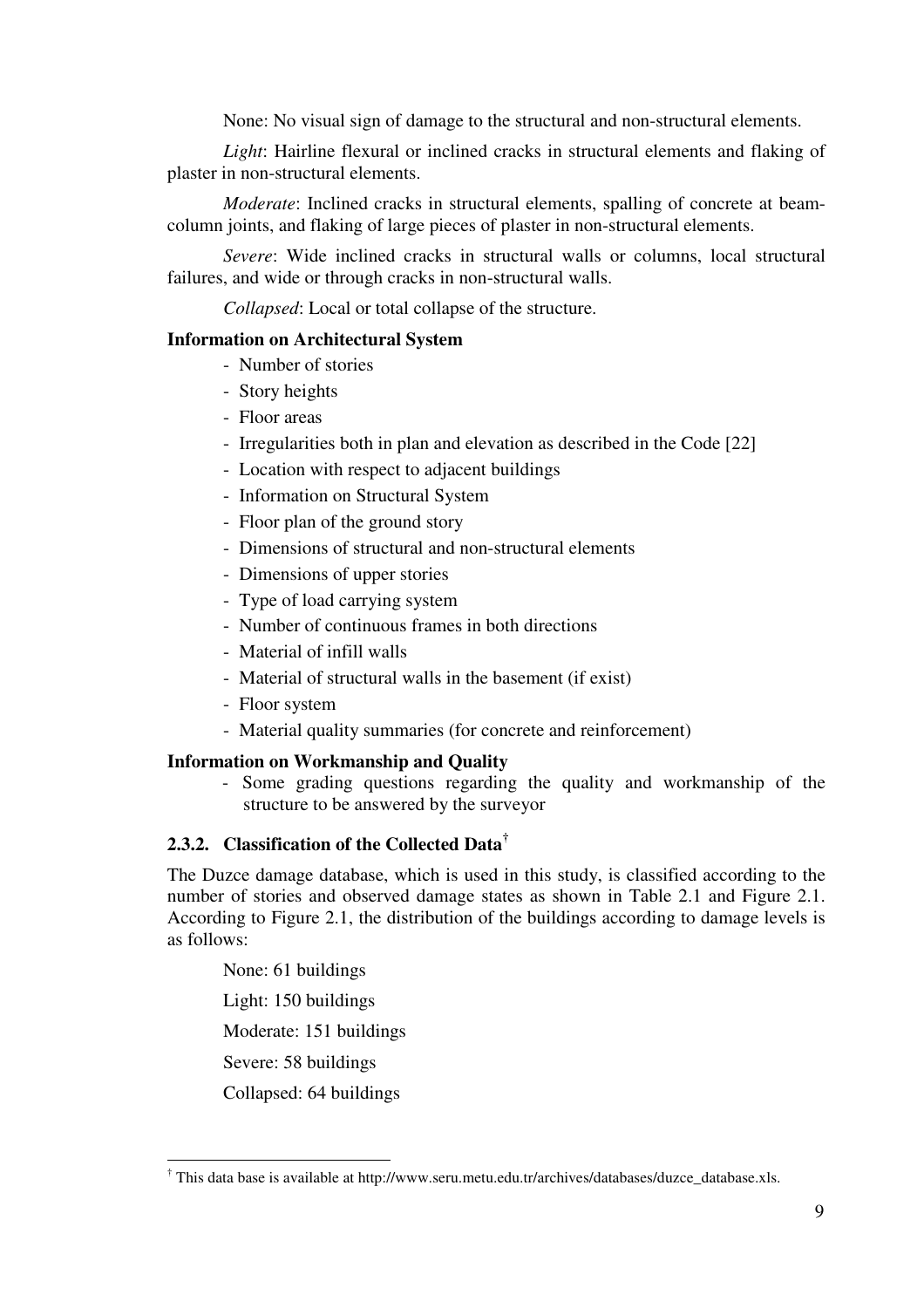None: No visual sign of damage to the structural and non-structural elements.

*Light*: Hairline flexural or inclined cracks in structural elements and flaking of plaster in non-structural elements.

*Moderate*: Inclined cracks in structural elements, spalling of concrete at beam-column joints, and flaking of large pieces of plaster in non-structural elements.

*Severe*: Wide inclined cracks in structural walls or columns, local structural failures, and wide or through cracks in non-structural walls.

*Collapsed*: Local or total collapse of the structure.

**Information on Architectural System**

- Number of stories
- Story heights
- Floor areas
- Irregularities both in plan and elevation as described in the Code [22]
- Location with respect to adjacent buildings
- Information on Structural System
- Floor plan of the ground story
- Dimensions of structural and non-structural elements
- Dimensions of upper stories
- Type of load carrying system
- Number of continuous frames in both directions
- Material of infill walls
- Material of structural walls in the basement (if exist)
- Floor system
- Material quality summaries (for concrete and reinforcement)

**Information on Workmanship and Quality**

- Some grading questions regarding the quality and workmanship of the structure to be answered by the surveyor

### 2.3.2. Classification of the Collected Data[†]

The Duzce damage database, which is used in this study, is classified according to the number of stories and observed damage states as shown in Table 2.1 and Figure 2.1. According to Figure 2.1, the distribution of the buildings according to damage levels is as follows:

None: 61 buildings

Light: 150 buildings

Moderate: 151 buildings

Severe: 58 buildings

Collapsed: 64 buildings

---

[†] This data base is available at http://www.seru.metu.edu.tr/archives/databases/duzce_database.xls.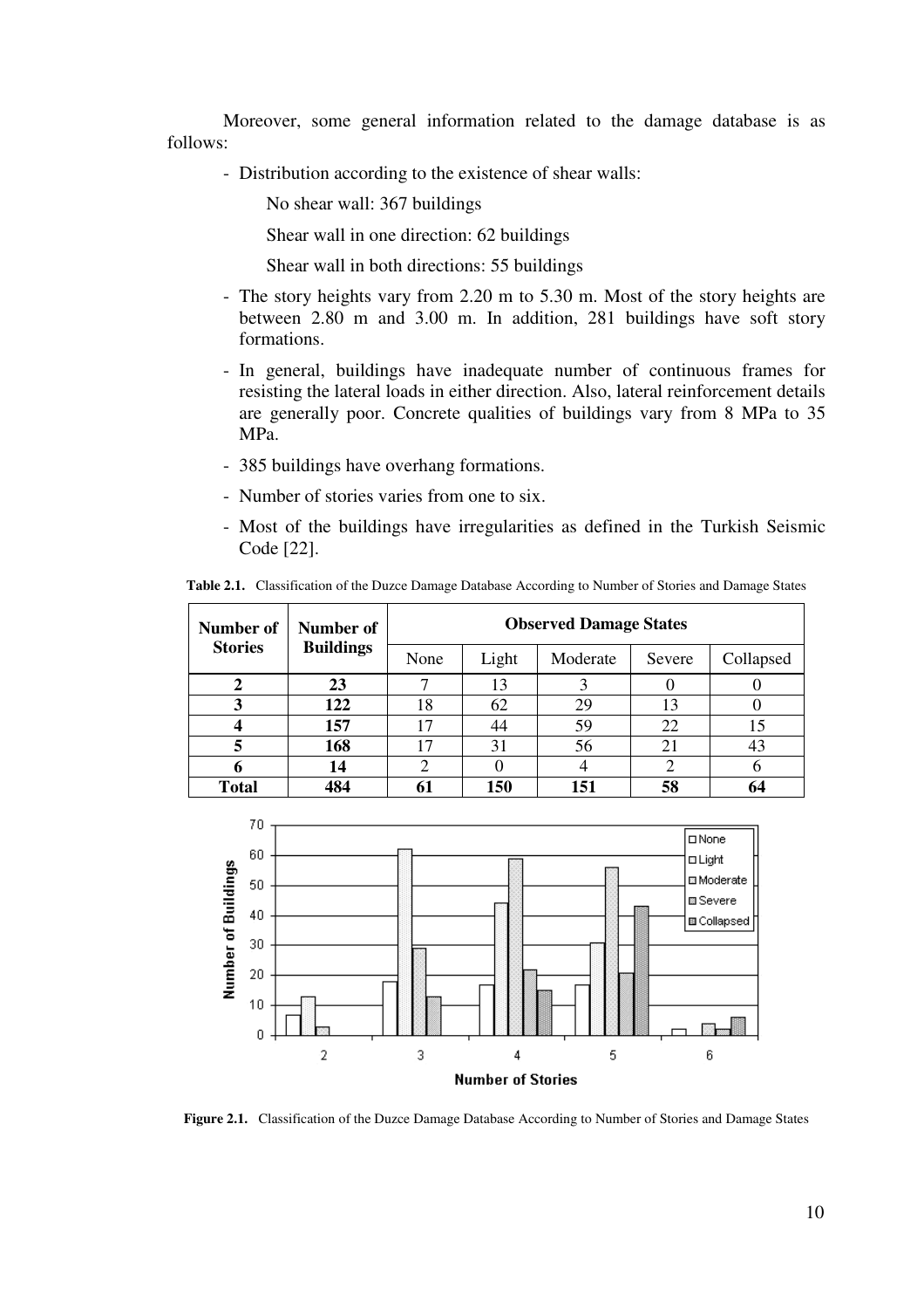Moreover, some general information related to the damage database is as follows:

- Distribution according to the existence of shear walls:

  No shear wall: 367 buildings

  Shear wall in one direction: 62 buildings

  Shear wall in both directions: 55 buildings

- The story heights vary from 2.20 m to 5.30 m. Most of the story heights are between 2.80 m and 3.00 m. In addition, 281 buildings have soft story formations.
- In general, buildings have inadequate number of continuous frames for resisting the lateral loads in either direction. Also, lateral reinforcement details are generally poor. Concrete qualities of buildings vary from 8 MPa to 35 MPa.
- 385 buildings have overhang formations.
- Number of stories varies from one to six.
- Most of the buildings have irregularities as defined in the Turkish Seismic Code [22].

**Table 2.1.** Classification of the Duzce Damage Database According to Number of Stories and Damage States

| Number of Stories | Number of Buildings | Observed Damage States | | | | |
|---|---|---|---|---|---|---|
| | | None | Light | Moderate | Severe | Collapsed |
| **2** | **23** | 7 | 13 | 3 | 0 | 0 |
| **3** | **122** | 18 | 62 | 29 | 13 | 0 |
| **4** | **157** | 17 | 44 | 59 | 22 | 15 |
| **5** | **168** | 17 | 31 | 56 | 21 | 43 |
| **6** | **14** | 2 | 0 | 4 | 2 | 6 |
| **Total** | **484** | **61** | **150** | **151** | **58** | **64** |

**Figure 2.1.** Classification of the Duzce Damage Database According to Number of Stories and Damage States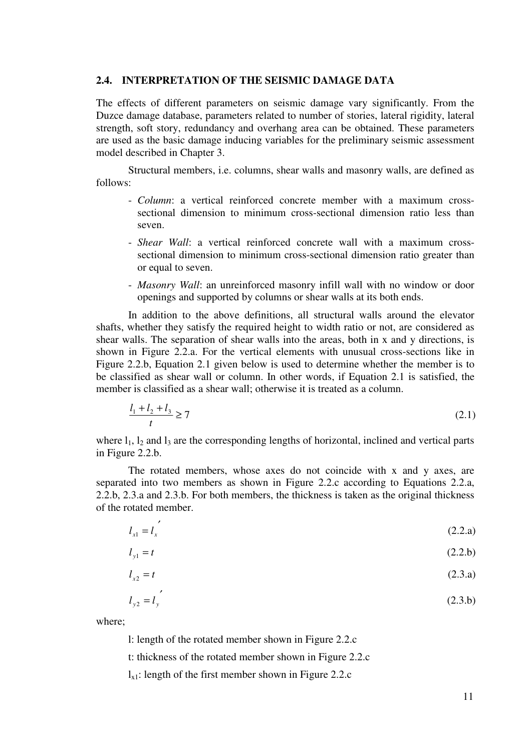## 2.4. INTERPRETATION OF THE SEISMIC DAMAGE DATA

The effects of different parameters on seismic damage vary significantly. From the Duzce damage database, parameters related to number of stories, lateral rigidity, lateral strength, soft story, redundancy and overhang area can be obtained. These parameters are used as the basic damage inducing variables for the preliminary seismic assessment model described in Chapter 3.

Structural members, i.e. columns, shear walls and masonry walls, are defined as follows:

- *Column*: a vertical reinforced concrete member with a maximum cross-sectional dimension to minimum cross-sectional dimension ratio less than seven.
- *Shear Wall*: a vertical reinforced concrete wall with a maximum cross-sectional dimension to minimum cross-sectional dimension ratio greater than or equal to seven.
- *Masonry Wall*: an unreinforced masonry infill wall with no window or door openings and supported by columns or shear walls at its both ends.

In addition to the above definitions, all structural walls around the elevator shafts, whether they satisfy the required height to width ratio or not, are considered as shear walls. The separation of shear walls into the areas, both in x and y directions, is shown in Figure 2.2.a. For the vertical elements with unusual cross-sections like in Figure 2.2.b, Equation 2.1 given below is used to determine whether the member is to be classified as shear wall or column. In other words, if Equation 2.1 is satisfied, the member is classified as a shear wall; otherwise it is treated as a column.

$$\frac{l_1 + l_2 + l_3}{t} \geq 7 \tag{2.1}$$

where $l_1$, $l_2$ and $l_3$ are the corresponding lengths of horizontal, inclined and vertical parts in Figure 2.2.b.

The rotated members, whose axes do not coincide with x and y axes, are separated into two members as shown in Figure 2.2.c according to Equations 2.2.a, 2.2.b, 2.3.a and 2.3.b. For both members, the thickness is taken as the original thickness of the rotated member.

$$l_{x1} = l_x^{\prime} \tag{2.2.a}$$

$$l_{y1} = t \tag{2.2.b}$$

$$l_{x2} = t \tag{2.3.a}$$

$$l_{y2} = l_y^{\prime} \tag{2.3.b}$$

where;

l: length of the rotated member shown in Figure 2.2.c

t: thickness of the rotated member shown in Figure 2.2.c

$l_{x1}$: length of the first member shown in Figure 2.2.c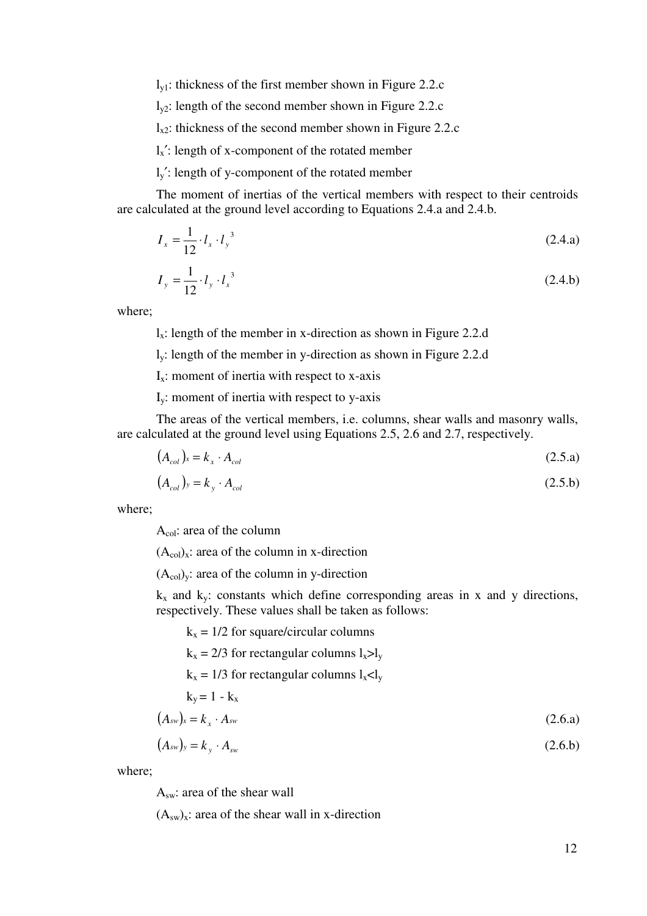$l_{y1}$: thickness of the first member shown in Figure 2.2.c

$l_{y2}$: length of the second member shown in Figure 2.2.c

$l_{x2}$: thickness of the second member shown in Figure 2.2.c

$l_x'$: length of x-component of the rotated member

$l_y'$: length of y-component of the rotated member

The moment of inertias of the vertical members with respect to their centroids are calculated at the ground level according to Equations 2.4.a and 2.4.b.

$$I_x = \frac{1}{12} \cdot l_x \cdot l_y^{\,3} \tag{2.4.a}$$

$$I_y = \frac{1}{12} \cdot l_y \cdot l_x^{\,3} \tag{2.4.b}$$

where;

$l_x$: length of the member in x-direction as shown in Figure 2.2.d

$l_y$: length of the member in y-direction as shown in Figure 2.2.d

$I_x$: moment of inertia with respect to x-axis

$I_y$: moment of inertia with respect to y-axis

The areas of the vertical members, i.e. columns, shear walls and masonry walls, are calculated at the ground level using Equations 2.5, 2.6 and 2.7, respectively.

$$(A_{col})_x = k_x \cdot A_{col} \tag{2.5.a}$$

$$(A_{col})_y = k_y \cdot A_{col} \tag{2.5.b}$$

where;

$A_{col}$: area of the column

$(A_{col})_x$: area of the column in x-direction

$(A_{col})_y$: area of the column in y-direction

$k_x$ and $k_y$: constants which define corresponding areas in x and y directions, respectively. These values shall be taken as follows:

- $k_x = 1/2$ for square/circular columns
- $k_x = 2/3$ for rectangular columns $l_x > l_y$
- $k_x = 1/3$ for rectangular columns $l_x < l_y$
- $k_y = 1 - k_x$

$$(A_{sw})_x = k_x \cdot A_{sw} \tag{2.6.a}$$

$$(A_{sw})_y = k_y \cdot A_{sw} \tag{2.6.b}$$

where;

$A_{sw}$: area of the shear wall

$(A_{sw})_x$: area of the shear wall in x-direction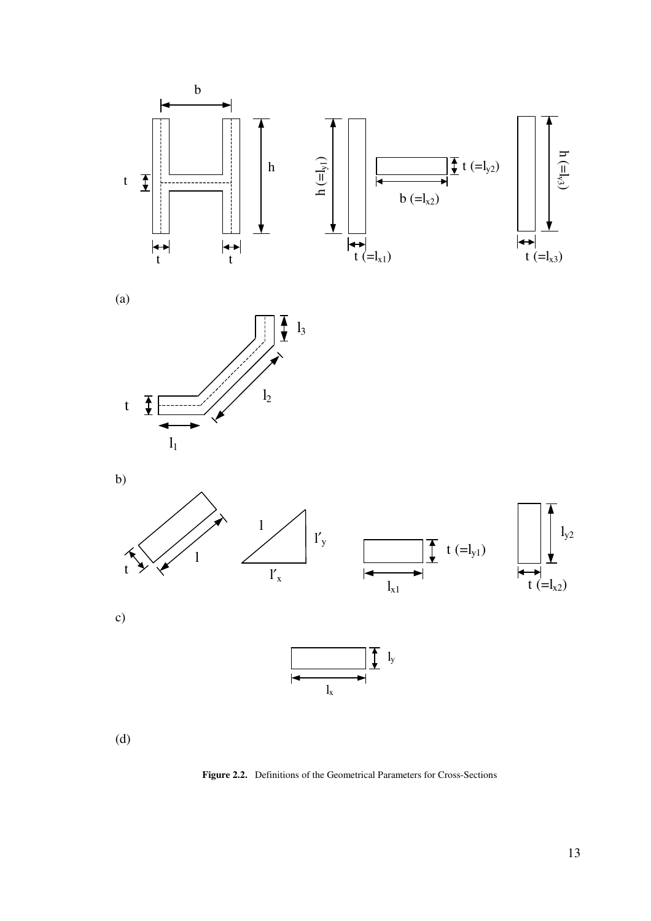(a)

b)

c)

(d)

**Figure 2.2.** Definitions of the Geometrical Parameters for Cross-Sections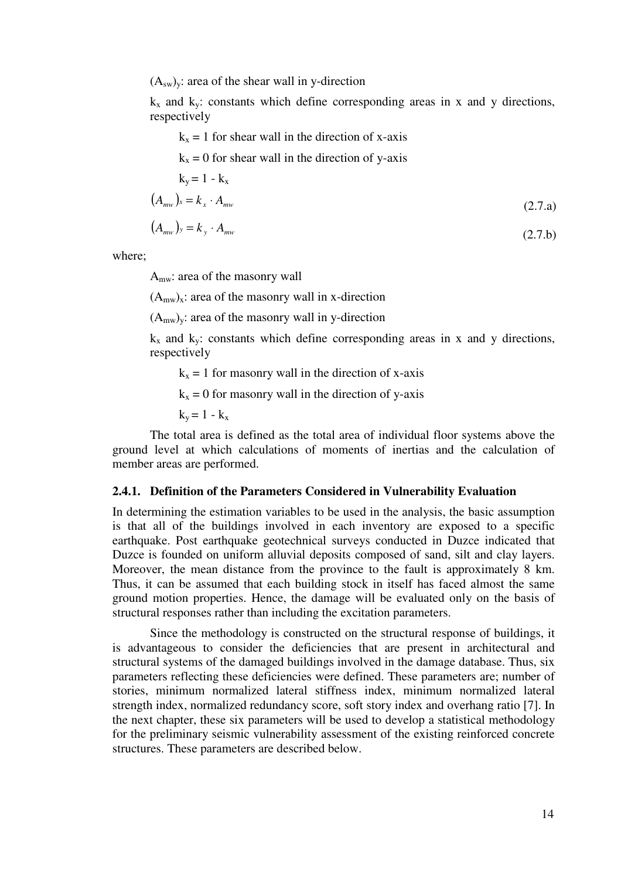$(A_{sw})_y$: area of the shear wall in y-direction

$k_x$ and $k_y$: constants which define corresponding areas in x and y directions, respectively

$k_x = 1$ for shear wall in the direction of x-axis

$k_x = 0$ for shear wall in the direction of y-axis

$k_y = 1 - k_x$

$$\left(A_{mw}\right)_x = k_x \cdot A_{mw} \tag{2.7.a}$$

$$\left(A_{mw}\right)_y = k_y \cdot A_{mw} \tag{2.7.b}$$

where;

$A_{mw}$: area of the masonry wall

$(A_{mw})_x$: area of the masonry wall in x-direction

$(A_{mw})_y$: area of the masonry wall in y-direction

$k_x$ and $k_y$: constants which define corresponding areas in x and y directions, respectively

$k_x = 1$ for masonry wall in the direction of x-axis

$k_x = 0$ for masonry wall in the direction of y-axis

$k_y = 1 - k_x$

The total area is defined as the total area of individual floor systems above the ground level at which calculations of moments of inertias and the calculation of member areas are performed.

### 2.4.1. Definition of the Parameters Considered in Vulnerability Evaluation

In determining the estimation variables to be used in the analysis, the basic assumption is that all of the buildings involved in each inventory are exposed to a specific earthquake. Post earthquake geotechnical surveys conducted in Duzce indicated that Duzce is founded on uniform alluvial deposits composed of sand, silt and clay layers. Moreover, the mean distance from the province to the fault is approximately 8 km. Thus, it can be assumed that each building stock in itself has faced almost the same ground motion properties. Hence, the damage will be evaluated only on the basis of structural responses rather than including the excitation parameters.

Since the methodology is constructed on the structural response of buildings, it is advantageous to consider the deficiencies that are present in architectural and structural systems of the damaged buildings involved in the damage database. Thus, six parameters reflecting these deficiencies were defined. These parameters are; number of stories, minimum normalized lateral stiffness index, minimum normalized lateral strength index, normalized redundancy score, soft story index and overhang ratio [7]. In the next chapter, these six parameters will be used to develop a statistical methodology for the preliminary seismic vulnerability assessment of the existing reinforced concrete structures. These parameters are described below.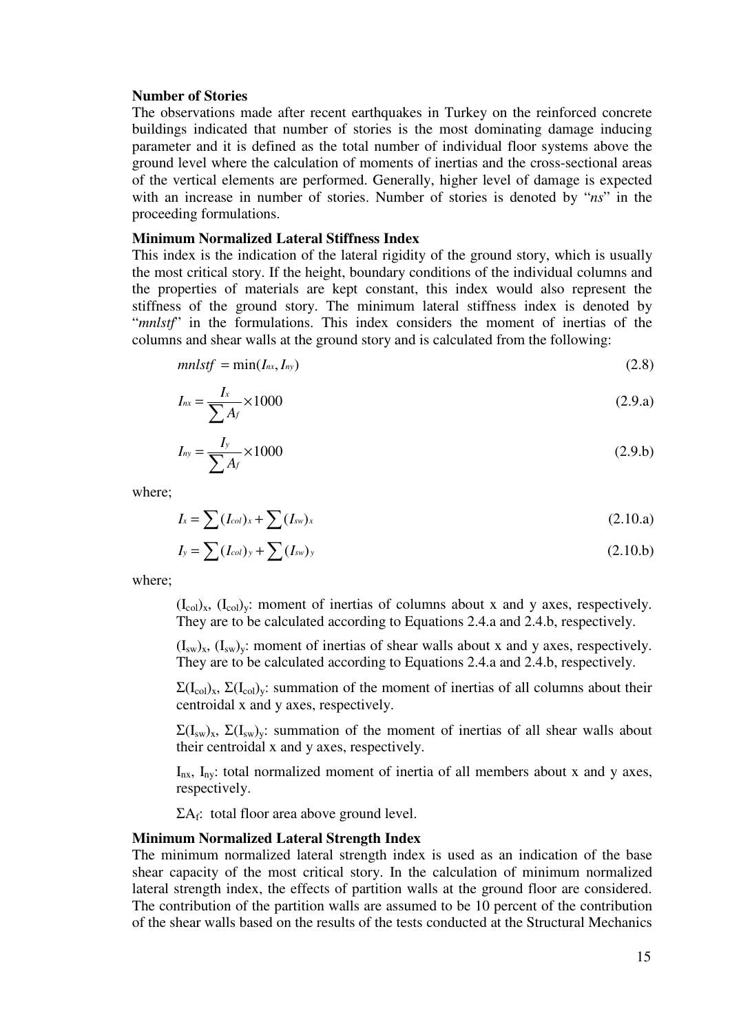**Number of Stories**

The observations made after recent earthquakes in Turkey on the reinforced concrete buildings indicated that number of stories is the most dominating damage inducing parameter and it is defined as the total number of individual floor systems above the ground level where the calculation of moments of inertias and the cross-sectional areas of the vertical elements are performed. Generally, higher level of damage is expected with an increase in number of stories. Number of stories is denoted by "*ns*" in the proceeding formulations.

**Minimum Normalized Lateral Stiffness Index**

This index is the indication of the lateral rigidity of the ground story, which is usually the most critical story. If the height, boundary conditions of the individual columns and the properties of materials are kept constant, this index would also represent the stiffness of the ground story. The minimum lateral stiffness index is denoted by "*mnlstf*" in the formulations. This index considers the moment of inertias of the columns and shear walls at the ground story and is calculated from the following:

$$mnlstf = \min(I_{nx}, I_{ny}) \tag{2.8}$$

$$I_{nx} = \frac{I_x}{\sum A_f} \times 1000 \tag{2.9.a}$$

$$I_{ny} = \frac{I_y}{\sum A_f} \times 1000 \tag{2.9.b}$$

where;

$$I_x = \sum (I_{col})_x + \sum (I_{sw})_x \tag{2.10.a}$$

$$I_y = \sum (I_{col})_y + \sum (I_{sw})_y \tag{2.10.b}$$

where;

$(I_{col})_x$, $(I_{col})_y$: moment of inertias of columns about x and y axes, respectively. They are to be calculated according to Equations 2.4.a and 2.4.b, respectively.

$(I_{sw})_x$, $(I_{sw})_y$: moment of inertias of shear walls about x and y axes, respectively. They are to be calculated according to Equations 2.4.a and 2.4.b, respectively.

$\Sigma(I_{col})_x$, $\Sigma(I_{col})_y$: summation of the moment of inertias of all columns about their centroidal x and y axes, respectively.

$\Sigma(I_{sw})_x$, $\Sigma(I_{sw})_y$: summation of the moment of inertias of all shear walls about their centroidal x and y axes, respectively.

$I_{nx}$, $I_{ny}$: total normalized moment of inertia of all members about x and y axes, respectively.

$\Sigma A_f$: total floor area above ground level.

**Minimum Normalized Lateral Strength Index**

The minimum normalized lateral strength index is used as an indication of the base shear capacity of the most critical story. In the calculation of minimum normalized lateral strength index, the effects of partition walls at the ground floor are considered. The contribution of the partition walls are assumed to be 10 percent of the contribution of the shear walls based on the results of the tests conducted at the Structural Mechanics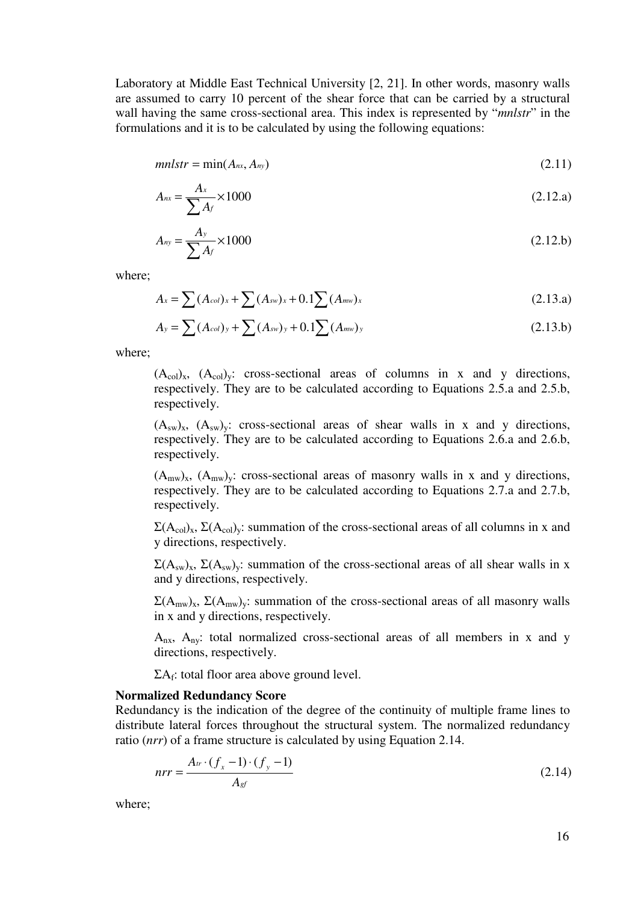Laboratory at Middle East Technical University [2, 21]. In other words, masonry walls are assumed to carry 10 percent of the shear force that can be carried by a structural wall having the same cross-sectional area. This index is represented by "*mnlstr*" in the formulations and it is to be calculated by using the following equations:

$$mnlstr = \min(A_{nx}, A_{ny}) \tag{2.11}$$

$$A_{nx} = \frac{A_x}{\sum A_f} \times 1000 \tag{2.12.a}$$

$$A_{ny} = \frac{A_y}{\sum A_f} \times 1000 \tag{2.12.b}$$

where;

$$A_x = \sum (A_{col})_x + \sum (A_{sw})_x + 0.1 \sum (A_{mw})_x \tag{2.13.a}$$

$$A_y = \sum (A_{col})_y + \sum (A_{sw})_y + 0.1 \sum (A_{mw})_y \tag{2.13.b}$$

where;

$(A_{col})_x$, $(A_{col})_y$: cross-sectional areas of columns in x and y directions, respectively. They are to be calculated according to Equations 2.5.a and 2.5.b, respectively.

$(A_{sw})_x$, $(A_{sw})_y$: cross-sectional areas of shear walls in x and y directions, respectively. They are to be calculated according to Equations 2.6.a and 2.6.b, respectively.

$(A_{mw})_x$, $(A_{mw})_y$: cross-sectional areas of masonry walls in x and y directions, respectively. They are to be calculated according to Equations 2.7.a and 2.7.b, respectively.

$\Sigma(A_{col})_x$, $\Sigma(A_{col})_y$: summation of the cross-sectional areas of all columns in x and y directions, respectively.

$\Sigma(A_{sw})_x$, $\Sigma(A_{sw})_y$: summation of the cross-sectional areas of all shear walls in x and y directions, respectively.

$\Sigma(A_{mw})_x$, $\Sigma(A_{mw})_y$: summation of the cross-sectional areas of all masonry walls in x and y directions, respectively.

$A_{nx}$, $A_{ny}$: total normalized cross-sectional areas of all members in x and y directions, respectively.

$\Sigma A_f$: total floor area above ground level.

**Normalized Redundancy Score**

Redundancy is the indication of the degree of the continuity of multiple frame lines to distribute lateral forces throughout the structural system. The normalized redundancy ratio (*nrr*) of a frame structure is calculated by using Equation 2.14.

$$nrr = \frac{A_{tr} \cdot (f_x - 1) \cdot (f_y - 1)}{A_{gf}} \tag{2.14}$$

where;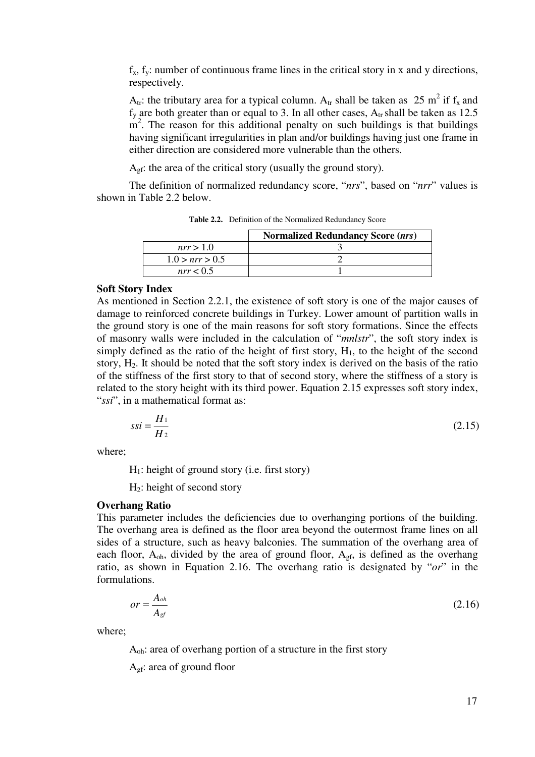$f_x$, $f_y$: number of continuous frame lines in the critical story in x and y directions, respectively.

$A_{tr}$: the tributary area for a typical column. $A_{tr}$ shall be taken as $25 \text{ m}^2$ if $f_x$ and $f_y$ are both greater than or equal to 3. In all other cases, $A_{tr}$ shall be taken as 12.5 $\text{m}^2$. The reason for this additional penalty on such buildings is that buildings having significant irregularities in plan and/or buildings having just one frame in either direction are considered more vulnerable than the others.

$A_{gf}$: the area of the critical story (usually the ground story).

The definition of normalized redundancy score, "*nrs*", based on "*nrr*" values is shown in Table 2.2 below.

**Table 2.2.** Definition of the Normalized Redundancy Score

| | **Normalized Redundancy Score (*nrs*)** |
|---|---|
| $nrr > 1.0$ | 3 |
| $1.0 > nrr > 0.5$ | 2 |
| $nrr < 0.5$ | 1 |

**Soft Story Index**

As mentioned in Section 2.2.1, the existence of soft story is one of the major causes of damage to reinforced concrete buildings in Turkey. Lower amount of partition walls in the ground story is one of the main reasons for soft story formations. Since the effects of masonry walls were included in the calculation of "*mnlstr*", the soft story index is simply defined as the ratio of the height of first story, $H_1$, to the height of the second story, $H_2$. It should be noted that the soft story index is derived on the basis of the ratio of the stiffness of the first story to that of second story, where the stiffness of a story is related to the story height with its third power. Equation 2.15 expresses soft story index, "*ssi*", in a mathematical format as:

$$ssi = \frac{H_1}{H_2} \tag{2.15}$$

where;

$H_1$: height of ground story (i.e. first story)

$H_2$: height of second story

**Overhang Ratio**

This parameter includes the deficiencies due to overhanging portions of the building. The overhang area is defined as the floor area beyond the outermost frame lines on all sides of a structure, such as heavy balconies. The summation of the overhang area of each floor, $A_{oh}$, divided by the area of ground floor, $A_{gf}$, is defined as the overhang ratio, as shown in Equation 2.16. The overhang ratio is designated by "*or*" in the formulations.

$$or = \frac{A_{oh}}{A_{gf}} \tag{2.16}$$

where;

$A_{oh}$: area of overhang portion of a structure in the first story

$A_{gf}$: area of ground floor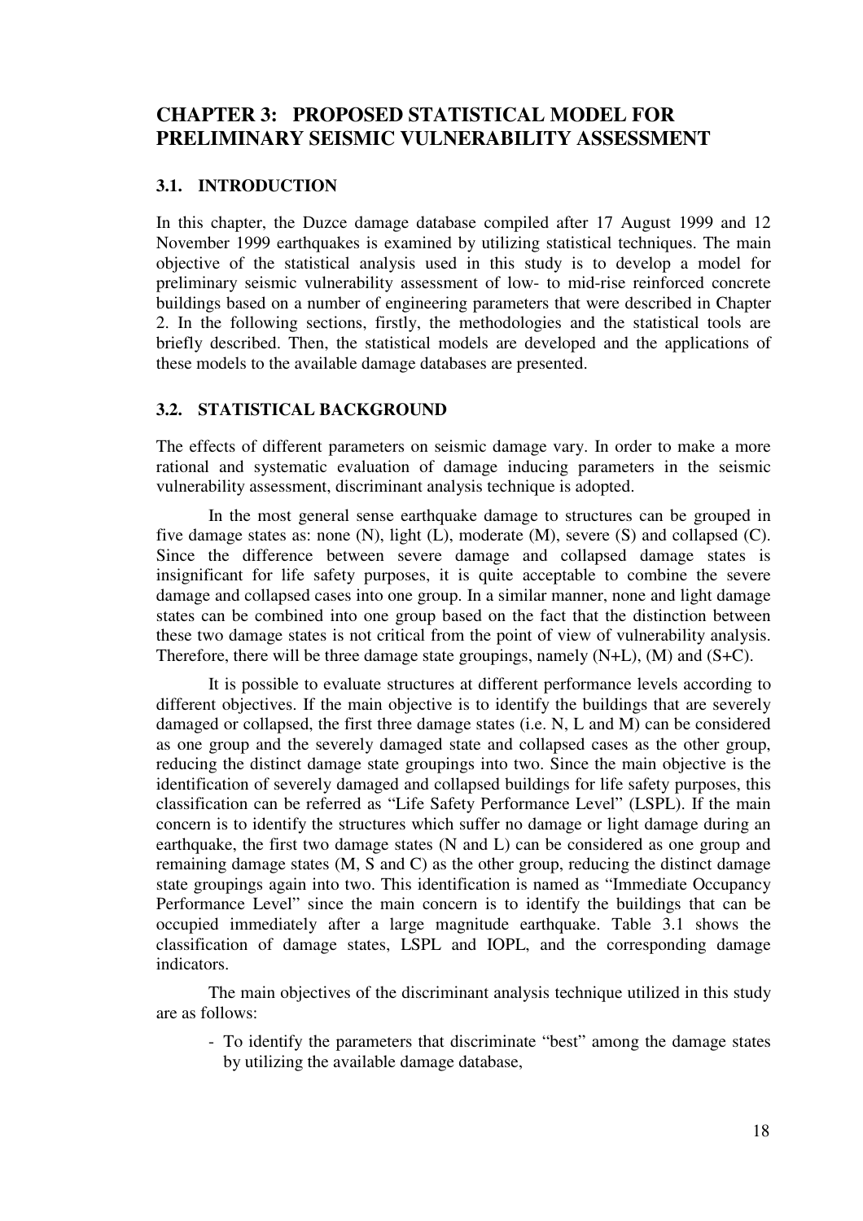# CHAPTER 3: PROPOSED STATISTICAL MODEL FOR PRELIMINARY SEISMIC VULNERABILITY ASSESSMENT

## 3.1. INTRODUCTION

In this chapter, the Duzce damage database compiled after 17 August 1999 and 12 November 1999 earthquakes is examined by utilizing statistical techniques. The main objective of the statistical analysis used in this study is to develop a model for preliminary seismic vulnerability assessment of low- to mid-rise reinforced concrete buildings based on a number of engineering parameters that were described in Chapter 2. In the following sections, firstly, the methodologies and the statistical tools are briefly described. Then, the statistical models are developed and the applications of these models to the available damage databases are presented.

## 3.2. STATISTICAL BACKGROUND

The effects of different parameters on seismic damage vary. In order to make a more rational and systematic evaluation of damage inducing parameters in the seismic vulnerability assessment, discriminant analysis technique is adopted.

In the most general sense earthquake damage to structures can be grouped in five damage states as: none (N), light (L), moderate (M), severe (S) and collapsed (C). Since the difference between severe damage and collapsed damage states is insignificant for life safety purposes, it is quite acceptable to combine the severe damage and collapsed cases into one group. In a similar manner, none and light damage states can be combined into one group based on the fact that the distinction between these two damage states is not critical from the point of view of vulnerability analysis. Therefore, there will be three damage state groupings, namely (N+L), (M) and (S+C).

It is possible to evaluate structures at different performance levels according to different objectives. If the main objective is to identify the buildings that are severely damaged or collapsed, the first three damage states (i.e. N, L and M) can be considered as one group and the severely damaged state and collapsed cases as the other group, reducing the distinct damage state groupings into two. Since the main objective is the identification of severely damaged and collapsed buildings for life safety purposes, this classification can be referred as "Life Safety Performance Level" (LSPL). If the main concern is to identify the structures which suffer no damage or light damage during an earthquake, the first two damage states (N and L) can be considered as one group and remaining damage states (M, S and C) as the other group, reducing the distinct damage state groupings again into two. This identification is named as "Immediate Occupancy Performance Level" since the main concern is to identify the buildings that can be occupied immediately after a large magnitude earthquake. Table 3.1 shows the classification of damage states, LSPL and IOPL, and the corresponding damage indicators.

The main objectives of the discriminant analysis technique utilized in this study are as follows:

- To identify the parameters that discriminate "best" among the damage states by utilizing the available damage database,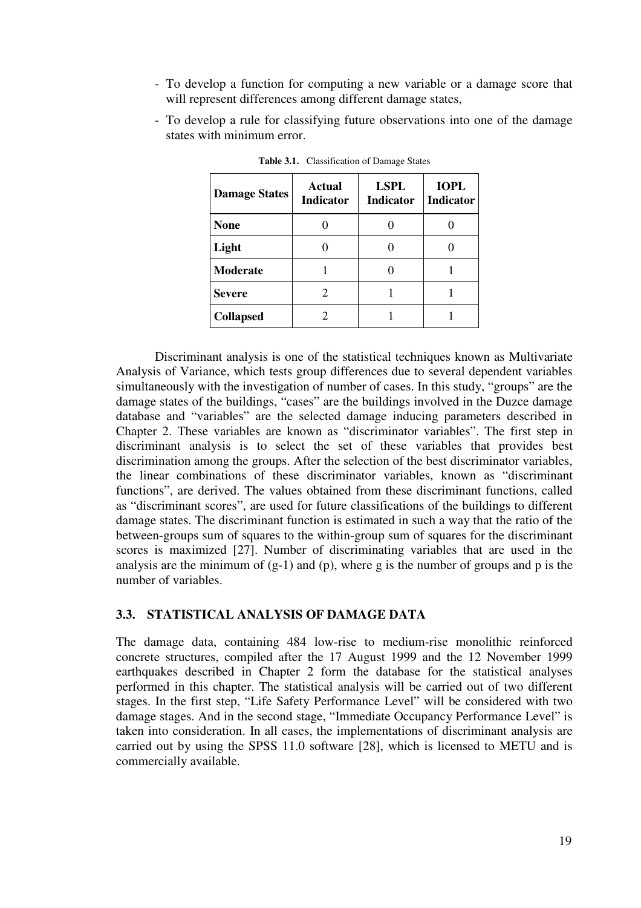- To develop a function for computing a new variable or a damage score that will represent differences among different damage states,
- To develop a rule for classifying future observations into one of the damage states with minimum error.

**Table 3.1.** Classification of Damage States

| Damage States | Actual Indicator | LSPL Indicator | IOPL Indicator |
|---|---|---|---|
| **None** | 0 | 0 | 0 |
| **Light** | 0 | 0 | 0 |
| **Moderate** | 1 | 0 | 1 |
| **Severe** | 2 | 1 | 1 |
| **Collapsed** | 2 | 1 | 1 |

Discriminant analysis is one of the statistical techniques known as Multivariate Analysis of Variance, which tests group differences due to several dependent variables simultaneously with the investigation of number of cases. In this study, “groups” are the damage states of the buildings, “cases” are the buildings involved in the Duzce damage database and “variables” are the selected damage inducing parameters described in Chapter 2. These variables are known as “discriminator variables”. The first step in discriminant analysis is to select the set of these variables that provides best discrimination among the groups. After the selection of the best discriminator variables, the linear combinations of these discriminator variables, known as “discriminant functions”, are derived. The values obtained from these discriminant functions, called as “discriminant scores”, are used for future classifications of the buildings to different damage states. The discriminant function is estimated in such a way that the ratio of the between-groups sum of squares to the within-group sum of squares for the discriminant scores is maximized [27]. Number of discriminating variables that are used in the analysis are the minimum of (g-1) and (p), where g is the number of groups and p is the number of variables.

### 3.3. STATISTICAL ANALYSIS OF DAMAGE DATA

The damage data, containing 484 low-rise to medium-rise monolithic reinforced concrete structures, compiled after the 17 August 1999 and the 12 November 1999 earthquakes described in Chapter 2 form the database for the statistical analyses performed in this chapter. The statistical analysis will be carried out of two different stages. In the first step, “Life Safety Performance Level” will be considered with two damage stages. And in the second stage, “Immediate Occupancy Performance Level” is taken into consideration. In all cases, the implementations of discriminant analysis are carried out by using the SPSS 11.0 software [28], which is licensed to METU and is commercially available.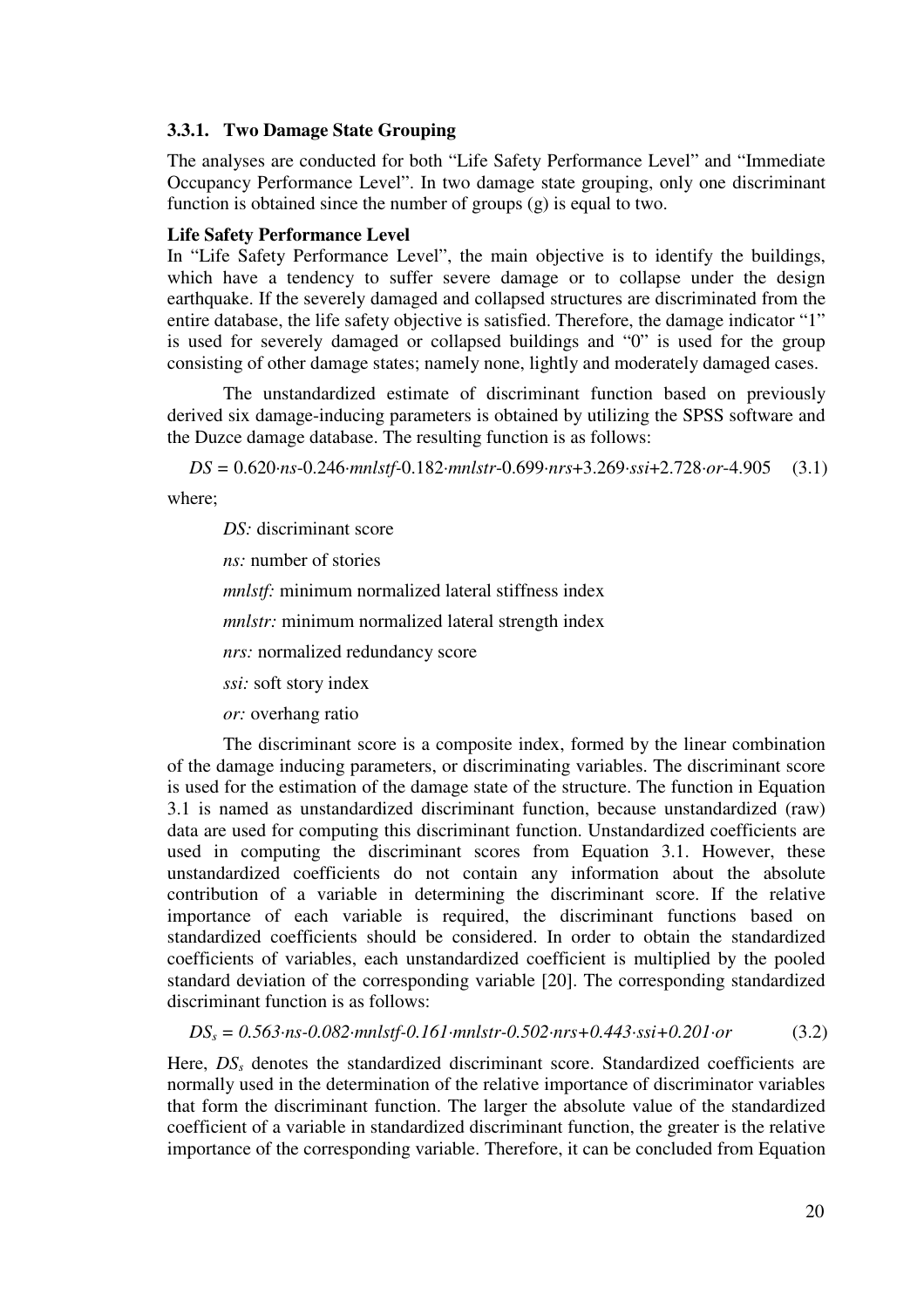### 3.3.1. Two Damage State Grouping

The analyses are conducted for both "Life Safety Performance Level" and "Immediate Occupancy Performance Level". In two damage state grouping, only one discriminant function is obtained since the number of groups (g) is equal to two.

**Life Safety Performance Level**

In "Life Safety Performance Level", the main objective is to identify the buildings, which have a tendency to suffer severe damage or to collapse under the design earthquake. If the severely damaged and collapsed structures are discriminated from the entire database, the life safety objective is satisfied. Therefore, the damage indicator "1" is used for severely damaged or collapsed buildings and "0" is used for the group consisting of other damage states; namely none, lightly and moderately damaged cases.

The unstandardized estimate of discriminant function based on previously derived six damage-inducing parameters is obtained by utilizing the SPSS software and the Duzce damage database. The resulting function is as follows:

$$DS = 0.620 \cdot ns - 0.246 \cdot mnlstf - 0.182 \cdot mnlstr - 0.699 \cdot nrs + 3.269 \cdot ssi + 2.728 \cdot or - 4.905 \quad (3.1)$$

where;

*DS:* discriminant score

*ns:* number of stories

*mnlstf:* minimum normalized lateral stiffness index

*mnlstr:* minimum normalized lateral strength index

*nrs:* normalized redundancy score

*ssi:* soft story index

*or:* overhang ratio

The discriminant score is a composite index, formed by the linear combination of the damage inducing parameters, or discriminating variables. The discriminant score is used for the estimation of the damage state of the structure. The function in Equation 3.1 is named as unstandardized discriminant function, because unstandardized (raw) data are used for computing this discriminant function. Unstandardized coefficients are used in computing the discriminant scores from Equation 3.1. However, these unstandardized coefficients do not contain any information about the absolute contribution of a variable in determining the discriminant score. If the relative importance of each variable is required, the discriminant functions based on standardized coefficients should be considered. In order to obtain the standardized coefficients of variables, each unstandardized coefficient is multiplied by the pooled standard deviation of the corresponding variable [20]. The corresponding standardized discriminant function is as follows:

$$DS_s = 0.563 \cdot ns - 0.082 \cdot mnlstf - 0.161 \cdot mnlstr - 0.502 \cdot nrs + 0.443 \cdot ssi + 0.201 \cdot or \quad (3.2)$$

Here, $DS_s$ denotes the standardized discriminant score. Standardized coefficients are normally used in the determination of the relative importance of discriminator variables that form the discriminant function. The larger the absolute value of the standardized coefficient of a variable in standardized discriminant function, the greater is the relative importance of the corresponding variable. Therefore, it can be concluded from Equation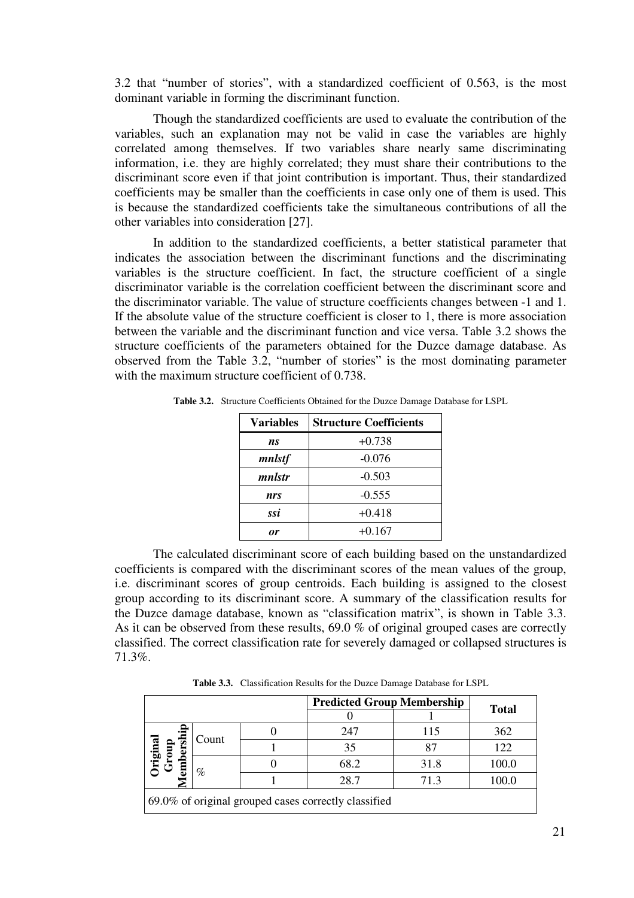3.2 that "number of stories", with a standardized coefficient of 0.563, is the most dominant variable in forming the discriminant function.

Though the standardized coefficients are used to evaluate the contribution of the variables, such an explanation may not be valid in case the variables are highly correlated among themselves. If two variables share nearly same discriminating information, i.e. they are highly correlated; they must share their contributions to the discriminant score even if that joint contribution is important. Thus, their standardized coefficients may be smaller than the coefficients in case only one of them is used. This is because the standardized coefficients take the simultaneous contributions of all the other variables into consideration [27].

In addition to the standardized coefficients, a better statistical parameter that indicates the association between the discriminant functions and the discriminating variables is the structure coefficient. In fact, the structure coefficient of a single discriminator variable is the correlation coefficient between the discriminant score and the discriminator variable. The value of structure coefficients changes between -1 and 1. If the absolute value of the structure coefficient is closer to 1, there is more association between the variable and the discriminant function and vice versa. Table 3.2 shows the structure coefficients of the parameters obtained for the Duzce damage database. As observed from the Table 3.2, "number of stories" is the most dominating parameter with the maximum structure coefficient of 0.738.

**Table 3.2.** Structure Coefficients Obtained for the Duzce Damage Database for LSPL

| Variables | Structure Coefficients |
|---|---|
| ***ns*** | +0.738 |
| ***mnlstf*** | -0.076 |
| ***mnlstr*** | -0.503 |
| ***nrs*** | -0.555 |
| ***ssi*** | +0.418 |
| ***or*** | +0.167 |

The calculated discriminant score of each building based on the unstandardized coefficients is compared with the discriminant scores of the mean values of the group, i.e. discriminant scores of group centroids. Each building is assigned to the closest group according to its discriminant score. A summary of the classification results for the Duzce damage database, known as "classification matrix", is shown in Table 3.3. As it can be observed from these results, 69.0 % of original grouped cases are correctly classified. The correct classification rate for severely damaged or collapsed structures is 71.3%.

**Table 3.3.** Classification Results for the Duzce Damage Database for LSPL

| | | | Predicted Group Membership | | Total |
|---|---|---|---|---|---|
| | | | 0 | 1 | |
| Original Group Membership | Count | 0 | 247 | 115 | 362 |
| | | 1 | 35 | 87 | 122 |
| | % | 0 | 68.2 | 31.8 | 100.0 |
| | | 1 | 28.7 | 71.3 | 100.0 |
| 69.0% of original grouped cases correctly classified | | | | | |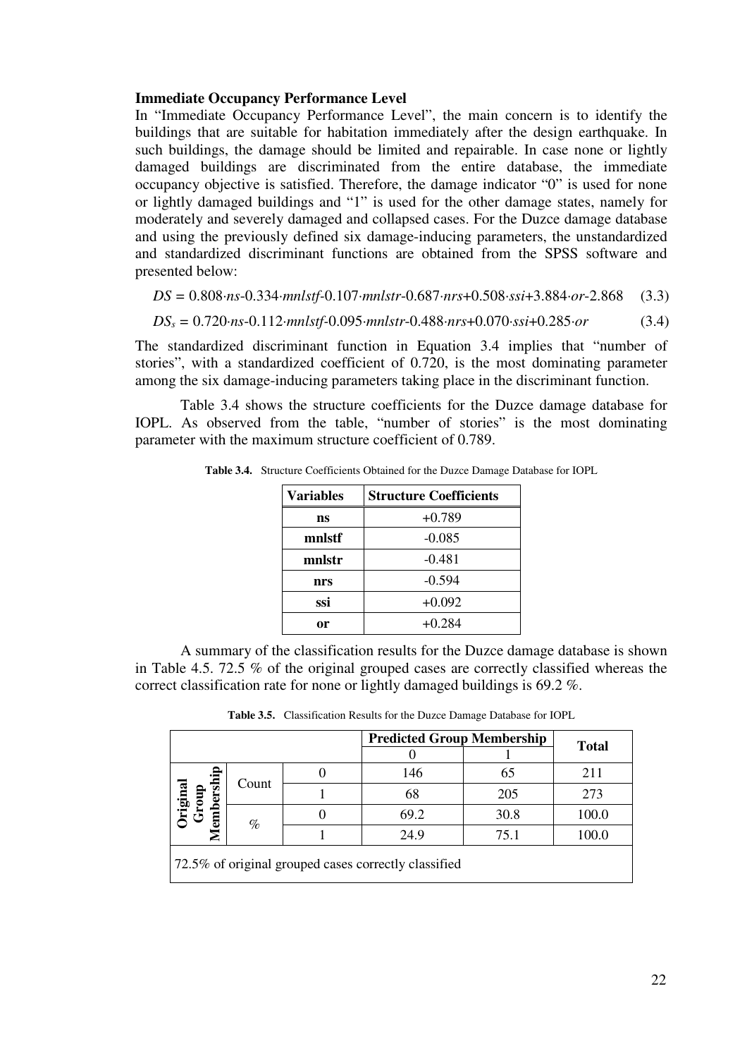**Immediate Occupancy Performance Level**

In "Immediate Occupancy Performance Level", the main concern is to identify the buildings that are suitable for habitation immediately after the design earthquake. In such buildings, the damage should be limited and repairable. In case none or lightly damaged buildings are discriminated from the entire database, the immediate occupancy objective is satisfied. Therefore, the damage indicator "0" is used for none or lightly damaged buildings and "1" is used for the other damage states, namely for moderately and severely damaged and collapsed cases. For the Duzce damage database and using the previously defined six damage-inducing parameters, the unstandardized and standardized discriminant functions are obtained from the SPSS software and presented below:

$$DS = 0.808 \cdot ns - 0.334 \cdot mnlstf - 0.107 \cdot mnlstr - 0.687 \cdot nrs + 0.508 \cdot ssi + 3.884 \cdot or - 2.868 \quad (3.3)$$

$$DS_s = 0.720 \cdot ns - 0.112 \cdot mnlstf - 0.095 \cdot mnlstr - 0.488 \cdot nrs + 0.070 \cdot ssi + 0.285 \cdot or \quad (3.4)$$

The standardized discriminant function in Equation 3.4 implies that "number of stories", with a standardized coefficient of 0.720, is the most dominating parameter among the six damage-inducing parameters taking place in the discriminant function.

Table 3.4 shows the structure coefficients for the Duzce damage database for IOPL. As observed from the table, "number of stories" is the most dominating parameter with the maximum structure coefficient of 0.789.

**Table 3.4.** Structure Coefficients Obtained for the Duzce Damage Database for IOPL

| Variables | Structure Coefficients |
|---|---|
| **ns** | +0.789 |
| **mnlstf** | -0.085 |
| **mnlstr** | -0.481 |
| **nrs** | -0.594 |
| **ssi** | +0.092 |
| **or** | +0.284 |

A summary of the classification results for the Duzce damage database is shown in Table 4.5. 72.5 % of the original grouped cases are correctly classified whereas the correct classification rate for none or lightly damaged buildings is 69.2 %.

**Table 3.5.** Classification Results for the Duzce Damage Database for IOPL

| | | | Predicted Group Membership | | Total |
|---|---|---|---|---|---|
| | | | 0 | 1 | |
| Original Group Membership | Count | 0 | 146 | 65 | 211 |
| | | 1 | 68 | 205 | 273 |
| | % | 0 | 69.2 | 30.8 | 100.0 |
| | | 1 | 24.9 | 75.1 | 100.0 |
| 72.5% of original grouped cases correctly classified | | | | | |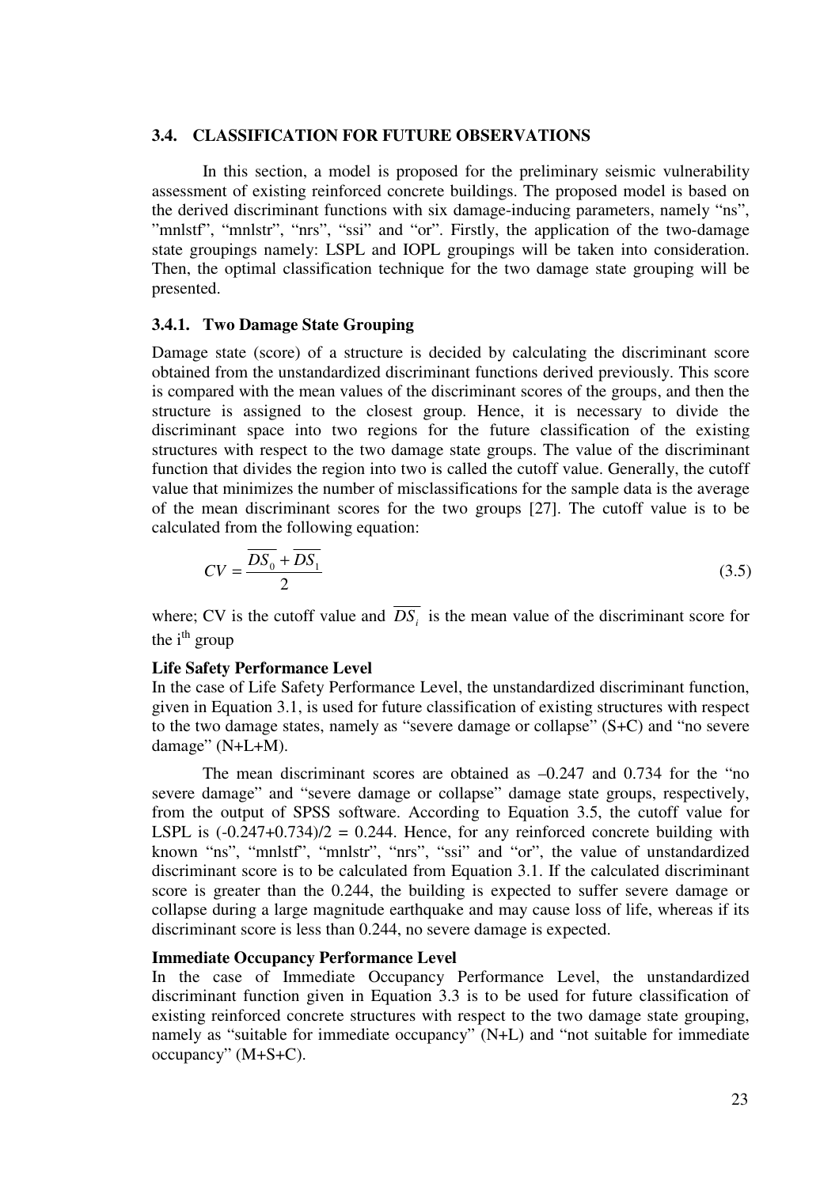## 3.4. CLASSIFICATION FOR FUTURE OBSERVATIONS

In this section, a model is proposed for the preliminary seismic vulnerability assessment of existing reinforced concrete buildings. The proposed model is based on the derived discriminant functions with six damage-inducing parameters, namely "ns", "mnlstf", "mnlstr", "nrs", "ssi" and "or". Firstly, the application of the two-damage state groupings namely: LSPL and IOPL groupings will be taken into consideration. Then, the optimal classification technique for the two damage state grouping will be presented.

### 3.4.1. Two Damage State Grouping

Damage state (score) of a structure is decided by calculating the discriminant score obtained from the unstandardized discriminant functions derived previously. This score is compared with the mean values of the discriminant scores of the groups, and then the structure is assigned to the closest group. Hence, it is necessary to divide the discriminant space into two regions for the future classification of the existing structures with respect to the two damage state groups. The value of the discriminant function that divides the region into two is called the cutoff value. Generally, the cutoff value that minimizes the number of misclassifications for the sample data is the average of the mean discriminant scores for the two groups [27]. The cutoff value is to be calculated from the following equation:

$$CV = \frac{\overline{DS_0} + \overline{DS_1}}{2} \tag{3.5}$$

where; CV is the cutoff value and $\overline{DS_i}$ is the mean value of the discriminant score for the $i^{th}$ group

**Life Safety Performance Level**

In the case of Life Safety Performance Level, the unstandardized discriminant function, given in Equation 3.1, is used for future classification of existing structures with respect to the two damage states, namely as "severe damage or collapse" (S+C) and "no severe damage" (N+L+M).

The mean discriminant scores are obtained as –0.247 and 0.734 for the "no severe damage" and "severe damage or collapse" damage state groups, respectively, from the output of SPSS software. According to Equation 3.5, the cutoff value for LSPL is (-0.247+0.734)/2 = 0.244. Hence, for any reinforced concrete building with known "ns", "mnlstf", "mnlstr", "nrs", "ssi" and "or", the value of unstandardized discriminant score is to be calculated from Equation 3.1. If the calculated discriminant score is greater than the 0.244, the building is expected to suffer severe damage or collapse during a large magnitude earthquake and may cause loss of life, whereas if its discriminant score is less than 0.244, no severe damage is expected.

**Immediate Occupancy Performance Level**

In the case of Immediate Occupancy Performance Level, the unstandardized discriminant function given in Equation 3.3 is to be used for future classification of existing reinforced concrete structures with respect to the two damage state grouping, namely as "suitable for immediate occupancy" (N+L) and "not suitable for immediate occupancy" (M+S+C).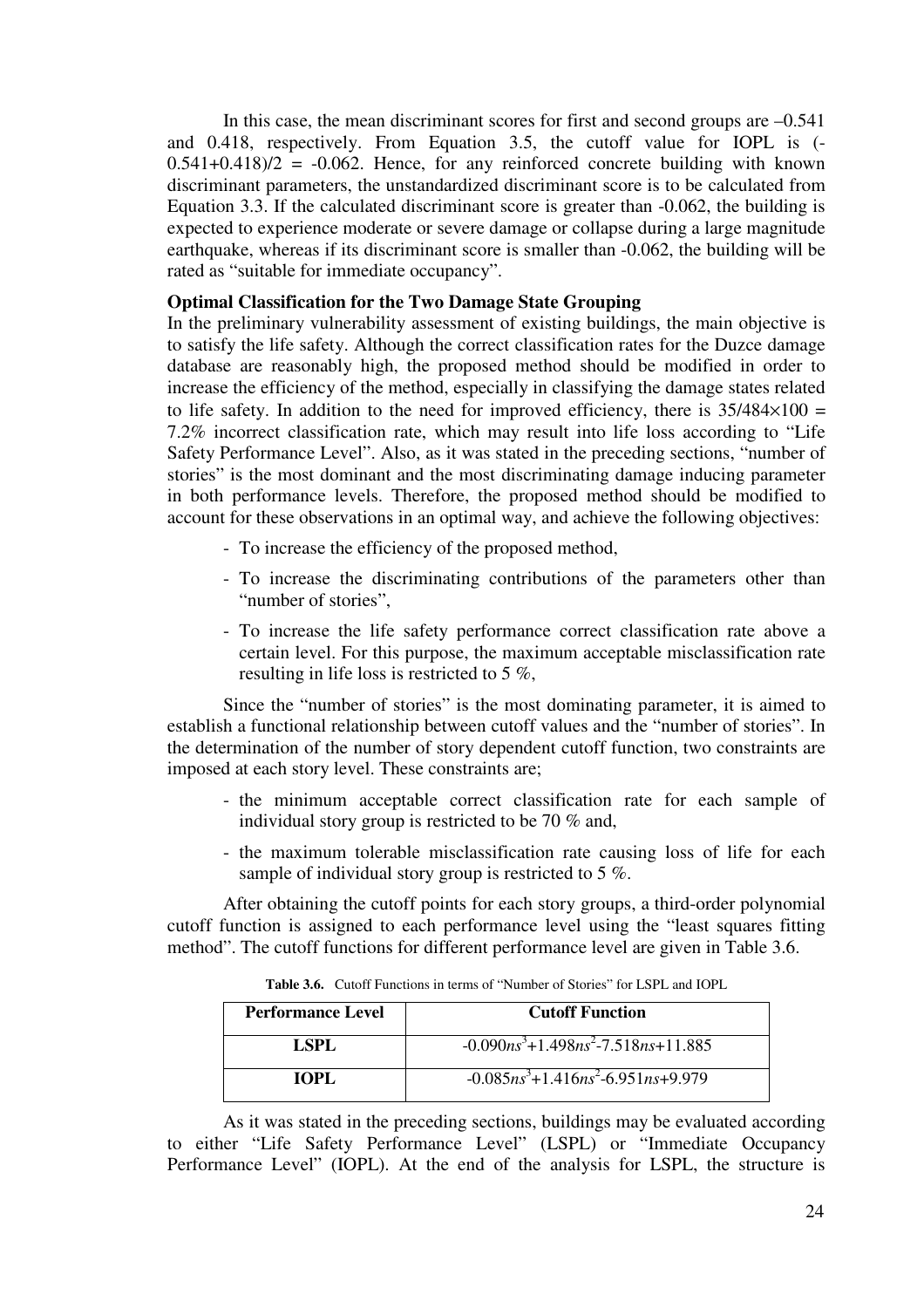In this case, the mean discriminant scores for first and second groups are –0.541 and 0.418, respectively. From Equation 3.5, the cutoff value for IOPL is $(-0.541+0.418)/2 = -0.062$. Hence, for any reinforced concrete building with known discriminant parameters, the unstandardized discriminant score is to be calculated from Equation 3.3. If the calculated discriminant score is greater than -0.062, the building is expected to experience moderate or severe damage or collapse during a large magnitude earthquake, whereas if its discriminant score is smaller than -0.062, the building will be rated as "suitable for immediate occupancy".

**Optimal Classification for the Two Damage State Grouping**

In the preliminary vulnerability assessment of existing buildings, the main objective is to satisfy the life safety. Although the correct classification rates for the Duzce damage database are reasonably high, the proposed method should be modified in order to increase the efficiency of the method, especially in classifying the damage states related to life safety. In addition to the need for improved efficiency, there is $35/484\times100 = 7.2\%$ incorrect classification rate, which may result into life loss according to "Life Safety Performance Level". Also, as it was stated in the preceding sections, "number of stories" is the most dominant and the most discriminating damage inducing parameter in both performance levels. Therefore, the proposed method should be modified to account for these observations in an optimal way, and achieve the following objectives:

- To increase the efficiency of the proposed method,
- To increase the discriminating contributions of the parameters other than "number of stories",
- To increase the life safety performance correct classification rate above a certain level. For this purpose, the maximum acceptable misclassification rate resulting in life loss is restricted to 5 %,

Since the "number of stories" is the most dominating parameter, it is aimed to establish a functional relationship between cutoff values and the "number of stories". In the determination of the number of story dependent cutoff function, two constraints are imposed at each story level. These constraints are;

- the minimum acceptable correct classification rate for each sample of individual story group is restricted to be 70 % and,
- the maximum tolerable misclassification rate causing loss of life for each sample of individual story group is restricted to 5 %.

After obtaining the cutoff points for each story groups, a third-order polynomial cutoff function is assigned to each performance level using the "least squares fitting method". The cutoff functions for different performance level are given in Table 3.6.

**Table 3.6.** Cutoff Functions in terms of "Number of Stories" for LSPL and IOPL

| Performance Level | Cutoff Function |
|---|---|
| **LSPL** | $-0.090ns^3+1.498ns^2-7.518ns+11.885$ |
| **IOPL** | $-0.085ns^3+1.416ns^2-6.951ns+9.979$ |

As it was stated in the preceding sections, buildings may be evaluated according to either "Life Safety Performance Level" (LSPL) or "Immediate Occupancy Performance Level" (IOPL). At the end of the analysis for LSPL, the structure is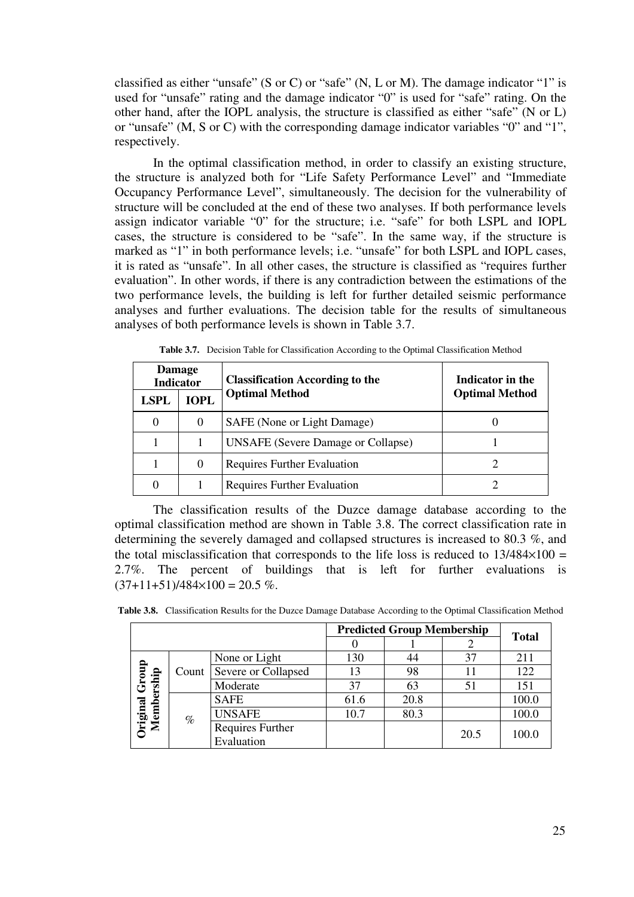classified as either "unsafe" (S or C) or "safe" (N, L or M). The damage indicator "1" is used for "unsafe" rating and the damage indicator "0" is used for "safe" rating. On the other hand, after the IOPL analysis, the structure is classified as either "safe" (N or L) or "unsafe" (M, S or C) with the corresponding damage indicator variables "0" and "1", respectively.

In the optimal classification method, in order to classify an existing structure, the structure is analyzed both for "Life Safety Performance Level" and "Immediate Occupancy Performance Level", simultaneously. The decision for the vulnerability of structure will be concluded at the end of these two analyses. If both performance levels assign indicator variable "0" for the structure; i.e. "safe" for both LSPL and IOPL cases, the structure is considered to be "safe". In the same way, if the structure is marked as "1" in both performance levels; i.e. "unsafe" for both LSPL and IOPL cases, it is rated as "unsafe". In all other cases, the structure is classified as "requires further evaluation". In other words, if there is any contradiction between the estimations of the two performance levels, the building is left for further detailed seismic performance analyses and further evaluations. The decision table for the results of simultaneous analyses of both performance levels is shown in Table 3.7.

**Table 3.7.** Decision Table for Classification According to the Optimal Classification Method

| Damage Indicator | | Classification According to the Optimal Method | Indicator in the Optimal Method |
|---|---|---|---|
| LSPL | IOPL | | |
| 0 | 0 | SAFE (None or Light Damage) | 0 |
| 1 | 1 | UNSAFE (Severe Damage or Collapse) | 1 |
| 1 | 0 | Requires Further Evaluation | 2 |
| 0 | 1 | Requires Further Evaluation | 2 |

The classification results of the Duzce damage database according to the optimal classification method are shown in Table 3.8. The correct classification rate in determining the severely damaged and collapsed structures is increased to 80.3 %, and the total misclassification that corresponds to the life loss is reduced to $13/484 \times 100 = 2.7\%$. The percent of buildings that is left for further evaluations is $(37+11+51)/484 \times 100 = 20.5\ \%$.

**Table 3.8.** Classification Results for the Duzce Damage Database According to the Optimal Classification Method

| | | | Predicted Group Membership | | | Total |
|---|---|---|---|---|---|---|
| | | | 0 | 1 | 2 | |
| Original Group Membership | Count | None or Light | 130 | 44 | 37 | 211 |
| | | Severe or Collapsed | 13 | 98 | 11 | 122 |
| | | Moderate | 37 | 63 | 51 | 151 |
| | % | SAFE | 61.6 | 20.8 | | 100.0 |
| | | UNSAFE | 10.7 | 80.3 | | 100.0 |
| | | Requires Further Evaluation | | | 20.5 | 100.0 |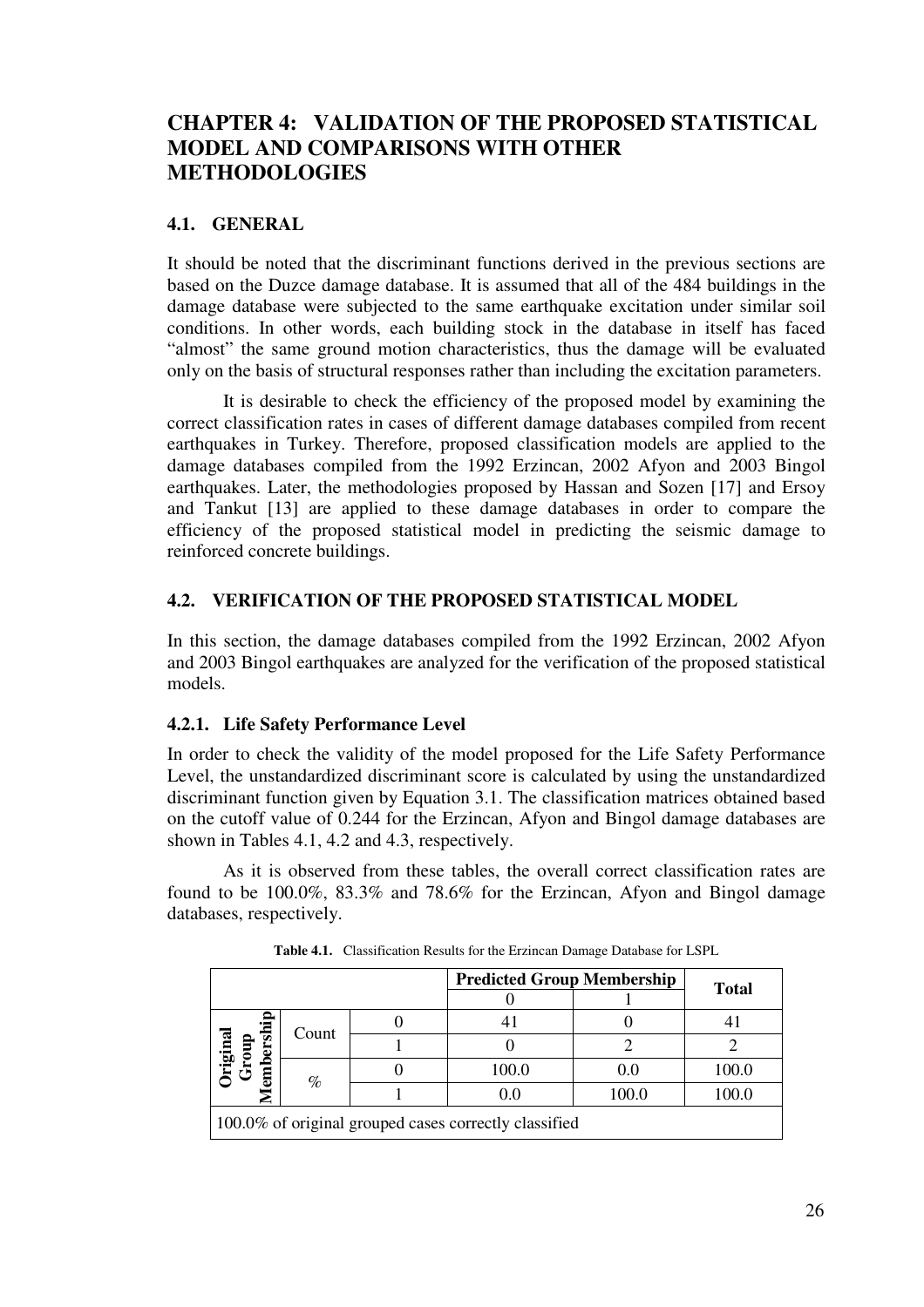# CHAPTER 4: VALIDATION OF THE PROPOSED STATISTICAL MODEL AND COMPARISONS WITH OTHER METHODOLOGIES

## 4.1. GENERAL

It should be noted that the discriminant functions derived in the previous sections are based on the Duzce damage database. It is assumed that all of the 484 buildings in the damage database were subjected to the same earthquake excitation under similar soil conditions. In other words, each building stock in the database in itself has faced "almost" the same ground motion characteristics, thus the damage will be evaluated only on the basis of structural responses rather than including the excitation parameters.

It is desirable to check the efficiency of the proposed model by examining the correct classification rates in cases of different damage databases compiled from recent earthquakes in Turkey. Therefore, proposed classification models are applied to the damage databases compiled from the 1992 Erzincan, 2002 Afyon and 2003 Bingol earthquakes. Later, the methodologies proposed by Hassan and Sozen [17] and Ersoy and Tankut [13] are applied to these damage databases in order to compare the efficiency of the proposed statistical model in predicting the seismic damage to reinforced concrete buildings.

## 4.2. VERIFICATION OF THE PROPOSED STATISTICAL MODEL

In this section, the damage databases compiled from the 1992 Erzincan, 2002 Afyon and 2003 Bingol earthquakes are analyzed for the verification of the proposed statistical models.

### 4.2.1. Life Safety Performance Level

In order to check the validity of the model proposed for the Life Safety Performance Level, the unstandardized discriminant score is calculated by using the unstandardized discriminant function given by Equation 3.1. The classification matrices obtained based on the cutoff value of 0.244 for the Erzincan, Afyon and Bingol damage databases are shown in Tables 4.1, 4.2 and 4.3, respectively.

As it is observed from these tables, the overall correct classification rates are found to be 100.0%, 83.3% and 78.6% for the Erzincan, Afyon and Bingol damage databases, respectively.

**Table 4.1.** Classification Results for the Erzincan Damage Database for LSPL

| | | | Predicted Group Membership | | Total |
|---|---|---|---|---|---|
| | | | 0 | 1 | |
| Original Group Membership | Count | 0 | 41 | 0 | 41 |
| | | 1 | 0 | 2 | 2 |
| | % | 0 | 100.0 | 0.0 | 100.0 |
| | | 1 | 0.0 | 100.0 | 100.0 |
| 100.0% of original grouped cases correctly classified | | | | | |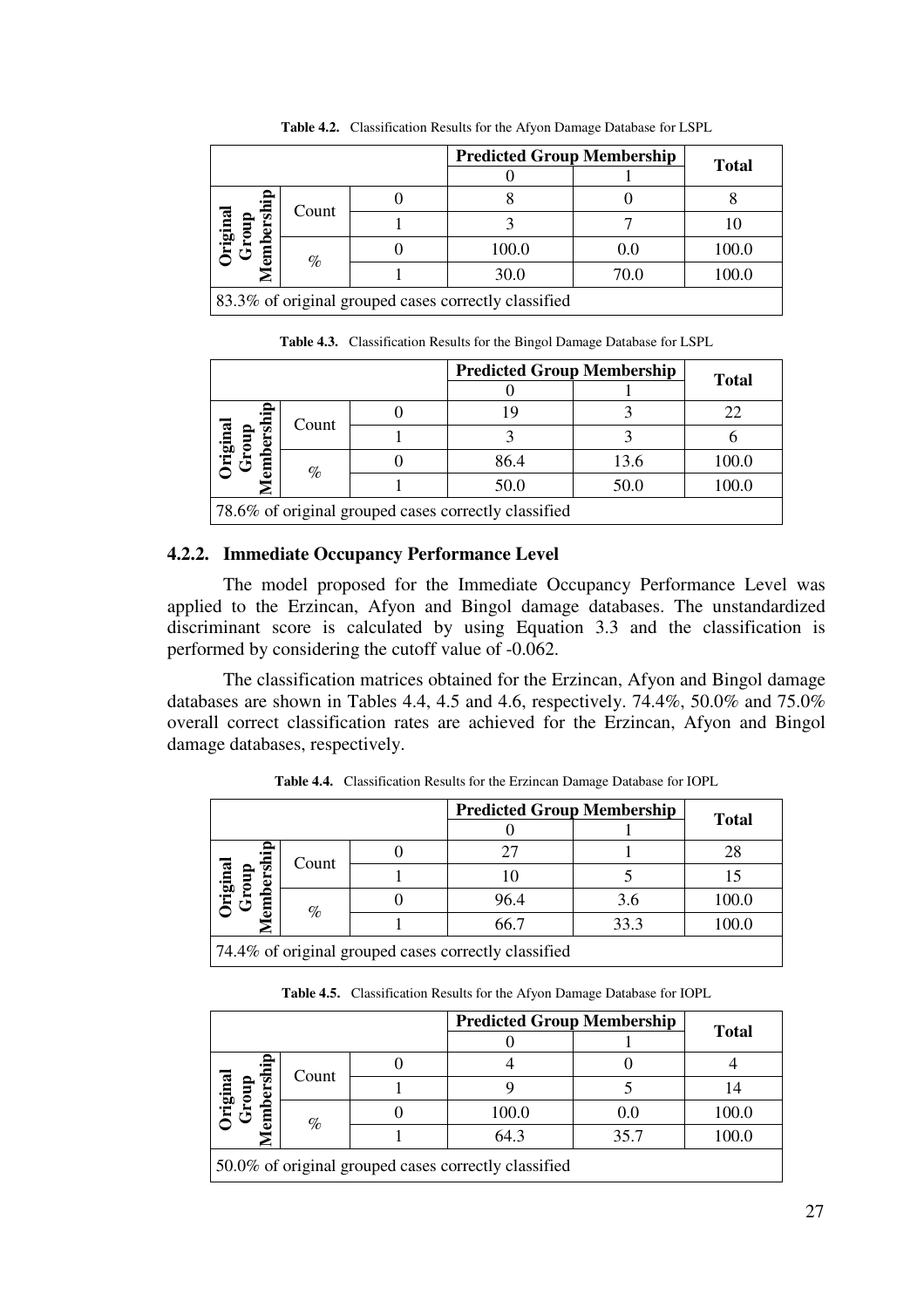**Table 4.2.** Classification Results for the Afyon Damage Database for LSPL

| | | | Predicted Group Membership | | Total |
|---|---|---|---|---|---|
| | | | 0 | 1 | |
| Original Group Membership | Count | 0 | 8 | 0 | 8 |
| | | 1 | 3 | 7 | 10 |
| | % | 0 | 100.0 | 0.0 | 100.0 |
| | | 1 | 30.0 | 70.0 | 100.0 |
| 83.3% of original grouped cases correctly classified | | | | | |

**Table 4.3.** Classification Results for the Bingol Damage Database for LSPL

| | | | Predicted Group Membership | | Total |
|---|---|---|---|---|---|
| | | | 0 | 1 | |
| Original Group Membership | Count | 0 | 19 | 3 | 22 |
| | | 1 | 3 | 3 | 6 |
| | % | 0 | 86.4 | 13.6 | 100.0 |
| | | 1 | 50.0 | 50.0 | 100.0 |
| 78.6% of original grouped cases correctly classified | | | | | |

### 4.2.2. Immediate Occupancy Performance Level

The model proposed for the Immediate Occupancy Performance Level was applied to the Erzincan, Afyon and Bingol damage databases. The unstandardized discriminant score is calculated by using Equation 3.3 and the classification is performed by considering the cutoff value of -0.062.

The classification matrices obtained for the Erzincan, Afyon and Bingol damage databases are shown in Tables 4.4, 4.5 and 4.6, respectively. 74.4%, 50.0% and 75.0% overall correct classification rates are achieved for the Erzincan, Afyon and Bingol damage databases, respectively.

**Table 4.4.** Classification Results for the Erzincan Damage Database for IOPL

| | | | Predicted Group Membership | | Total |
|---|---|---|---|---|---|
| | | | 0 | 1 | |
| Original Group Membership | Count | 0 | 27 | 1 | 28 |
| | | 1 | 10 | 5 | 15 |
| | % | 0 | 96.4 | 3.6 | 100.0 |
| | | 1 | 66.7 | 33.3 | 100.0 |
| 74.4% of original grouped cases correctly classified | | | | | |

**Table 4.5.** Classification Results for the Afyon Damage Database for IOPL

| | | | Predicted Group Membership | | Total |
|---|---|---|---|---|---|
| | | | 0 | 1 | |
| Original Group Membership | Count | 0 | 4 | 0 | 4 |
| | | 1 | 9 | 5 | 14 |
| | % | 0 | 100.0 | 0.0 | 100.0 |
| | | 1 | 64.3 | 35.7 | 100.0 |
| 50.0% of original grouped cases correctly classified | | | | | |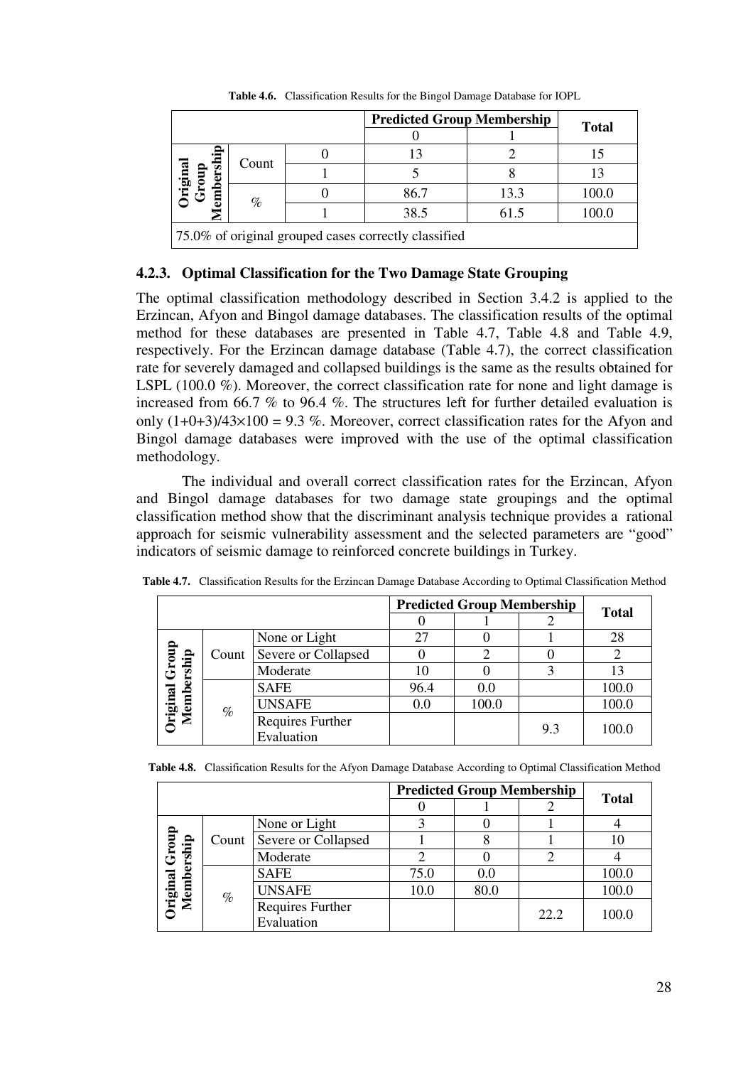**Table 4.6.** Classification Results for the Bingol Damage Database for IOPL

| | | | Predicted Group Membership | | Total |
|---|---|---|---|---|---|
| | | | 0 | 1 | |
| Original Group Membership | Count | 0 | 13 | 2 | 15 |
| | | 1 | 5 | 8 | 13 |
| | % | 0 | 86.7 | 13.3 | 100.0 |
| | | 1 | 38.5 | 61.5 | 100.0 |
| 75.0% of original grouped cases correctly classified | | | | | |

### 4.2.3. Optimal Classification for the Two Damage State Grouping

The optimal classification methodology described in Section 3.4.2 is applied to the Erzincan, Afyon and Bingol damage databases. The classification results of the optimal method for these databases are presented in Table 4.7, Table 4.8 and Table 4.9, respectively. For the Erzincan damage database (Table 4.7), the correct classification rate for severely damaged and collapsed buildings is the same as the results obtained for LSPL (100.0 %). Moreover, the correct classification rate for none and light damage is increased from 66.7 % to 96.4 %. The structures left for further detailed evaluation is only $(1+0+3)/43 \times 100 = 9.3$ %. Moreover, correct classification rates for the Afyon and Bingol damage databases were improved with the use of the optimal classification methodology.

The individual and overall correct classification rates for the Erzincan, Afyon and Bingol damage databases for two damage state groupings and the optimal classification method show that the discriminant analysis technique provides a rational approach for seismic vulnerability assessment and the selected parameters are "good" indicators of seismic damage to reinforced concrete buildings in Turkey.

**Table 4.7.** Classification Results for the Erzincan Damage Database According to Optimal Classification Method

| | | | Predicted Group Membership | | | Total |
|---|---|---|---|---|---|---|
| | | | 0 | 1 | 2 | |
| Original Group Membership | Count | None or Light | 27 | 0 | 1 | 28 |
| | | Severe or Collapsed | 0 | 2 | 0 | 2 |
| | | Moderate | 10 | 0 | 3 | 13 |
| | % | SAFE | 96.4 | 0.0 | | 100.0 |
| | | UNSAFE | 0.0 | 100.0 | | 100.0 |
| | | Requires Further Evaluation | | | 9.3 | 100.0 |

**Table 4.8.** Classification Results for the Afyon Damage Database According to Optimal Classification Method

| | | | Predicted Group Membership | | | Total |
|---|---|---|---|---|---|---|
| | | | 0 | 1 | 2 | |
| Original Group Membership | Count | None or Light | 3 | 0 | 1 | 4 |
| | | Severe or Collapsed | 1 | 8 | 1 | 10 |
| | | Moderate | 2 | 0 | 2 | 4 |
| | % | SAFE | 75.0 | 0.0 | | 100.0 |
| | | UNSAFE | 10.0 | 80.0 | | 100.0 |
| | | Requires Further Evaluation | | | 22.2 | 100.0 |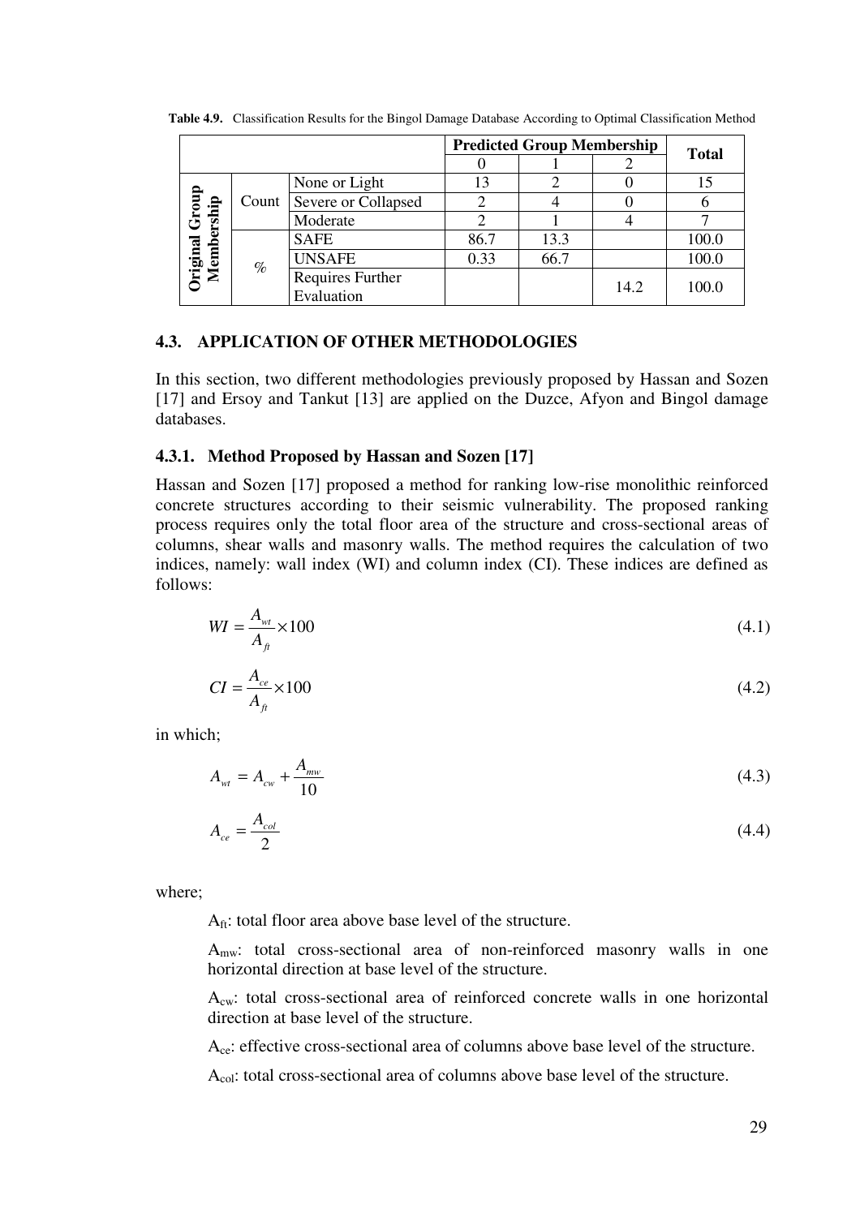**Table 4.9.** Classification Results for the Bingol Damage Database According to Optimal Classification Method

| | | | Predicted Group Membership | | | Total |
|---|---|---|---|---|---|---|
| | | | 0 | 1 | 2 | |
| Original Group Membership | Count | None or Light | 13 | 2 | 0 | 15 |
| | | Severe or Collapsed | 2 | 4 | 0 | 6 |
| | | Moderate | 2 | 1 | 4 | 7 |
| | % | SAFE | 86.7 | 13.3 | | 100.0 |
| | | UNSAFE | 0.33 | 66.7 | | 100.0 |
| | | Requires Further Evaluation | | | 14.2 | 100.0 |

## 4.3. APPLICATION OF OTHER METHODOLOGIES

In this section, two different methodologies previously proposed by Hassan and Sozen [17] and Ersoy and Tankut [13] are applied on the Duzce, Afyon and Bingol damage databases.

### 4.3.1. Method Proposed by Hassan and Sozen [17]

Hassan and Sozen [17] proposed a method for ranking low-rise monolithic reinforced concrete structures according to their seismic vulnerability. The proposed ranking process requires only the total floor area of the structure and cross-sectional areas of columns, shear walls and masonry walls. The method requires the calculation of two indices, namely: wall index (WI) and column index (CI). These indices are defined as follows:

$$WI = \frac{A_{wt}}{A_{ft}} \times 100 \tag{4.1}$$

$$CI = \frac{A_{ce}}{A_{ft}} \times 100 \tag{4.2}$$

in which;

$$A_{wt} = A_{cw} + \frac{A_{mw}}{10} \tag{4.3}$$

$$A_{ce} = \frac{A_{col}}{2} \tag{4.4}$$

where;

$A_{ft}$: total floor area above base level of the structure.

$A_{mw}$: total cross-sectional area of non-reinforced masonry walls in one horizontal direction at base level of the structure.

$A_{cw}$: total cross-sectional area of reinforced concrete walls in one horizontal direction at base level of the structure.

$A_{ce}$: effective cross-sectional area of columns above base level of the structure.

$A_{col}$: total cross-sectional area of columns above base level of the structure.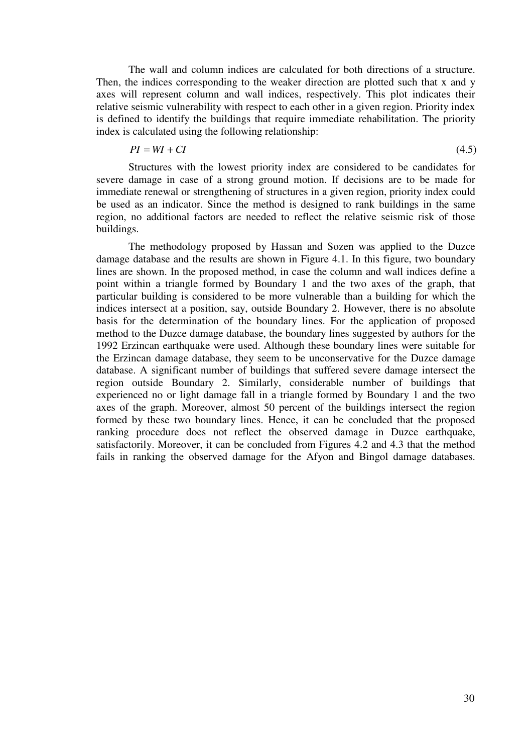The wall and column indices are calculated for both directions of a structure. Then, the indices corresponding to the weaker direction are plotted such that x and y axes will represent column and wall indices, respectively. This plot indicates their relative seismic vulnerability with respect to each other in a given region. Priority index is defined to identify the buildings that require immediate rehabilitation. The priority index is calculated using the following relationship:

$$PI = WI + CI \tag{4.5}$$

Structures with the lowest priority index are considered to be candidates for severe damage in case of a strong ground motion. If decisions are to be made for immediate renewal or strengthening of structures in a given region, priority index could be used as an indicator. Since the method is designed to rank buildings in the same region, no additional factors are needed to reflect the relative seismic risk of those buildings.

The methodology proposed by Hassan and Sozen was applied to the Duzce damage database and the results are shown in Figure 4.1. In this figure, two boundary lines are shown. In the proposed method, in case the column and wall indices define a point within a triangle formed by Boundary 1 and the two axes of the graph, that particular building is considered to be more vulnerable than a building for which the indices intersect at a position, say, outside Boundary 2. However, there is no absolute basis for the determination of the boundary lines. For the application of proposed method to the Duzce damage database, the boundary lines suggested by authors for the 1992 Erzincan earthquake were used. Although these boundary lines were suitable for the Erzincan damage database, they seem to be unconservative for the Duzce damage database. A significant number of buildings that suffered severe damage intersect the region outside Boundary 2. Similarly, considerable number of buildings that experienced no or light damage fall in a triangle formed by Boundary 1 and the two axes of the graph. Moreover, almost 50 percent of the buildings intersect the region formed by these two boundary lines. Hence, it can be concluded that the proposed ranking procedure does not reflect the observed damage in Duzce earthquake, satisfactorily. Moreover, it can be concluded from Figures 4.2 and 4.3 that the method fails in ranking the observed damage for the Afyon and Bingol damage databases.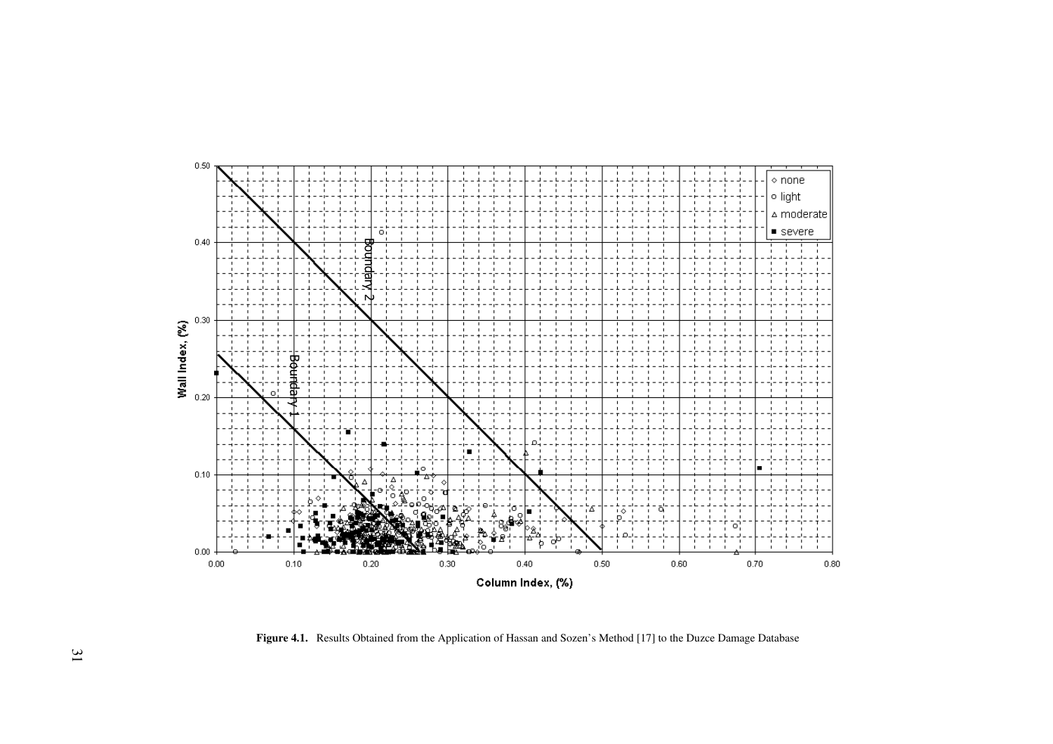**Figure 4.1.** Results Obtained from the Application of Hassan and Sozen's Method [17] to the Duzce Damage Database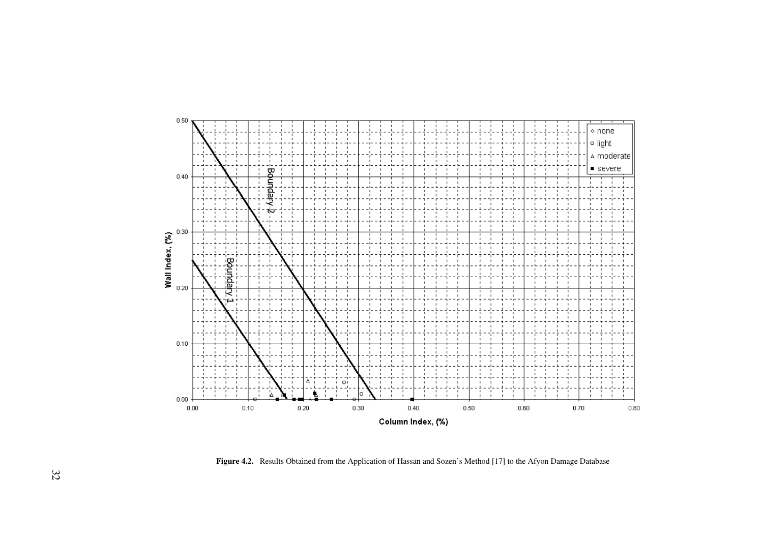**Figure 4.2.** Results Obtained from the Application of Hassan and Sozen's Method [17] to the Afyon Damage Database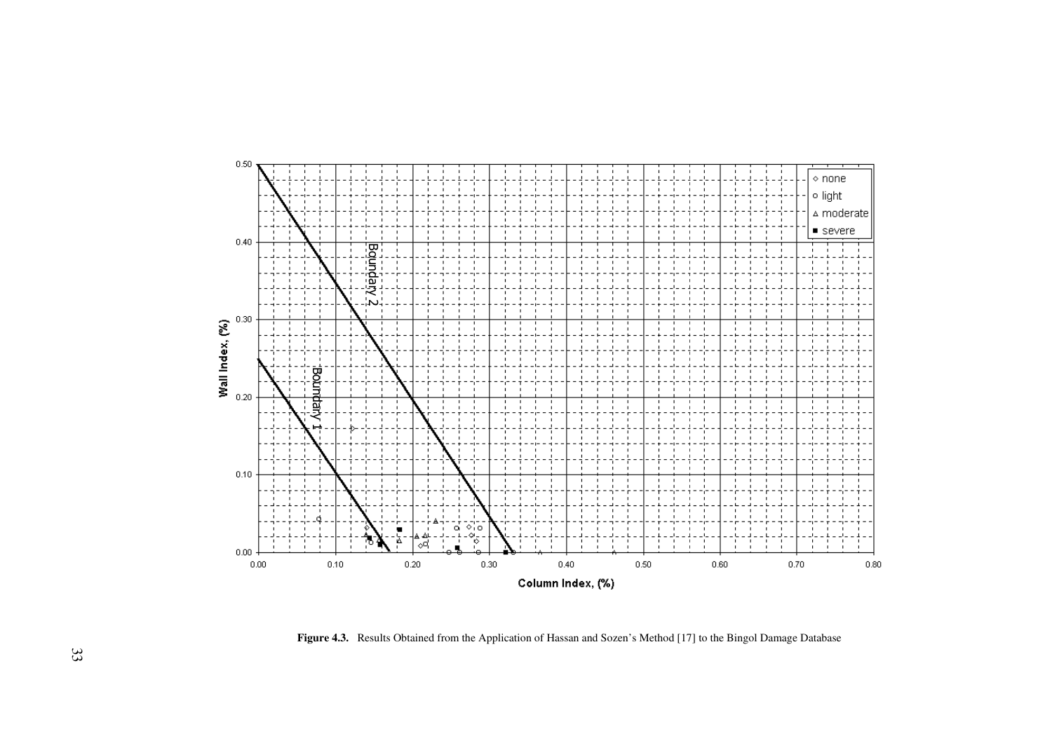**Figure 4.3.** Results Obtained from the Application of Hassan and Sozen's Method [17] to the Bingol Damage Database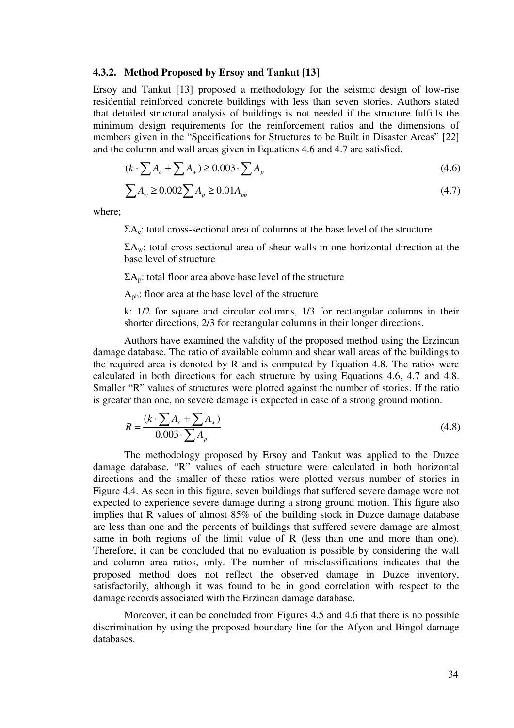### 4.3.2. Method Proposed by Ersoy and Tankut [13]

Ersoy and Tankut [13] proposed a methodology for the seismic design of low-rise residential reinforced concrete buildings with less than seven stories. Authors stated that detailed structural analysis of buildings is not needed if the structure fulfills the minimum design requirements for the reinforcement ratios and the dimensions of members given in the "Specifications for Structures to be Built in Disaster Areas" [22] and the column and wall areas given in Equations 4.6 and 4.7 are satisfied.

$$(k \cdot \sum A_c + \sum A_w) \geq 0.003 \cdot \sum A_p \tag{4.6}$$

$$\sum A_w \geq 0.002 \sum A_p \geq 0.01 A_{pb} \tag{4.7}$$

where;

$\Sigma A_c$: total cross-sectional area of columns at the base level of the structure

$\Sigma A_w$: total cross-sectional area of shear walls in one horizontal direction at the base level of structure

$\Sigma A_p$: total floor area above base level of the structure

$A_{pb}$: floor area at the base level of the structure

k: 1/2 for square and circular columns, 1/3 for rectangular columns in their shorter directions, 2/3 for rectangular columns in their longer directions.

Authors have examined the validity of the proposed method using the Erzincan damage database. The ratio of available column and shear wall areas of the buildings to the required area is denoted by R and is computed by Equation 4.8. The ratios were calculated in both directions for each structure by using Equations 4.6, 4.7 and 4.8. Smaller "R" values of structures were plotted against the number of stories. If the ratio is greater than one, no severe damage is expected in case of a strong ground motion.

$$R = \frac{(k \cdot \sum A_c + \sum A_w)}{0.003 \cdot \sum A_p} \tag{4.8}$$

The methodology proposed by Ersoy and Tankut was applied to the Duzce damage database. "R" values of each structure were calculated in both horizontal directions and the smaller of these ratios were plotted versus number of stories in Figure 4.4. As seen in this figure, seven buildings that suffered severe damage were not expected to experience severe damage during a strong ground motion. This figure also implies that R values of almost 85% of the building stock in Duzce damage database are less than one and the percents of buildings that suffered severe damage are almost same in both regions of the limit value of R (less than one and more than one). Therefore, it can be concluded that no evaluation is possible by considering the wall and column area ratios, only. The number of misclassifications indicates that the proposed method does not reflect the observed damage in Duzce inventory, satisfactorily, although it was found to be in good correlation with respect to the damage records associated with the Erzincan damage database.

Moreover, it can be concluded from Figures 4.5 and 4.6 that there is no possible discrimination by using the proposed boundary line for the Afyon and Bingol damage databases.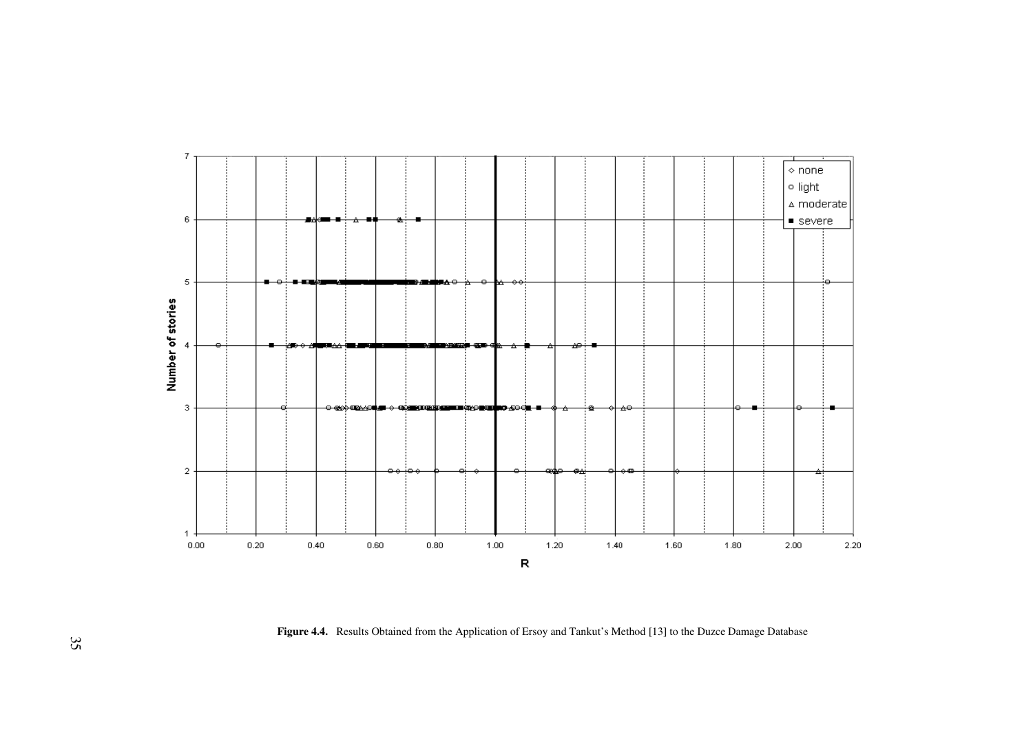**Figure 4.4.** Results Obtained from the Application of Ersoy and Tankut's Method [13] to the Duzce Damage Database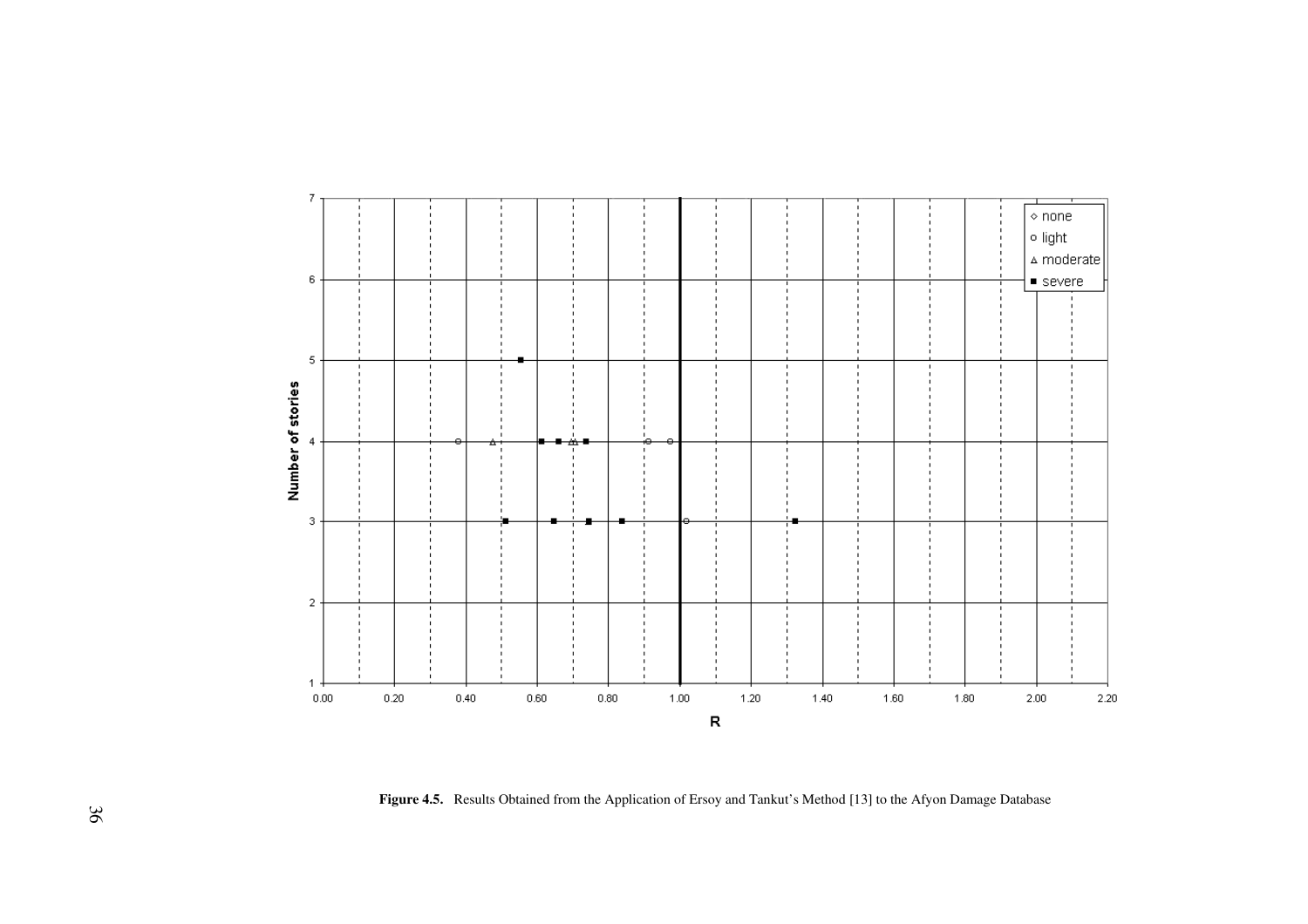**Figure 4.5.** Results Obtained from the Application of Ersoy and Tankut's Method [13] to the Afyon Damage Database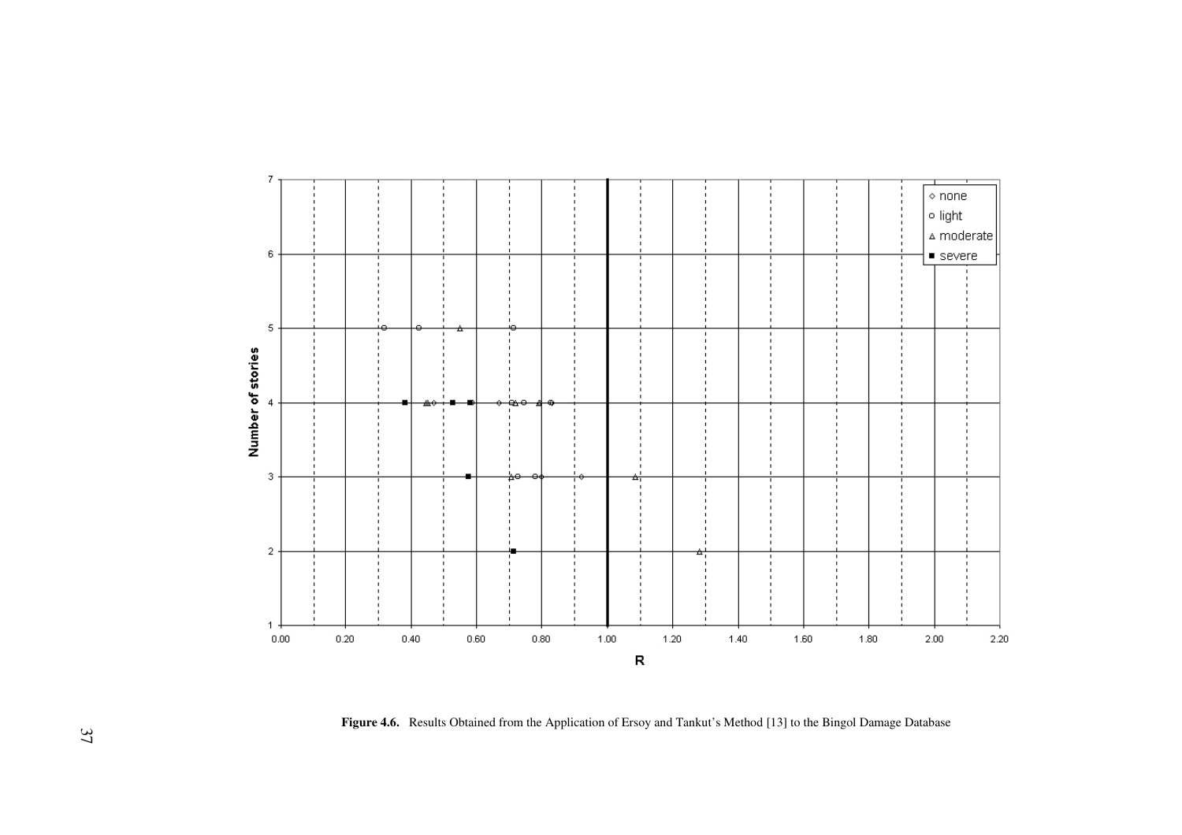**Figure 4.6.** Results Obtained from the Application of Ersoy and Tankut's Method [13] to the Bingol Damage Database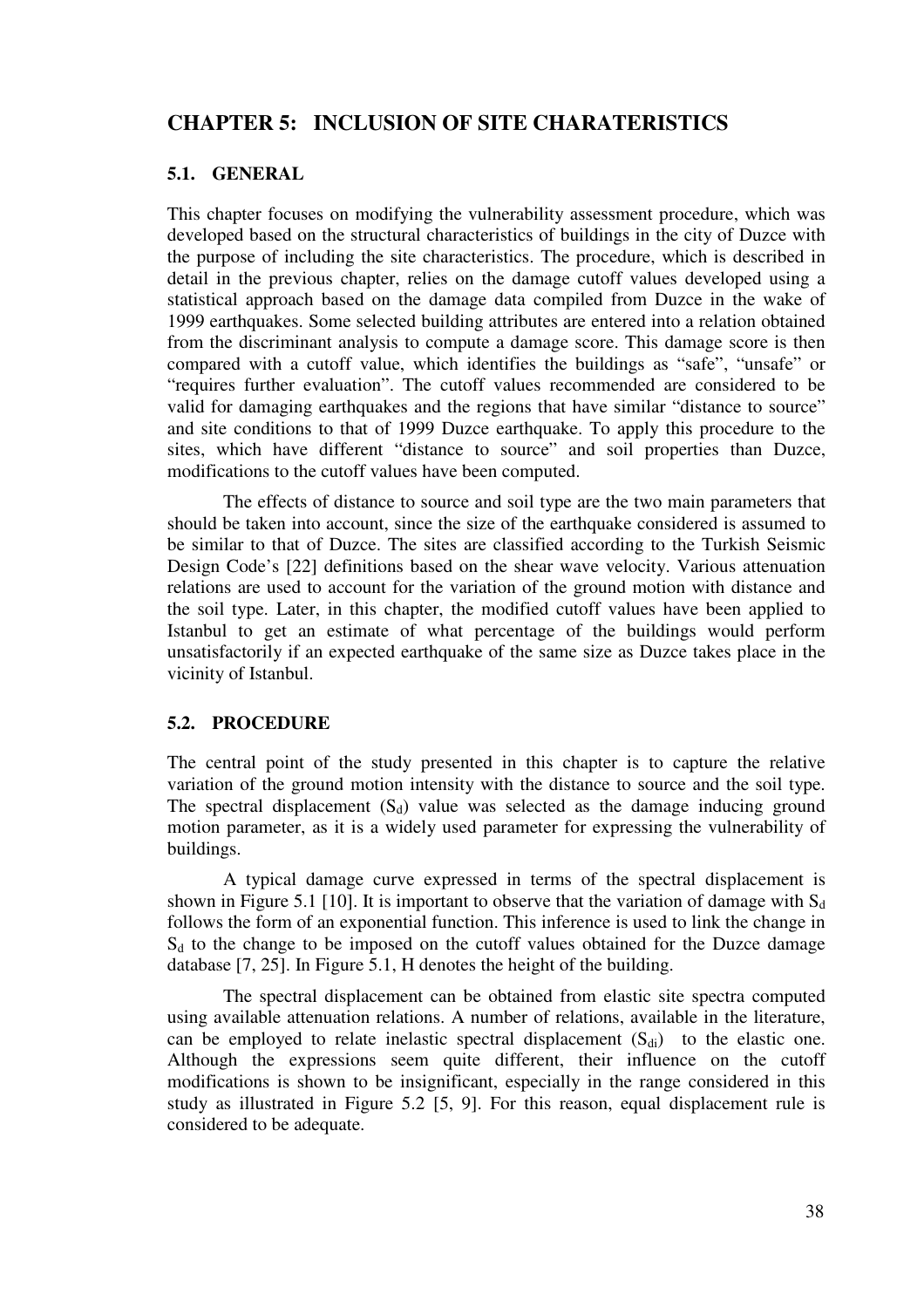# CHAPTER 5: INCLUSION OF SITE CHARATERISTICS

## 5.1. GENERAL

This chapter focuses on modifying the vulnerability assessment procedure, which was developed based on the structural characteristics of buildings in the city of Duzce with the purpose of including the site characteristics. The procedure, which is described in detail in the previous chapter, relies on the damage cutoff values developed using a statistical approach based on the damage data compiled from Duzce in the wake of 1999 earthquakes. Some selected building attributes are entered into a relation obtained from the discriminant analysis to compute a damage score. This damage score is then compared with a cutoff value, which identifies the buildings as "safe", "unsafe" or "requires further evaluation". The cutoff values recommended are considered to be valid for damaging earthquakes and the regions that have similar "distance to source" and site conditions to that of 1999 Duzce earthquake. To apply this procedure to the sites, which have different "distance to source" and soil properties than Duzce, modifications to the cutoff values have been computed.

The effects of distance to source and soil type are the two main parameters that should be taken into account, since the size of the earthquake considered is assumed to be similar to that of Duzce. The sites are classified according to the Turkish Seismic Design Code's [22] definitions based on the shear wave velocity. Various attenuation relations are used to account for the variation of the ground motion with distance and the soil type. Later, in this chapter, the modified cutoff values have been applied to Istanbul to get an estimate of what percentage of the buildings would perform unsatisfactorily if an expected earthquake of the same size as Duzce takes place in the vicinity of Istanbul.

## 5.2. PROCEDURE

The central point of the study presented in this chapter is to capture the relative variation of the ground motion intensity with the distance to source and the soil type. The spectral displacement ($S_d$) value was selected as the damage inducing ground motion parameter, as it is a widely used parameter for expressing the vulnerability of buildings.

A typical damage curve expressed in terms of the spectral displacement is shown in Figure 5.1 [10]. It is important to observe that the variation of damage with $S_d$ follows the form of an exponential function. This inference is used to link the change in $S_d$ to the change to be imposed on the cutoff values obtained for the Duzce damage database [7, 25]. In Figure 5.1, H denotes the height of the building.

The spectral displacement can be obtained from elastic site spectra computed using available attenuation relations. A number of relations, available in the literature, can be employed to relate inelastic spectral displacement ($S_{di}$) to the elastic one. Although the expressions seem quite different, their influence on the cutoff modifications is shown to be insignificant, especially in the range considered in this study as illustrated in Figure 5.2 [5, 9]. For this reason, equal displacement rule is considered to be adequate.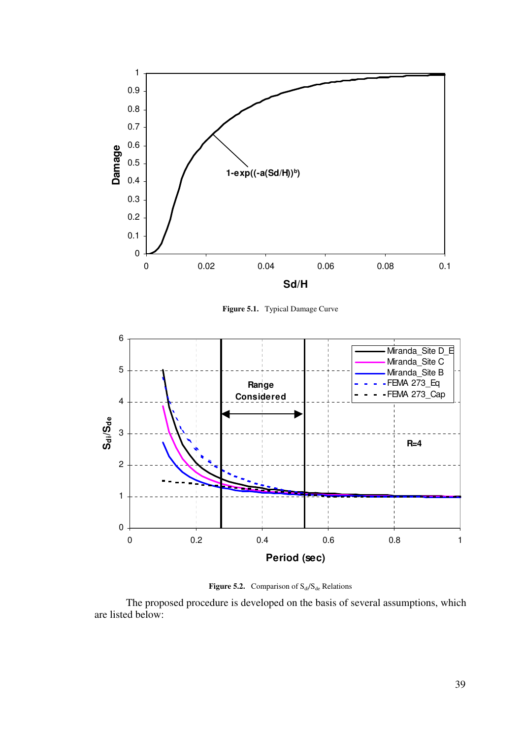**Figure 5.1.** Typical Damage Curve

**Figure 5.2.** Comparison of $S_{di}/S_{de}$ Relations

The proposed procedure is developed on the basis of several assumptions, which are listed below: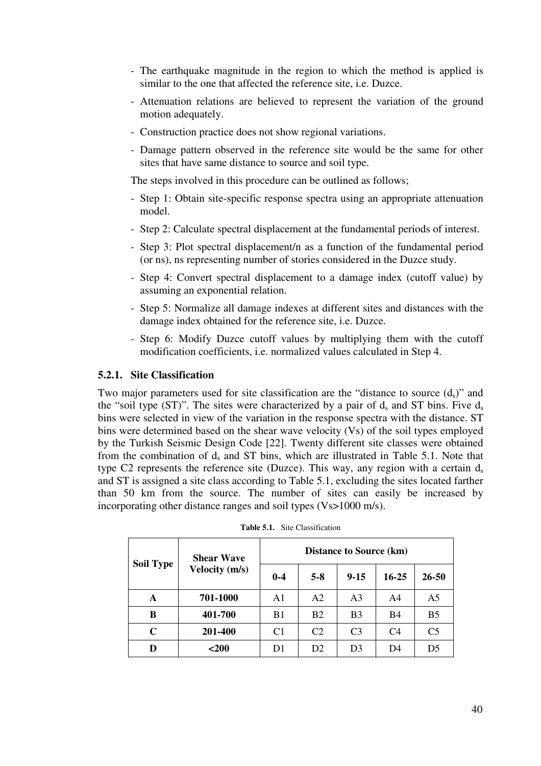- The earthquake magnitude in the region to which the method is applied is similar to the one that affected the reference site, i.e. Duzce.
- Attenuation relations are believed to represent the variation of the ground motion adequately.
- Construction practice does not show regional variations.
- Damage pattern observed in the reference site would be the same for other sites that have same distance to source and soil type.

The steps involved in this procedure can be outlined as follows;

- Step 1: Obtain site-specific response spectra using an appropriate attenuation model.
- Step 2: Calculate spectral displacement at the fundamental periods of interest.
- Step 3: Plot spectral displacement/n as a function of the fundamental period (or ns), ns representing number of stories considered in the Duzce study.
- Step 4: Convert spectral displacement to a damage index (cutoff value) by assuming an exponential relation.
- Step 5: Normalize all damage indexes at different sites and distances with the damage index obtained for the reference site, i.e. Duzce.
- Step 6: Modify Duzce cutoff values by multiplying them with the cutoff modification coefficients, i.e. normalized values calculated in Step 4.

### 5.2.1. Site Classification

Two major parameters used for site classification are the "distance to source ($d_s$)" and the "soil type (ST)". The sites were characterized by a pair of $d_s$ and ST bins. Five $d_s$ bins were selected in view of the variation in the response spectra with the distance. ST bins were determined based on the shear wave velocity (Vs) of the soil types employed by the Turkish Seismic Design Code [22]. Twenty different site classes were obtained from the combination of $d_s$ and ST bins, which are illustrated in Table 5.1. Note that type C2 represents the reference site (Duzce). This way, any region with a certain $d_s$ and ST is assigned a site class according to Table 5.1, excluding the sites located farther than 50 km from the source. The number of sites can easily be increased by incorporating other distance ranges and soil types (Vs>1000 m/s).

**Table 5.1.** Site Classification

| Soil Type | Shear Wave Velocity (m/s) | Distance to Source (km) | | | | |
|---|---|---|---|---|---|---|
| | | 0-4 | 5-8 | 9-15 | 16-25 | 26-50 |
| **A** | **701-1000** | A1 | A2 | A3 | A4 | A5 |
| **B** | **401-700** | B1 | B2 | B3 | B4 | B5 |
| **C** | **201-400** | C1 | C2 | C3 | C4 | C5 |
| **D** | **<200** | D1 | D2 | D3 | D4 | D5 |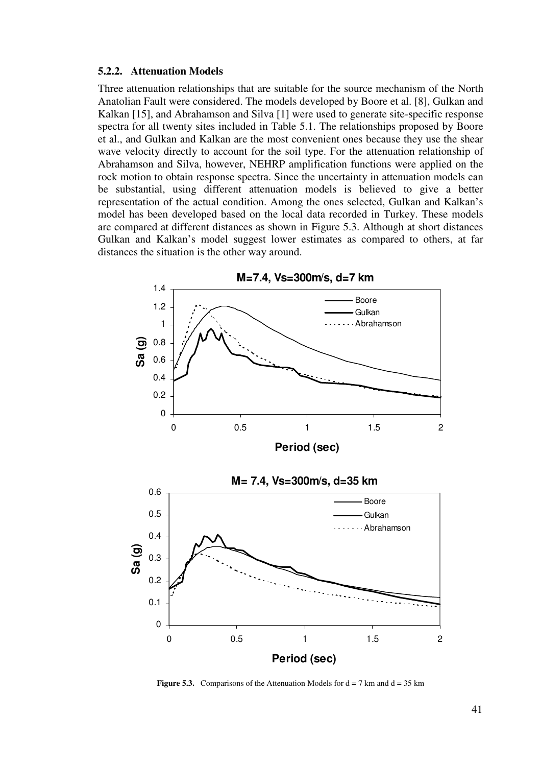### 5.2.2. Attenuation Models

Three attenuation relationships that are suitable for the source mechanism of the North Anatolian Fault were considered. The models developed by Boore et al. [8], Gulkan and Kalkan [15], and Abrahamson and Silva [1] were used to generate site-specific response spectra for all twenty sites included in Table 5.1. The relationships proposed by Boore et al., and Gulkan and Kalkan are the most convenient ones because they use the shear wave velocity directly to account for the soil type. For the attenuation relationship of Abrahamson and Silva, however, NEHRP amplification functions were applied on the rock motion to obtain response spectra. Since the uncertainty in attenuation models can be substantial, using different attenuation models is believed to give a better representation of the actual condition. Among the ones selected, Gulkan and Kalkan's model has been developed based on the local data recorded in Turkey. These models are compared at different distances as shown in Figure 5.3. Although at short distances Gulkan and Kalkan's model suggest lower estimates as compared to others, at far distances the situation is the other way around.

**Figure 5.3.** Comparisons of the Attenuation Models for d = 7 km and d = 35 km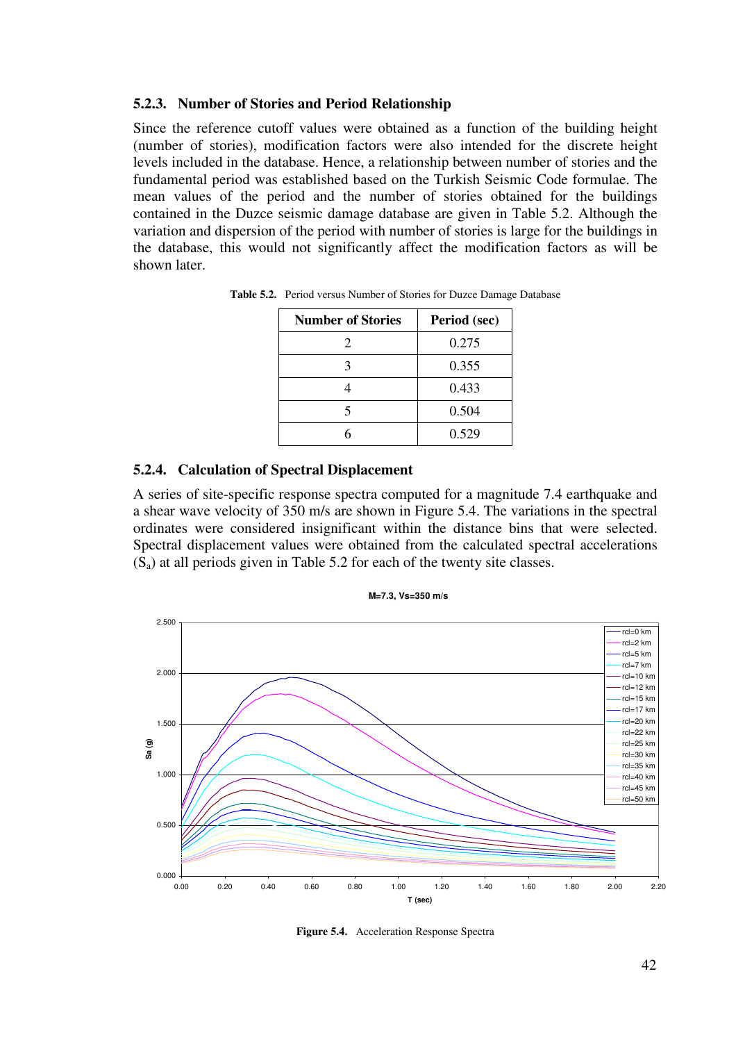### 5.2.3. Number of Stories and Period Relationship

Since the reference cutoff values were obtained as a function of the building height (number of stories), modification factors were also intended for the discrete height levels included in the database. Hence, a relationship between number of stories and the fundamental period was established based on the Turkish Seismic Code formulae. The mean values of the period and the number of stories obtained for the buildings contained in the Duzce seismic damage database are given in Table 5.2. Although the variation and dispersion of the period with number of stories is large for the buildings in the database, this would not significantly affect the modification factors as will be shown later.

**Table 5.2.** Period versus Number of Stories for Duzce Damage Database

| Number of Stories | Period (sec) |
|---|---|
| 2 | 0.275 |
| 3 | 0.355 |
| 4 | 0.433 |
| 5 | 0.504 |
| 6 | 0.529 |

### 5.2.4. Calculation of Spectral Displacement

A series of site-specific response spectra computed for a magnitude 7.4 earthquake and a shear wave velocity of 350 m/s are shown in Figure 5.4. The variations in the spectral ordinates were considered insignificant within the distance bins that were selected. Spectral displacement values were obtained from the calculated spectral accelerations ($S_a$) at all periods given in Table 5.2 for each of the twenty site classes.

**Figure 5.4.** Acceleration Response Spectra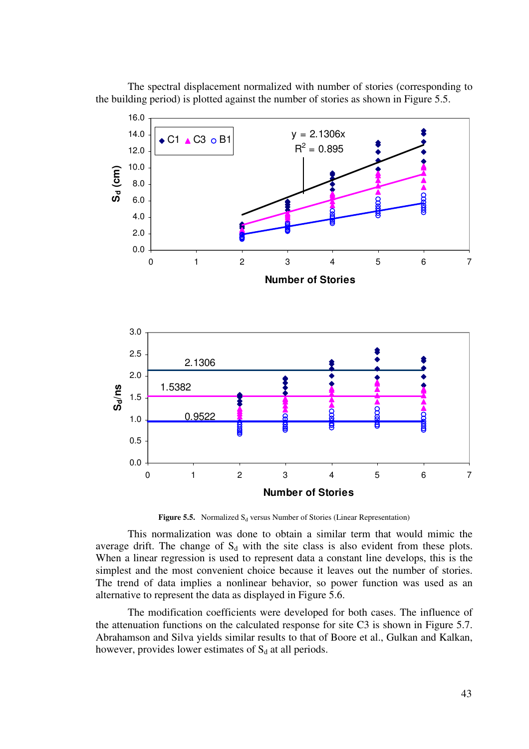The spectral displacement normalized with number of stories (corresponding to the building period) is plotted against the number of stories as shown in Figure 5.5.

**Figure 5.5.** Normalized $S_d$ versus Number of Stories (Linear Representation)

This normalization was done to obtain a similar term that would mimic the average drift. The change of $S_d$ with the site class is also evident from these plots. When a linear regression is used to represent data a constant line develops, this is the simplest and the most convenient choice because it leaves out the number of stories. The trend of data implies a nonlinear behavior, so power function was used as an alternative to represent the data as displayed in Figure 5.6.

The modification coefficients were developed for both cases. The influence of the attenuation functions on the calculated response for site C3 is shown in Figure 5.7. Abrahamson and Silva yields similar results to that of Boore et al., Gulkan and Kalkan, however, provides lower estimates of $S_d$ at all periods.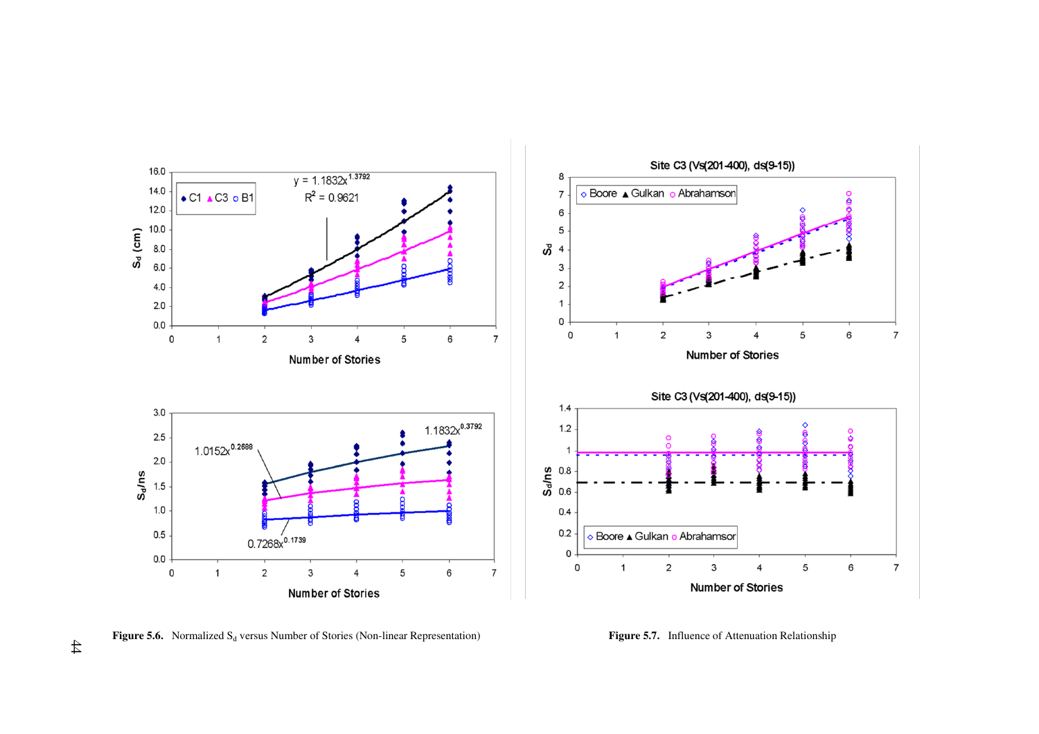Figure 5.6. Normalized $S_d$ versus Number of Stories (Non-linear Representation)

Figure 5.7. Influence of Attenuation Relationship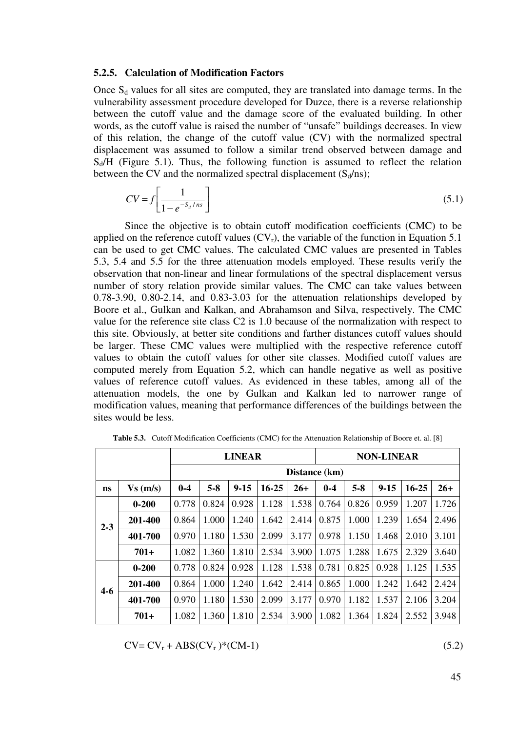### 5.2.5. Calculation of Modification Factors

Once $S_d$ values for all sites are computed, they are translated into damage terms. In the vulnerability assessment procedure developed for Duzce, there is a reverse relationship between the cutoff value and the damage score of the evaluated building. In other words, as the cutoff value is raised the number of "unsafe" buildings decreases. In view of this relation, the change of the cutoff value (CV) with the normalized spectral displacement was assumed to follow a similar trend observed between damage and $S_d/H$ (Figure 5.1). Thus, the following function is assumed to reflect the relation between the CV and the normalized spectral displacement ($S_d$/ns);

$$CV = f\left[\frac{1}{1-e^{-S_d/ns}}\right] \tag{5.1}$$

Since the objective is to obtain cutoff modification coefficients (CMC) to be applied on the reference cutoff values ($CV_r$), the variable of the function in Equation 5.1 can be used to get CMC values. The calculated CMC values are presented in Tables 5.3, 5.4 and 5.5 for the three attenuation models employed. These results verify the observation that non-linear and linear formulations of the spectral displacement versus number of story relation provide similar values. The CMC can take values between 0.78-3.90, 0.80-2.14, and 0.83-3.03 for the attenuation relationships developed by Boore et al., Gulkan and Kalkan, and Abrahamson and Silva, respectively. The CMC value for the reference site class C2 is 1.0 because of the normalization with respect to this site. Obviously, at better site conditions and farther distances cutoff values should be larger. These CMC values were multiplied with the respective reference cutoff values to obtain the cutoff values for other site classes. Modified cutoff values are computed merely from Equation 5.2, which can handle negative as well as positive values of reference cutoff values. As evidenced in these tables, among all of the attenuation models, the one by Gulkan and Kalkan led to narrower range of modification values, meaning that performance differences of the buildings between the sites would be less.

**Table 5.3.** Cutoff Modification Coefficients (CMC) for the Attenuation Relationship of Boore et. al. [8]

| | | LINEAR | | | | | NON-LINEAR | | | | |
|---|---|---|---|---|---|---|---|---|---|---|---|
| | | Distance (km) | | | | | | | | | |
| ns | Vs (m/s) | 0-4 | 5-8 | 9-15 | 16-25 | 26+ | 0-4 | 5-8 | 9-15 | 16-25 | 26+ |
| 2-3 | 0-200 | 0.778 | 0.824 | 0.928 | 1.128 | 1.538 | 0.764 | 0.826 | 0.959 | 1.207 | 1.726 |
| | 201-400 | 0.864 | 1.000 | 1.240 | 1.642 | 2.414 | 0.875 | 1.000 | 1.239 | 1.654 | 2.496 |
| | 401-700 | 0.970 | 1.180 | 1.530 | 2.099 | 3.177 | 0.978 | 1.150 | 1.468 | 2.010 | 3.101 |
| | 701+ | 1.082 | 1.360 | 1.810 | 2.534 | 3.900 | 1.075 | 1.288 | 1.675 | 2.329 | 3.640 |
| 4-6 | 0-200 | 0.778 | 0.824 | 0.928 | 1.128 | 1.538 | 0.781 | 0.825 | 0.928 | 1.125 | 1.535 |
| | 201-400 | 0.864 | 1.000 | 1.240 | 1.642 | 2.414 | 0.865 | 1.000 | 1.242 | 1.642 | 2.424 |
| | 401-700 | 0.970 | 1.180 | 1.530 | 2.099 | 3.177 | 0.970 | 1.182 | 1.537 | 2.106 | 3.204 |
| | 701+ | 1.082 | 1.360 | 1.810 | 2.534 | 3.900 | 1.082 | 1.364 | 1.824 | 2.552 | 3.948 |

$$CV = CV_r + ABS(CV_r)*(CM-1) \tag{5.2}$$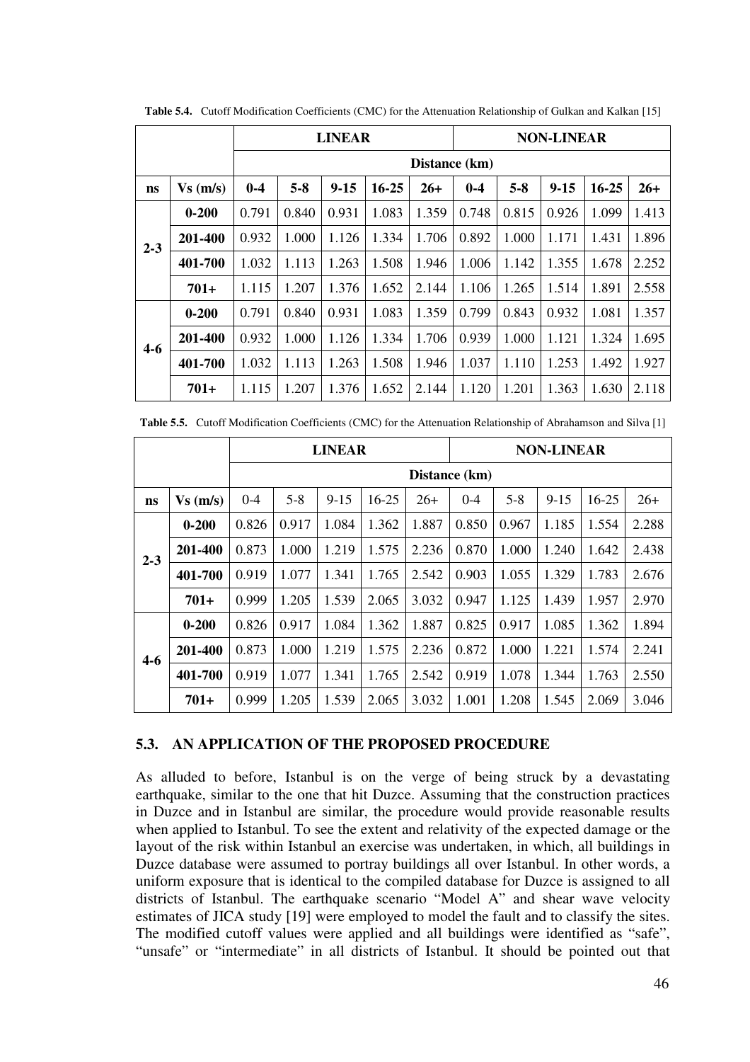**Table 5.4.** Cutoff Modification Coefficients (CMC) for the Attenuation Relationship of Gulkan and Kalkan [15]

| | | LINEAR | | | | | NON-LINEAR | | | | |
|---|---|---|---|---|---|---|---|---|---|---|---|
| | | Distance (km) | | | | | | | | | |
| ns | Vs (m/s) | 0-4 | 5-8 | 9-15 | 16-25 | 26+ | 0-4 | 5-8 | 9-15 | 16-25 | 26+ |
| 2-3 | 0-200 | 0.791 | 0.840 | 0.931 | 1.083 | 1.359 | 0.748 | 0.815 | 0.926 | 1.099 | 1.413 |
| | 201-400 | 0.932 | 1.000 | 1.126 | 1.334 | 1.706 | 0.892 | 1.000 | 1.171 | 1.431 | 1.896 |
| | 401-700 | 1.032 | 1.113 | 1.263 | 1.508 | 1.946 | 1.006 | 1.142 | 1.355 | 1.678 | 2.252 |
| | 701+ | 1.115 | 1.207 | 1.376 | 1.652 | 2.144 | 1.106 | 1.265 | 1.514 | 1.891 | 2.558 |
| 4-6 | 0-200 | 0.791 | 0.840 | 0.931 | 1.083 | 1.359 | 0.799 | 0.843 | 0.932 | 1.081 | 1.357 |
| | 201-400 | 0.932 | 1.000 | 1.126 | 1.334 | 1.706 | 0.939 | 1.000 | 1.121 | 1.324 | 1.695 |
| | 401-700 | 1.032 | 1.113 | 1.263 | 1.508 | 1.946 | 1.037 | 1.110 | 1.253 | 1.492 | 1.927 |
| | 701+ | 1.115 | 1.207 | 1.376 | 1.652 | 2.144 | 1.120 | 1.201 | 1.363 | 1.630 | 2.118 |

**Table 5.5.** Cutoff Modification Coefficients (CMC) for the Attenuation Relationship of Abrahamson and Silva [1]

| | | LINEAR | | | | | NON-LINEAR | | | | |
|---|---|---|---|---|---|---|---|---|---|---|---|
| | | Distance (km) | | | | | | | | | |
| ns | Vs (m/s) | 0-4 | 5-8 | 9-15 | 16-25 | 26+ | 0-4 | 5-8 | 9-15 | 16-25 | 26+ |
| 2-3 | 0-200 | 0.826 | 0.917 | 1.084 | 1.362 | 1.887 | 0.850 | 0.967 | 1.185 | 1.554 | 2.288 |
| | 201-400 | 0.873 | 1.000 | 1.219 | 1.575 | 2.236 | 0.870 | 1.000 | 1.240 | 1.642 | 2.438 |
| | 401-700 | 0.919 | 1.077 | 1.341 | 1.765 | 2.542 | 0.903 | 1.055 | 1.329 | 1.783 | 2.676 |
| | 701+ | 0.999 | 1.205 | 1.539 | 2.065 | 3.032 | 0.947 | 1.125 | 1.439 | 1.957 | 2.970 |
| 4-6 | 0-200 | 0.826 | 0.917 | 1.084 | 1.362 | 1.887 | 0.825 | 0.917 | 1.085 | 1.362 | 1.894 |
| | 201-400 | 0.873 | 1.000 | 1.219 | 1.575 | 2.236 | 0.872 | 1.000 | 1.221 | 1.574 | 2.241 |
| | 401-700 | 0.919 | 1.077 | 1.341 | 1.765 | 2.542 | 0.919 | 1.078 | 1.344 | 1.763 | 2.550 |
| | 701+ | 0.999 | 1.205 | 1.539 | 2.065 | 3.032 | 1.001 | 1.208 | 1.545 | 2.069 | 3.046 |

## 5.3. AN APPLICATION OF THE PROPOSED PROCEDURE

As alluded to before, Istanbul is on the verge of being struck by a devastating earthquake, similar to the one that hit Duzce. Assuming that the construction practices in Duzce and in Istanbul are similar, the procedure would provide reasonable results when applied to Istanbul. To see the extent and relativity of the expected damage or the layout of the risk within Istanbul an exercise was undertaken, in which, all buildings in Duzce database were assumed to portray buildings all over Istanbul. In other words, a uniform exposure that is identical to the compiled database for Duzce is assigned to all districts of Istanbul. The earthquake scenario "Model A" and shear wave velocity estimates of JICA study [19] were employed to model the fault and to classify the sites. The modified cutoff values were applied and all buildings were identified as "safe", "unsafe" or "intermediate" in all districts of Istanbul. It should be pointed out that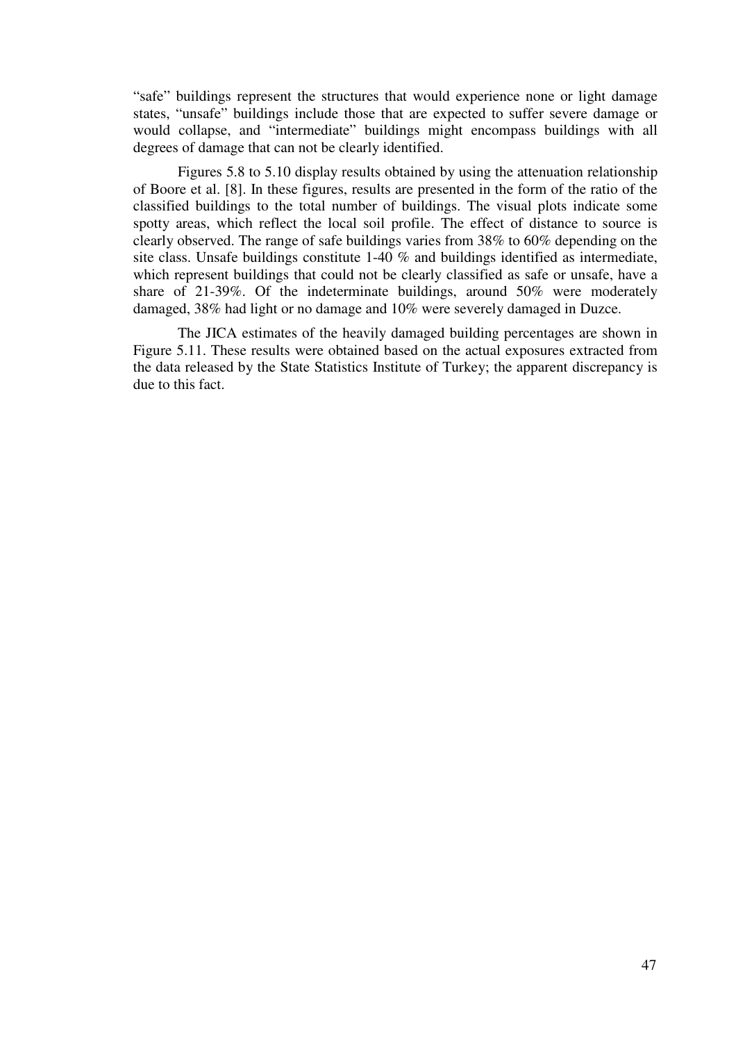"safe" buildings represent the structures that would experience none or light damage states, "unsafe" buildings include those that are expected to suffer severe damage or would collapse, and "intermediate" buildings might encompass buildings with all degrees of damage that can not be clearly identified.

Figures 5.8 to 5.10 display results obtained by using the attenuation relationship of Boore et al. [8]. In these figures, results are presented in the form of the ratio of the classified buildings to the total number of buildings. The visual plots indicate some spotty areas, which reflect the local soil profile. The effect of distance to source is clearly observed. The range of safe buildings varies from 38% to 60% depending on the site class. Unsafe buildings constitute 1-40 % and buildings identified as intermediate, which represent buildings that could not be clearly classified as safe or unsafe, have a share of 21-39%. Of the indeterminate buildings, around 50% were moderately damaged, 38% had light or no damage and 10% were severely damaged in Duzce.

The JICA estimates of the heavily damaged building percentages are shown in Figure 5.11. These results were obtained based on the actual exposures extracted from the data released by the State Statistics Institute of Turkey; the apparent discrepancy is due to this fact.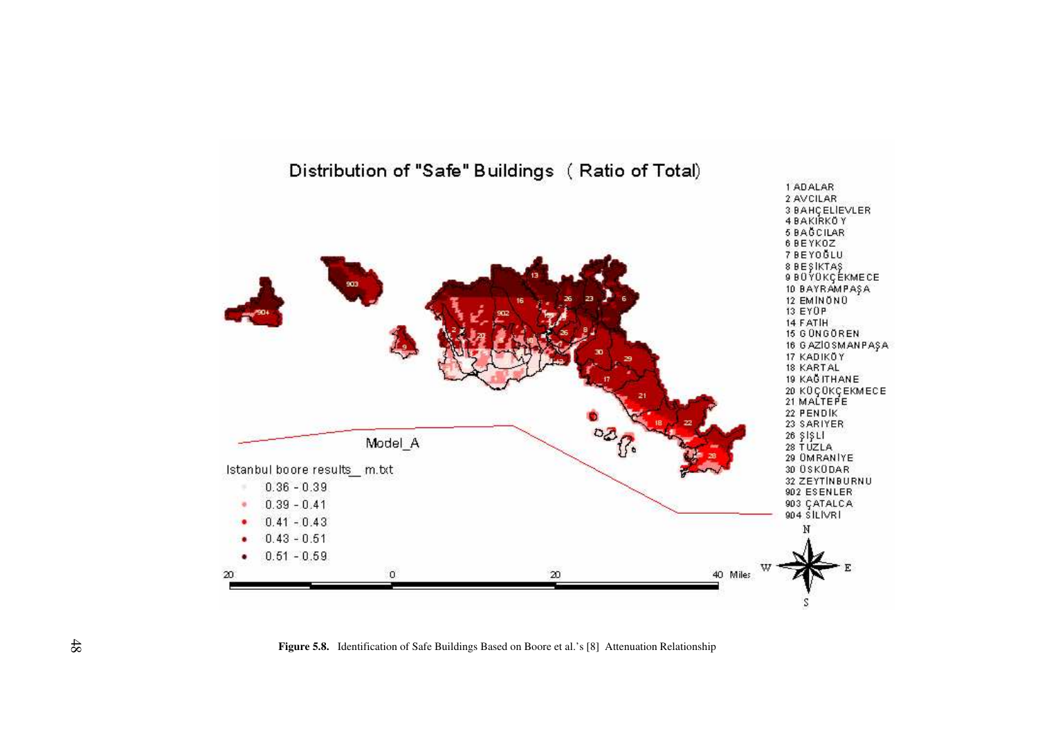**Figure 5.8.** Identification of Safe Buildings Based on Boore et al.'s [8] Attenuation Relationship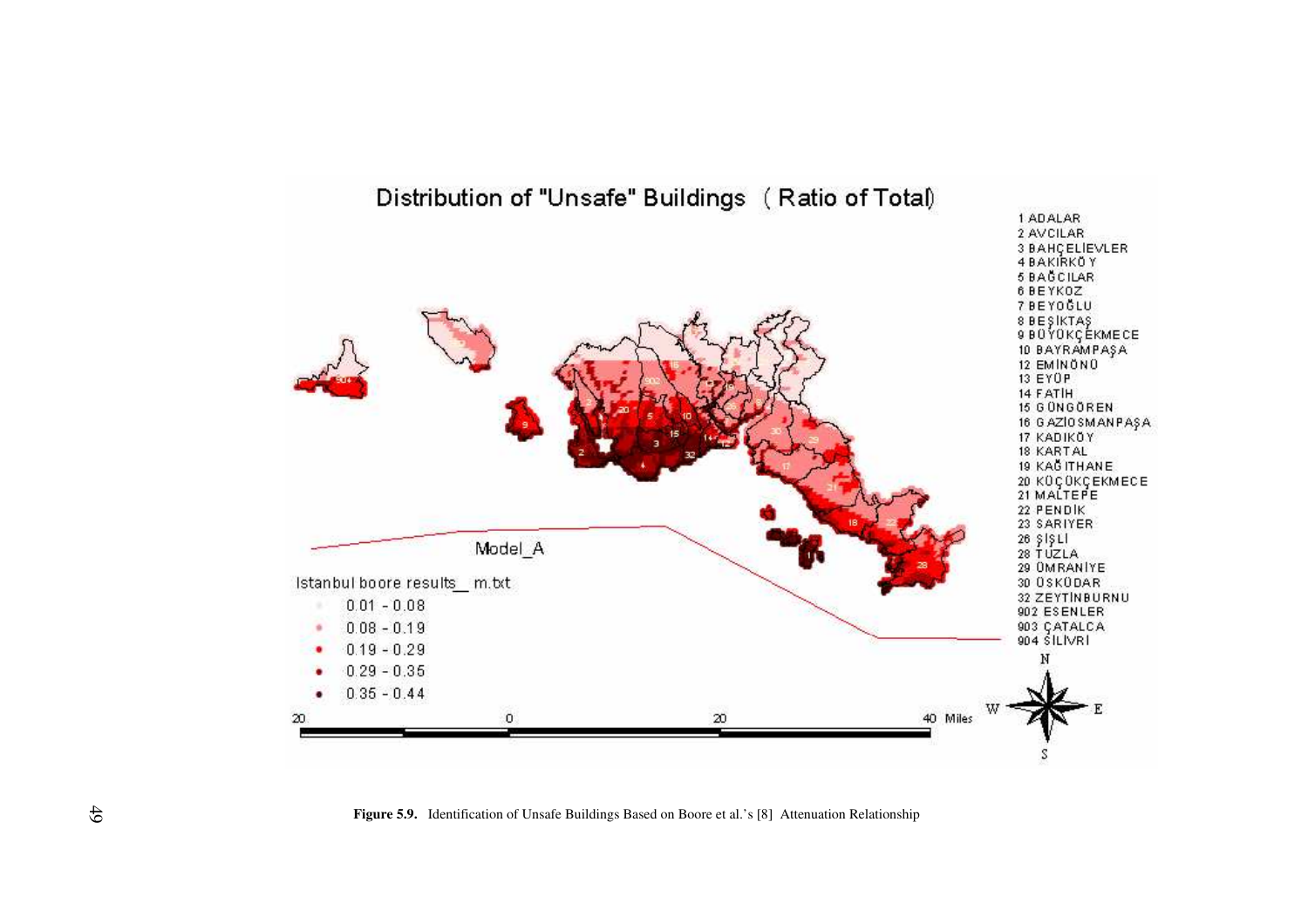**Figure 5.9.** Identification of Unsafe Buildings Based on Boore et al.'s [8] Attenuation Relationship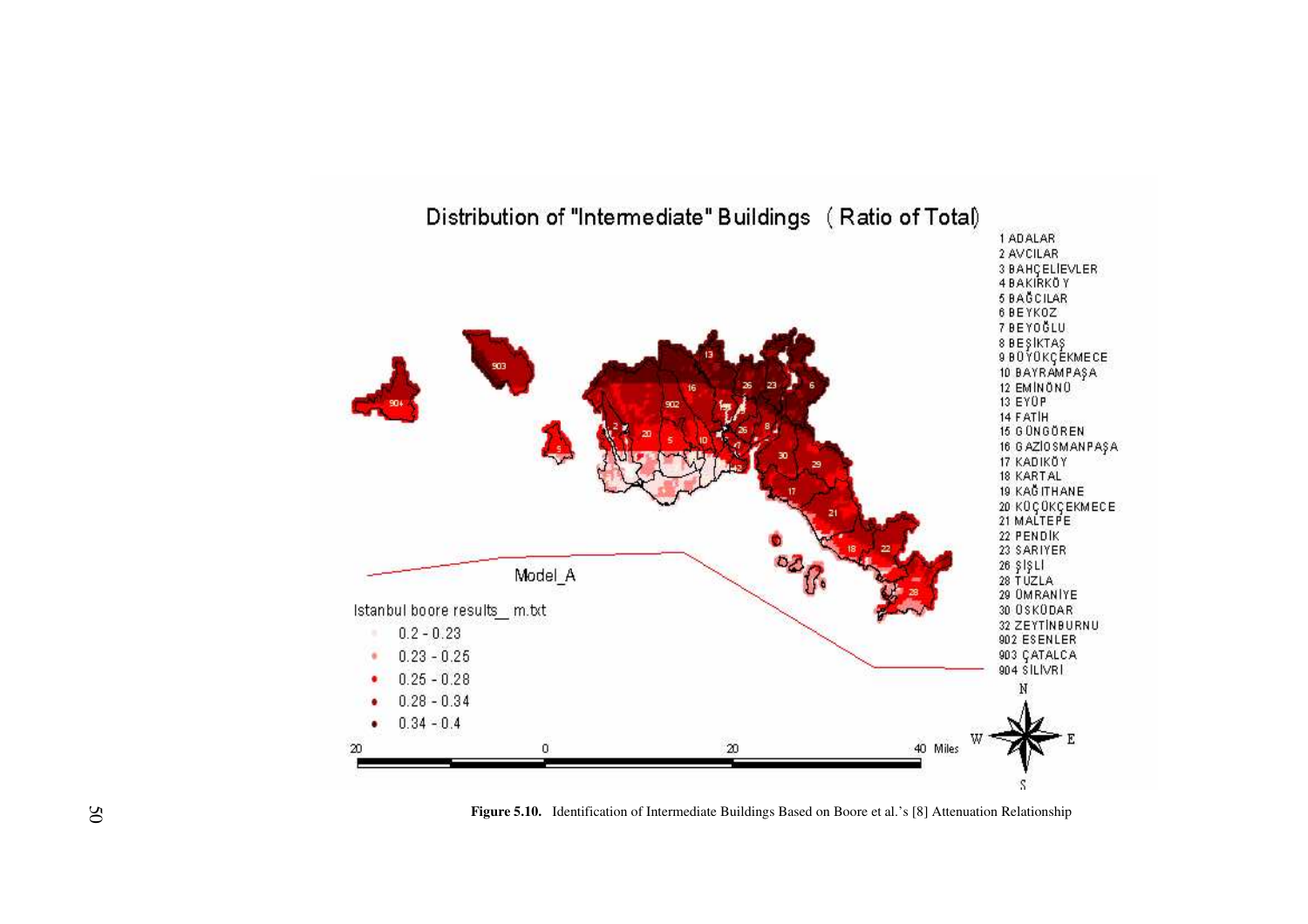Distribution of "Intermediate" Buildings (Ratio of Total)

1 ADALAR
2 AVCILAR
3 BAHÇELİEVLER
4 BAKIRKÖY
5 BAĞCILAR
6 BEYKOZ
7 BEYOĞLU
8 BEŞİKTAŞ
9 BÜYÜKÇEKMECE
10 BAYRAMPAŞA
12 EMİNÖNÜ
13 EYÜP
14 FATİH
15 GÜNGÖREN
16 GAZİOSMANPAŞA
17 KADIKÖY
18 KARTAL
19 KAĞITHANE
20 KÜÇÜKÇEKMECE
21 MALTEPE
22 PENDİK
23 SARIYER
26 ŞİŞLİ
28 TUZLA
29 ÜMRANİYE
30 ÜSKÜDAR
32 ZEYTİNBURNU
902 ESENLER
903 ÇATALCA
904 SİLİVRİ

Model_A

Istanbul boore results_ m.txt
- 0.2 - 0.23
- 0.23 - 0.25
- 0.25 - 0.28
- 0.28 - 0.34
- 0.34 - 0.4

20 0 20 40 Miles

**Figure 5.10.** Identification of Intermediate Buildings Based on Boore et al.'s [8] Attenuation Relationship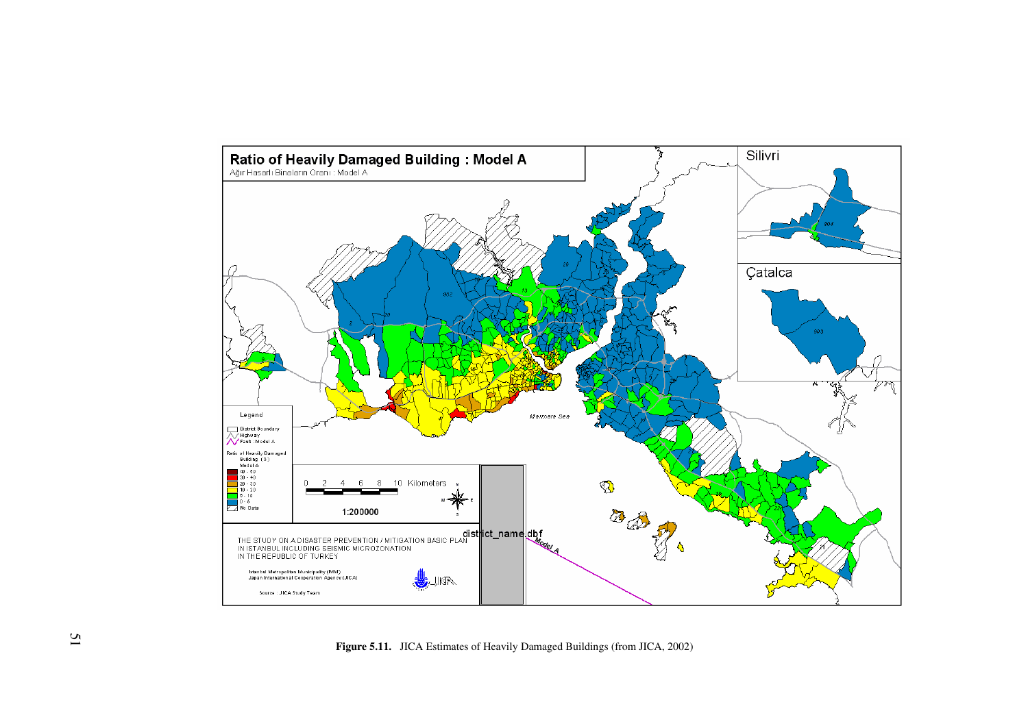**Figure 5.11.** JICA Estimates of Heavily Damaged Buildings (from JICA, 2002)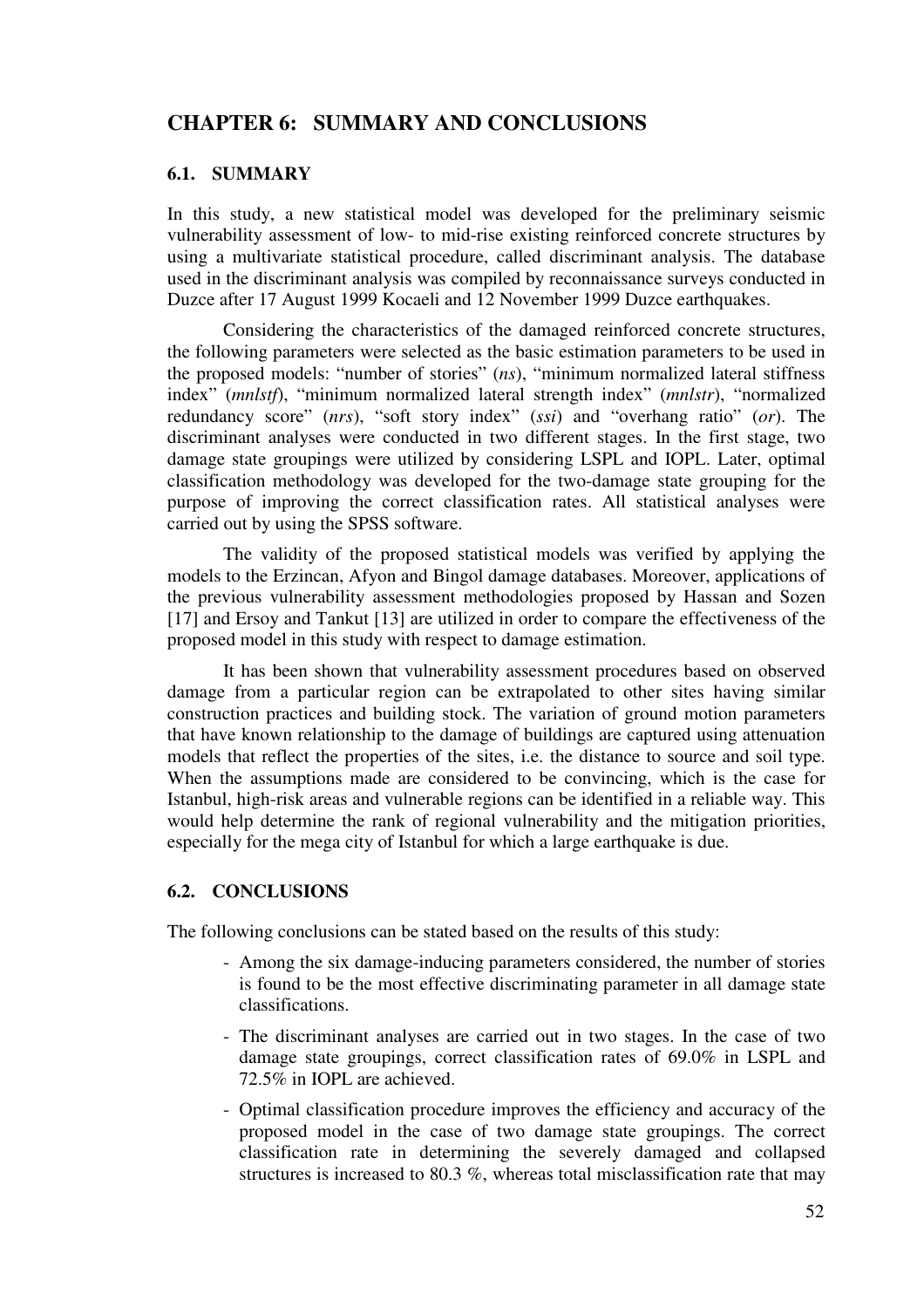# CHAPTER 6: SUMMARY AND CONCLUSIONS

## 6.1. SUMMARY

In this study, a new statistical model was developed for the preliminary seismic vulnerability assessment of low- to mid-rise existing reinforced concrete structures by using a multivariate statistical procedure, called discriminant analysis. The database used in the discriminant analysis was compiled by reconnaissance surveys conducted in Duzce after 17 August 1999 Kocaeli and 12 November 1999 Duzce earthquakes.

Considering the characteristics of the damaged reinforced concrete structures, the following parameters were selected as the basic estimation parameters to be used in the proposed models: "number of stories" (*ns*), "minimum normalized lateral stiffness index" (*mnlstf*), "minimum normalized lateral strength index" (*mnlstr*), "normalized redundancy score" (*nrs*), "soft story index" (*ssi*) and "overhang ratio" (*or*). The discriminant analyses were conducted in two different stages. In the first stage, two damage state groupings were utilized by considering LSPL and IOPL. Later, optimal classification methodology was developed for the two-damage state grouping for the purpose of improving the correct classification rates. All statistical analyses were carried out by using the SPSS software.

The validity of the proposed statistical models was verified by applying the models to the Erzincan, Afyon and Bingol damage databases. Moreover, applications of the previous vulnerability assessment methodologies proposed by Hassan and Sozen [17] and Ersoy and Tankut [13] are utilized in order to compare the effectiveness of the proposed model in this study with respect to damage estimation.

It has been shown that vulnerability assessment procedures based on observed damage from a particular region can be extrapolated to other sites having similar construction practices and building stock. The variation of ground motion parameters that have known relationship to the damage of buildings are captured using attenuation models that reflect the properties of the sites, i.e. the distance to source and soil type. When the assumptions made are considered to be convincing, which is the case for Istanbul, high-risk areas and vulnerable regions can be identified in a reliable way. This would help determine the rank of regional vulnerability and the mitigation priorities, especially for the mega city of Istanbul for which a large earthquake is due.

## 6.2. CONCLUSIONS

The following conclusions can be stated based on the results of this study:

- Among the six damage-inducing parameters considered, the number of stories is found to be the most effective discriminating parameter in all damage state classifications.
- The discriminant analyses are carried out in two stages. In the case of two damage state groupings, correct classification rates of 69.0% in LSPL and 72.5% in IOPL are achieved.
- Optimal classification procedure improves the efficiency and accuracy of the proposed model in the case of two damage state groupings. The correct classification rate in determining the severely damaged and collapsed structures is increased to 80.3 %, whereas total misclassification rate that may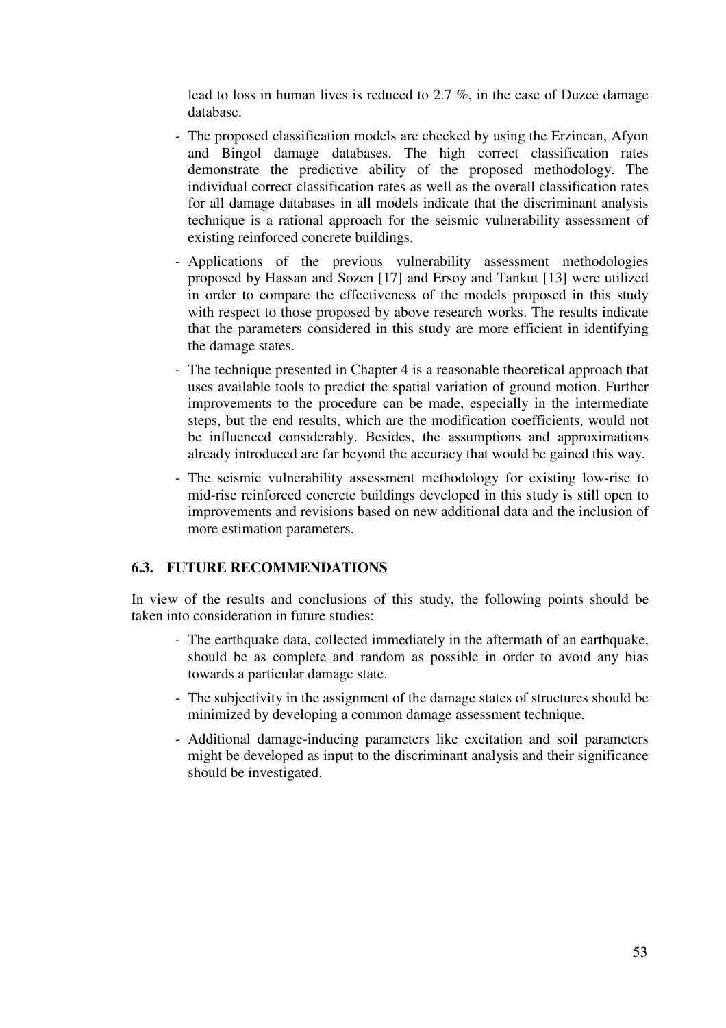lead to loss in human lives is reduced to 2.7 %, in the case of Duzce damage database.

- The proposed classification models are checked by using the Erzincan, Afyon and Bingol damage databases. The high correct classification rates demonstrate the predictive ability of the proposed methodology. The individual correct classification rates as well as the overall classification rates for all damage databases in all models indicate that the discriminant analysis technique is a rational approach for the seismic vulnerability assessment of existing reinforced concrete buildings.
- Applications of the previous vulnerability assessment methodologies proposed by Hassan and Sozen [17] and Ersoy and Tankut [13] were utilized in order to compare the effectiveness of the models proposed in this study with respect to those proposed by above research works. The results indicate that the parameters considered in this study are more efficient in identifying the damage states.
- The technique presented in Chapter 4 is a reasonable theoretical approach that uses available tools to predict the spatial variation of ground motion. Further improvements to the procedure can be made, especially in the intermediate steps, but the end results, which are the modification coefficients, would not be influenced considerably. Besides, the assumptions and approximations already introduced are far beyond the accuracy that would be gained this way.
- The seismic vulnerability assessment methodology for existing low-rise to mid-rise reinforced concrete buildings developed in this study is still open to improvements and revisions based on new additional data and the inclusion of more estimation parameters.

## 6.3. FUTURE RECOMMENDATIONS

In view of the results and conclusions of this study, the following points should be taken into consideration in future studies:

- The earthquake data, collected immediately in the aftermath of an earthquake, should be as complete and random as possible in order to avoid any bias towards a particular damage state.
- The subjectivity in the assignment of the damage states of structures should be minimized by developing a common damage assessment technique.
- Additional damage-inducing parameters like excitation and soil parameters might be developed as input to the discriminant analysis and their significance should be investigated.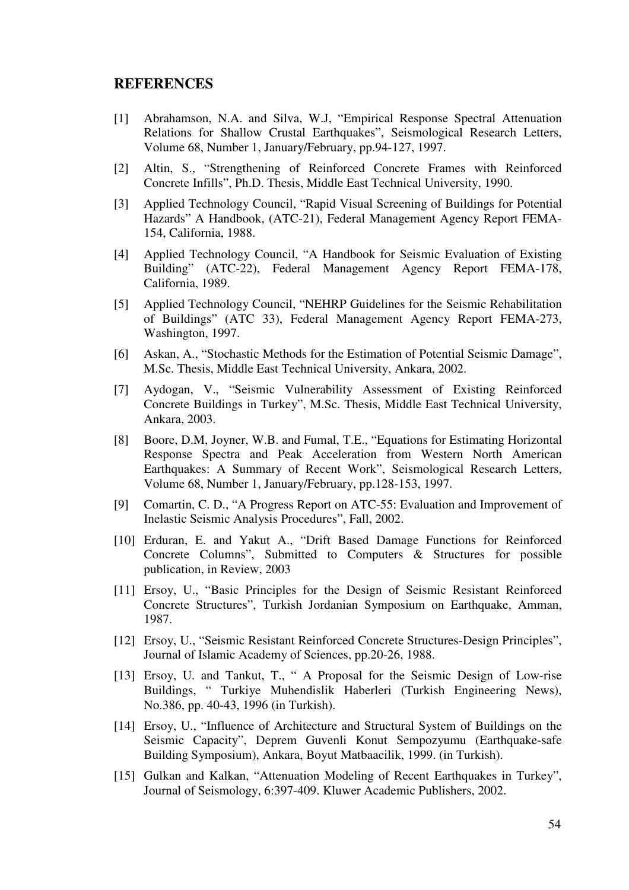## REFERENCES

[1] Abrahamson, N.A. and Silva, W.J, "Empirical Response Spectral Attenuation Relations for Shallow Crustal Earthquakes", Seismological Research Letters, Volume 68, Number 1, January/February, pp.94-127, 1997.

[2] Altin, S., "Strengthening of Reinforced Concrete Frames with Reinforced Concrete Infills", Ph.D. Thesis, Middle East Technical University, 1990.

[3] Applied Technology Council, "Rapid Visual Screening of Buildings for Potential Hazards" A Handbook, (ATC-21), Federal Management Agency Report FEMA-154, California, 1988.

[4] Applied Technology Council, "A Handbook for Seismic Evaluation of Existing Building" (ATC-22), Federal Management Agency Report FEMA-178, California, 1989.

[5] Applied Technology Council, "NEHRP Guidelines for the Seismic Rehabilitation of Buildings" (ATC 33), Federal Management Agency Report FEMA-273, Washington, 1997.

[6] Askan, A., "Stochastic Methods for the Estimation of Potential Seismic Damage", M.Sc. Thesis, Middle East Technical University, Ankara, 2002.

[7] Aydogan, V., "Seismic Vulnerability Assessment of Existing Reinforced Concrete Buildings in Turkey", M.Sc. Thesis, Middle East Technical University, Ankara, 2003.

[8] Boore, D.M, Joyner, W.B. and Fumal, T.E., "Equations for Estimating Horizontal Response Spectra and Peak Acceleration from Western North American Earthquakes: A Summary of Recent Work", Seismological Research Letters, Volume 68, Number 1, January/February, pp.128-153, 1997.

[9] Comartin, C. D., "A Progress Report on ATC-55: Evaluation and Improvement of Inelastic Seismic Analysis Procedures", Fall, 2002.

[10] Erduran, E. and Yakut A., "Drift Based Damage Functions for Reinforced Concrete Columns", Submitted to Computers & Structures for possible publication, in Review, 2003

[11] Ersoy, U., "Basic Principles for the Design of Seismic Resistant Reinforced Concrete Structures", Turkish Jordanian Symposium on Earthquake, Amman, 1987.

[12] Ersoy, U., "Seismic Resistant Reinforced Concrete Structures-Design Principles", Journal of Islamic Academy of Sciences, pp.20-26, 1988.

[13] Ersoy, U. and Tankut, T., " A Proposal for the Seismic Design of Low-rise Buildings, " Turkiye Muhendislik Haberleri (Turkish Engineering News), No.386, pp. 40-43, 1996 (in Turkish).

[14] Ersoy, U., "Influence of Architecture and Structural System of Buildings on the Seismic Capacity", Deprem Guvenli Konut Sempozyumu (Earthquake-safe Building Symposium), Ankara, Boyut Matbaacilik, 1999. (in Turkish).

[15] Gulkan and Kalkan, "Attenuation Modeling of Recent Earthquakes in Turkey", Journal of Seismology, 6:397-409. Kluwer Academic Publishers, 2002.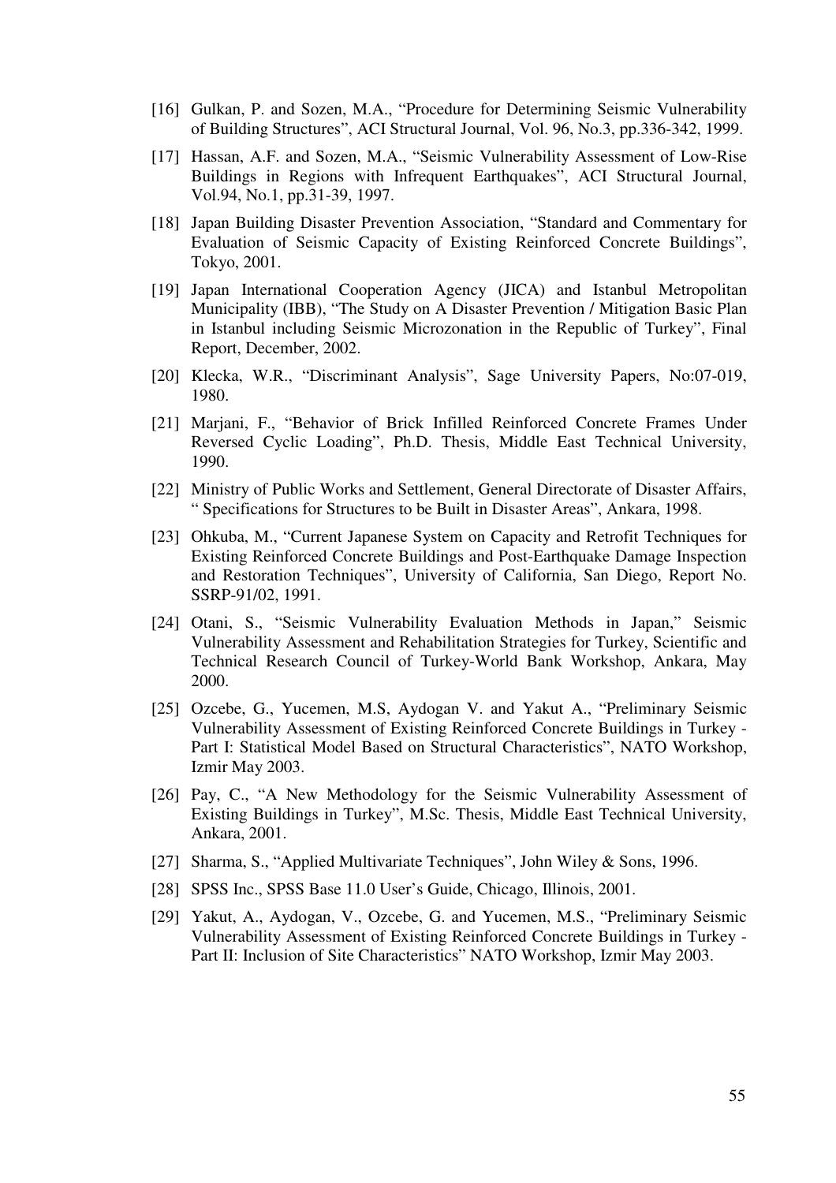[16] Gulkan, P. and Sozen, M.A., "Procedure for Determining Seismic Vulnerability of Building Structures", ACI Structural Journal, Vol. 96, No.3, pp.336-342, 1999.

[17] Hassan, A.F. and Sozen, M.A., "Seismic Vulnerability Assessment of Low-Rise Buildings in Regions with Infrequent Earthquakes", ACI Structural Journal, Vol.94, No.1, pp.31-39, 1997.

[18] Japan Building Disaster Prevention Association, "Standard and Commentary for Evaluation of Seismic Capacity of Existing Reinforced Concrete Buildings", Tokyo, 2001.

[19] Japan International Cooperation Agency (JICA) and Istanbul Metropolitan Municipality (IBB), "The Study on A Disaster Prevention / Mitigation Basic Plan in Istanbul including Seismic Microzonation in the Republic of Turkey", Final Report, December, 2002.

[20] Klecka, W.R., "Discriminant Analysis", Sage University Papers, No:07-019, 1980.

[21] Marjani, F., "Behavior of Brick Infilled Reinforced Concrete Frames Under Reversed Cyclic Loading", Ph.D. Thesis, Middle East Technical University, 1990.

[22] Ministry of Public Works and Settlement, General Directorate of Disaster Affairs, " Specifications for Structures to be Built in Disaster Areas", Ankara, 1998.

[23] Ohkuba, M., "Current Japanese System on Capacity and Retrofit Techniques for Existing Reinforced Concrete Buildings and Post-Earthquake Damage Inspection and Restoration Techniques", University of California, San Diego, Report No. SSRP-91/02, 1991.

[24] Otani, S., "Seismic Vulnerability Evaluation Methods in Japan," Seismic Vulnerability Assessment and Rehabilitation Strategies for Turkey, Scientific and Technical Research Council of Turkey-World Bank Workshop, Ankara, May 2000.

[25] Ozcebe, G., Yucemen, M.S, Aydogan V. and Yakut A., "Preliminary Seismic Vulnerability Assessment of Existing Reinforced Concrete Buildings in Turkey - Part I: Statistical Model Based on Structural Characteristics", NATO Workshop, Izmir May 2003.

[26] Pay, C., "A New Methodology for the Seismic Vulnerability Assessment of Existing Buildings in Turkey", M.Sc. Thesis, Middle East Technical University, Ankara, 2001.

[27] Sharma, S., "Applied Multivariate Techniques", John Wiley & Sons, 1996.

[28] SPSS Inc., SPSS Base 11.0 User's Guide, Chicago, Illinois, 2001.

[29] Yakut, A., Aydogan, V., Ozcebe, G. and Yucemen, M.S., "Preliminary Seismic Vulnerability Assessment of Existing Reinforced Concrete Buildings in Turkey - Part II: Inclusion of Site Characteristics" NATO Workshop, Izmir May 2003.